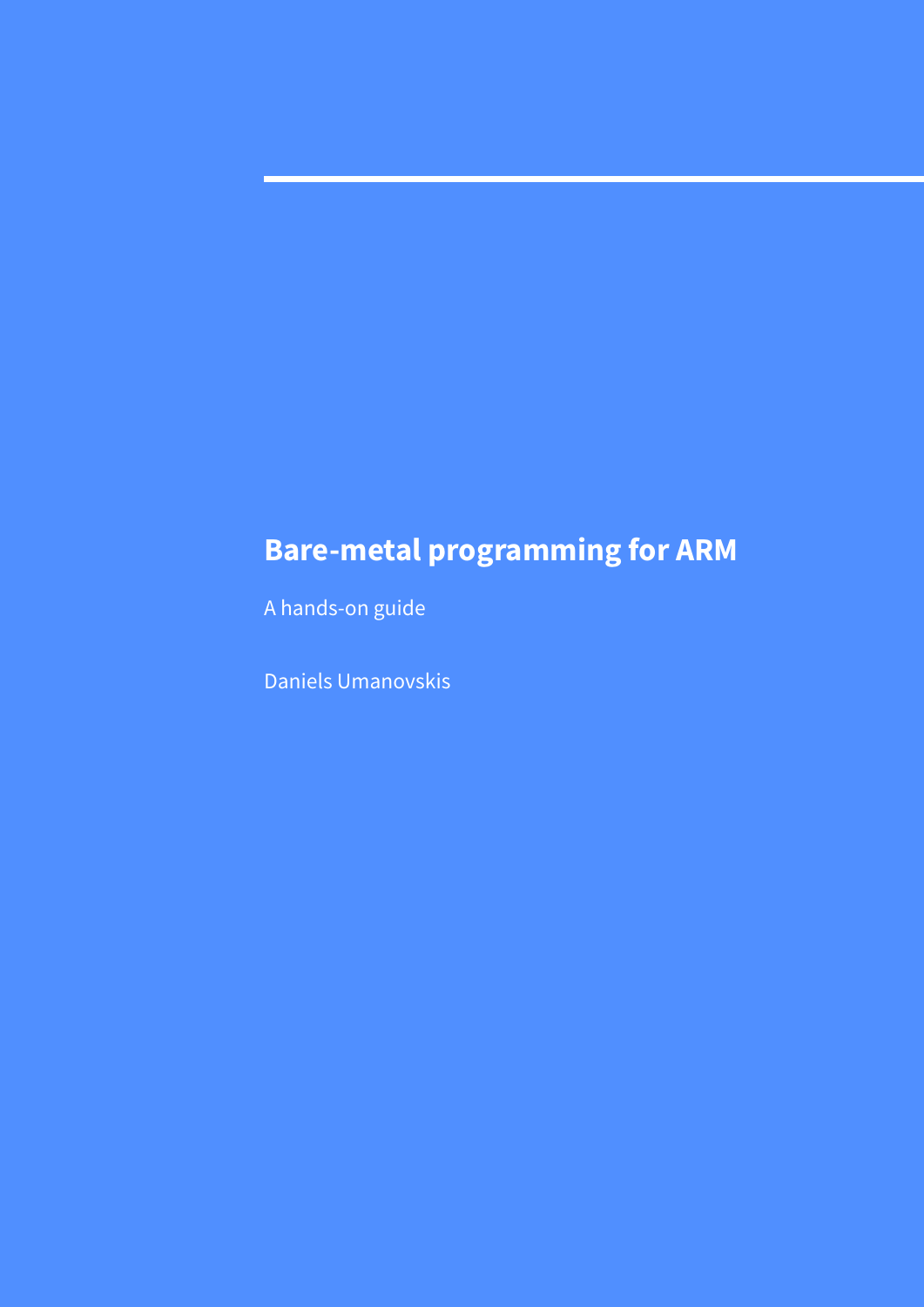# Bare-metal programming for ARM

A hands-on guide

Daniels Umanovskis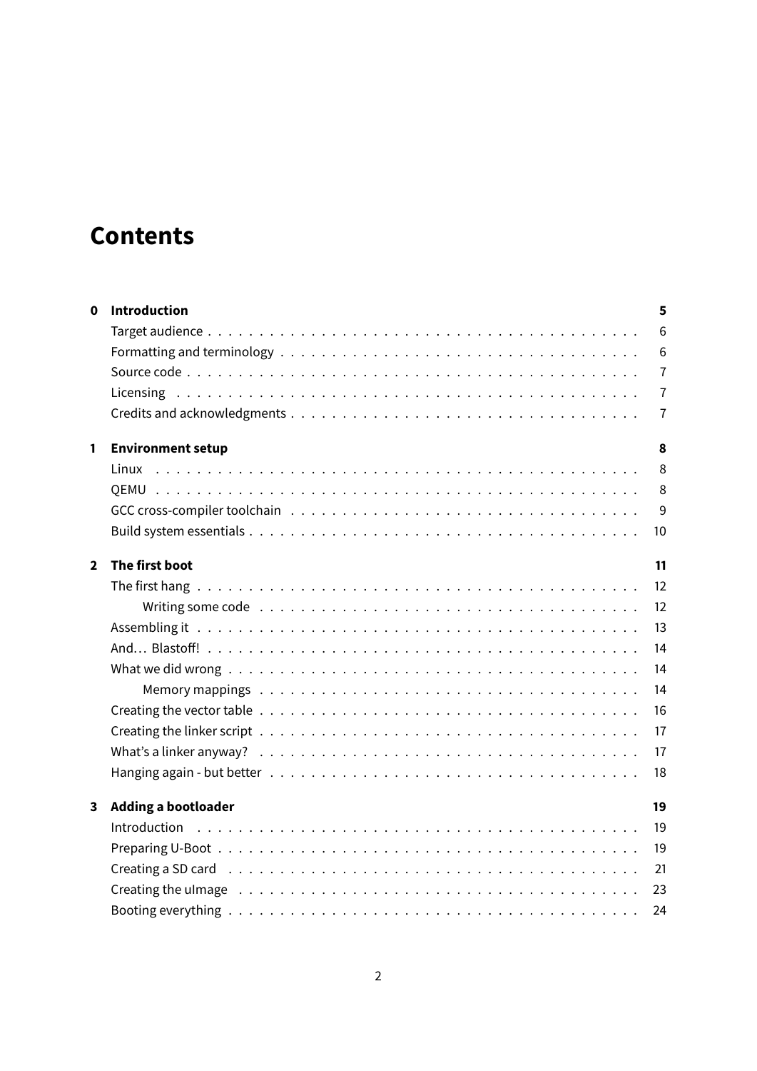# Contents

**0 Introduction** **5**

- Target audience . . . . . . . . . . 6
- Formatting and terminology . . . . . . . . . . 6
- Source code . . . . . . . . . . 7
- Licensing . . . . . . . . . . 7
- Credits and acknowledgments . . . . . . . . . . 7

**1 Environment setup** **8**

- Linux . . . . . . . . . . 8
- QEMU . . . . . . . . . . 8
- GCC cross-compiler toolchain . . . . . . . . . . 9
- Build system essentials . . . . . . . . . . 10

**2 The first boot** **11**

- The first hang . . . . . . . . . . 12
  - Writing some code . . . . . . . . . . 12
- Assembling it . . . . . . . . . . 13
- And… Blastoff! . . . . . . . . . . 14
- What we did wrong . . . . . . . . . . 14
  - Memory mappings . . . . . . . . . . 14
- Creating the vector table . . . . . . . . . . 16
- Creating the linker script . . . . . . . . . . 17
- What's a linker anyway? . . . . . . . . . . 17
- Hanging again - but better . . . . . . . . . . 18

**3 Adding a bootloader** **19**

- Introduction . . . . . . . . . . 19
- Preparing U-Boot . . . . . . . . . . 19
- Creating a SD card . . . . . . . . . . 21
- Creating the uImage . . . . . . . . . . 23
- Booting everything . . . . . . . . . . 24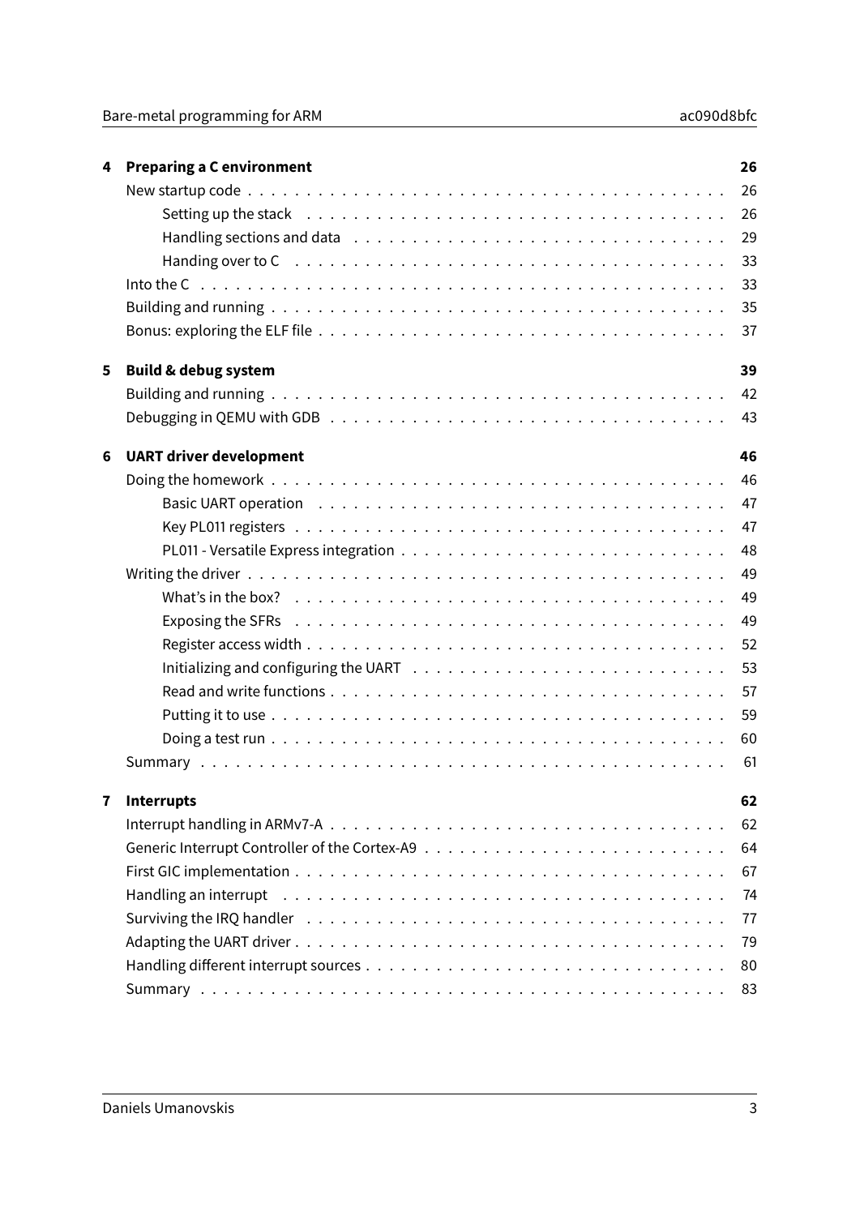| | | |
|---|---|---|
| **4** | **Preparing a C environment** | **26** |
| | New startup code | 26 |
| | Setting up the stack | 26 |
| | Handling sections and data | 29 |
| | Handing over to C | 33 |
| | Into the C | 33 |
| | Building and running | 35 |
| | Bonus: exploring the ELF file | 37 |
| **5** | **Build & debug system** | **39** |
| | Building and running | 42 |
| | Debugging in QEMU with GDB | 43 |
| **6** | **UART driver development** | **46** |
| | Doing the homework | 46 |
| | Basic UART operation | 47 |
| | Key PL011 registers | 47 |
| | PL011 - Versatile Express integration | 48 |
| | Writing the driver | 49 |
| | What's in the box? | 49 |
| | Exposing the SFRs | 49 |
| | Register access width | 52 |
| | Initializing and configuring the UART | 53 |
| | Read and write functions | 57 |
| | Putting it to use | 59 |
| | Doing a test run | 60 |
| | Summary | 61 |
| **7** | **Interrupts** | **62** |
| | Interrupt handling in ARMv7-A | 62 |
| | Generic Interrupt Controller of the Cortex-A9 | 64 |
| | First GIC implementation | 67 |
| | Handling an interrupt | 74 |
| | Surviving the IRQ handler | 77 |
| | Adapting the UART driver | 79 |
| | Handling different interrupt sources | 80 |
| | Summary | 83 |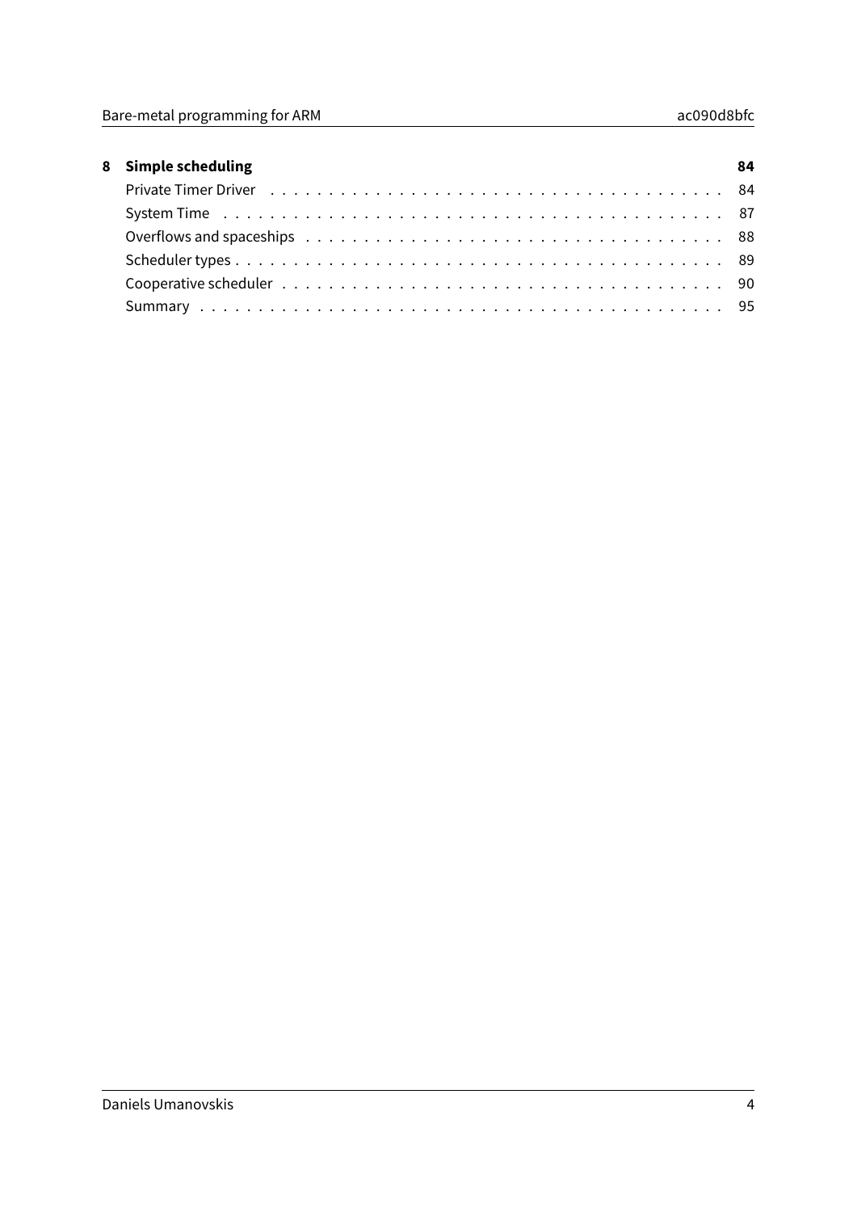**8 Simple scheduling** **84**

- Private Timer Driver . . . . . . . . . . 84
- System Time . . . . . . . . . . 87
- Overflows and spaceships . . . . . . . . . . 88
- Scheduler types . . . . . . . . . . 89
- Cooperative scheduler . . . . . . . . . . 90
- Summary . . . . . . . . . . 95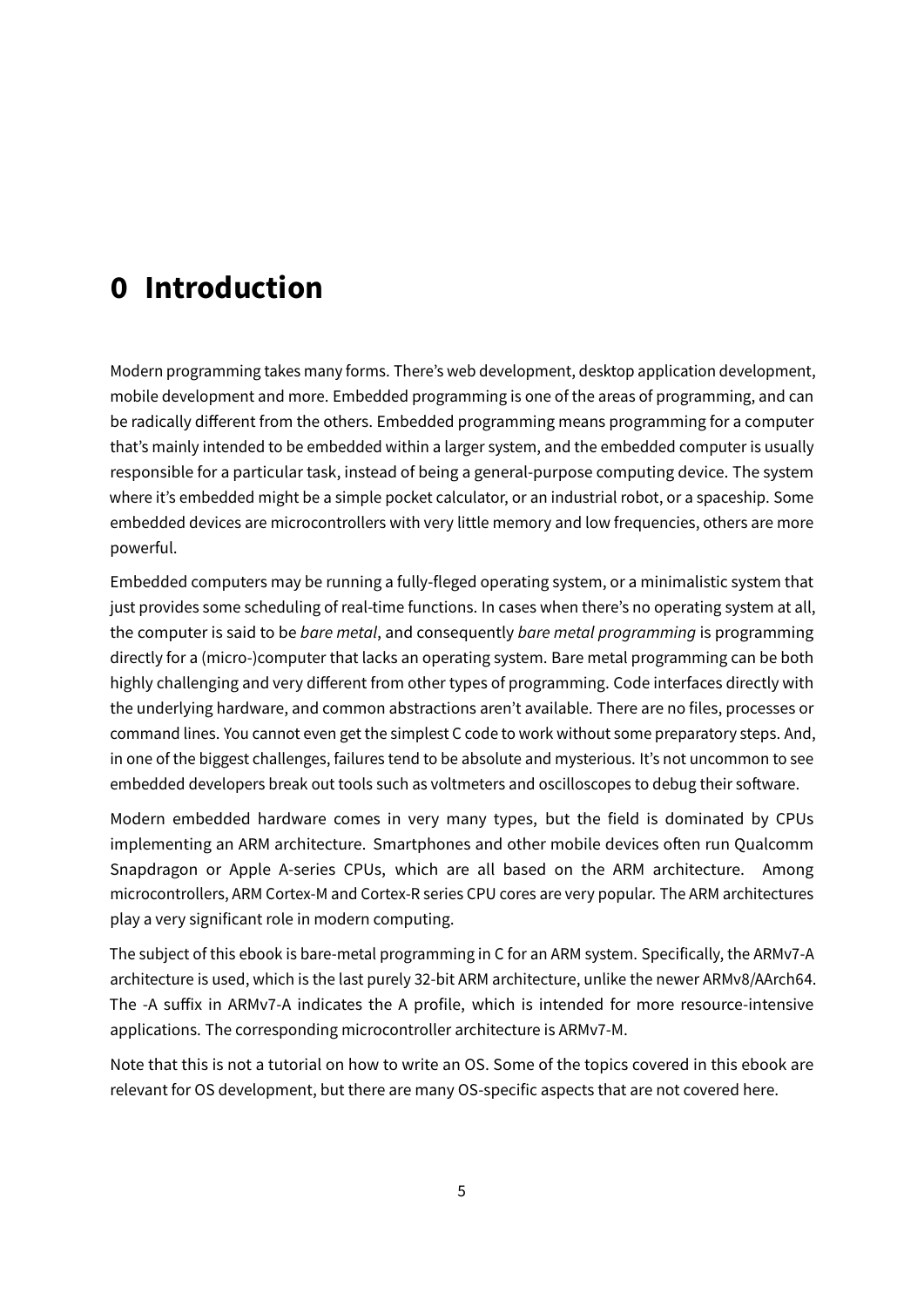# 0 Introduction

Modern programming takes many forms. There's web development, desktop application development, mobile development and more. Embedded programming is one of the areas of programming, and can be radically different from the others. Embedded programming means programming for a computer that's mainly intended to be embedded within a larger system, and the embedded computer is usually responsible for a particular task, instead of being a general-purpose computing device. The system where it's embedded might be a simple pocket calculator, or an industrial robot, or a spaceship. Some embedded devices are microcontrollers with very little memory and low frequencies, others are more powerful.

Embedded computers may be running a fully-fleged operating system, or a minimalistic system that just provides some scheduling of real-time functions. In cases when there's no operating system at all, the computer is said to be *bare metal*, and consequently *bare metal programming* is programming directly for a (micro-)computer that lacks an operating system. Bare metal programming can be both highly challenging and very different from other types of programming. Code interfaces directly with the underlying hardware, and common abstractions aren't available. There are no files, processes or command lines. You cannot even get the simplest C code to work without some preparatory steps. And, in one of the biggest challenges, failures tend to be absolute and mysterious. It's not uncommon to see embedded developers break out tools such as voltmeters and oscilloscopes to debug their software.

Modern embedded hardware comes in very many types, but the field is dominated by CPUs implementing an ARM architecture. Smartphones and other mobile devices often run Qualcomm Snapdragon or Apple A-series CPUs, which are all based on the ARM architecture. Among microcontrollers, ARM Cortex-M and Cortex-R series CPU cores are very popular. The ARM architectures play a very significant role in modern computing.

The subject of this ebook is bare-metal programming in C for an ARM system. Specifically, the ARMv7-A architecture is used, which is the last purely 32-bit ARM architecture, unlike the newer ARMv8/AArch64. The -A suffix in ARMv7-A indicates the A profile, which is intended for more resource-intensive applications. The corresponding microcontroller architecture is ARMv7-M.

Note that this is not a tutorial on how to write an OS. Some of the topics covered in this ebook are relevant for OS development, but there are many OS-specific aspects that are not covered here.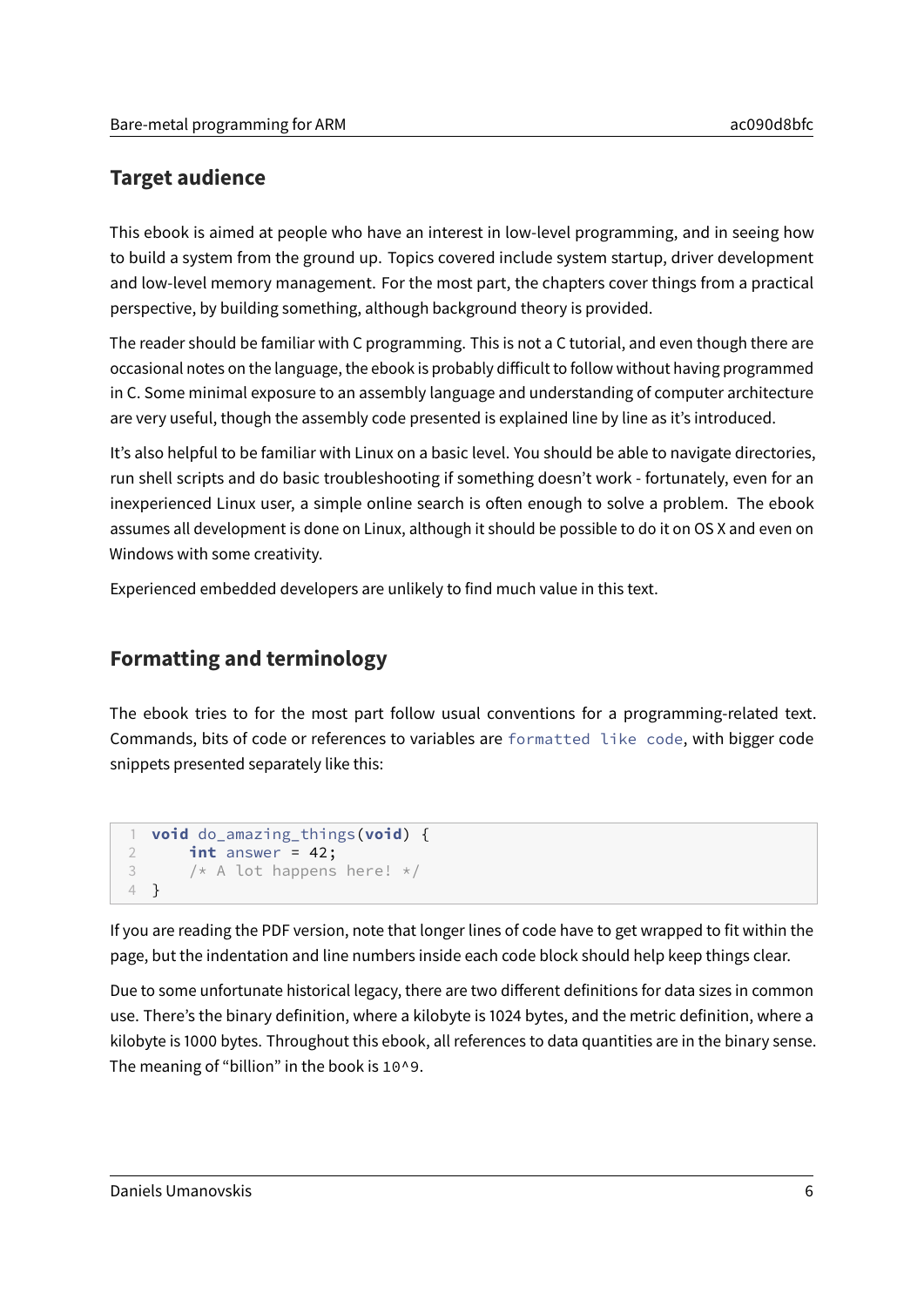## Target audience

This ebook is aimed at people who have an interest in low-level programming, and in seeing how to build a system from the ground up. Topics covered include system startup, driver development and low-level memory management. For the most part, the chapters cover things from a practical perspective, by building something, although background theory is provided.

The reader should be familiar with C programming. This is not a C tutorial, and even though there are occasional notes on the language, the ebook is probably difficult to follow without having programmed in C. Some minimal exposure to an assembly language and understanding of computer architecture are very useful, though the assembly code presented is explained line by line as it's introduced.

It's also helpful to be familiar with Linux on a basic level. You should be able to navigate directories, run shell scripts and do basic troubleshooting if something doesn't work - fortunately, even for an inexperienced Linux user, a simple online search is often enough to solve a problem. The ebook assumes all development is done on Linux, although it should be possible to do it on OS X and even on Windows with some creativity.

Experienced embedded developers are unlikely to find much value in this text.

## Formatting and terminology

The ebook tries to for the most part follow usual conventions for a programming-related text. Commands, bits of code or references to variables are `formatted like code`, with bigger code snippets presented separately like this:

```
void do_amazing_things(void) {
    int answer = 42;
    /* A lot happens here! */
}
```

If you are reading the PDF version, note that longer lines of code have to get wrapped to fit within the page, but the indentation and line numbers inside each code block should help keep things clear.

Due to some unfortunate historical legacy, there are two different definitions for data sizes in common use. There's the binary definition, where a kilobyte is 1024 bytes, and the metric definition, where a kilobyte is 1000 bytes. Throughout this ebook, all references to data quantities are in the binary sense. The meaning of "billion" in the book is `10^9`.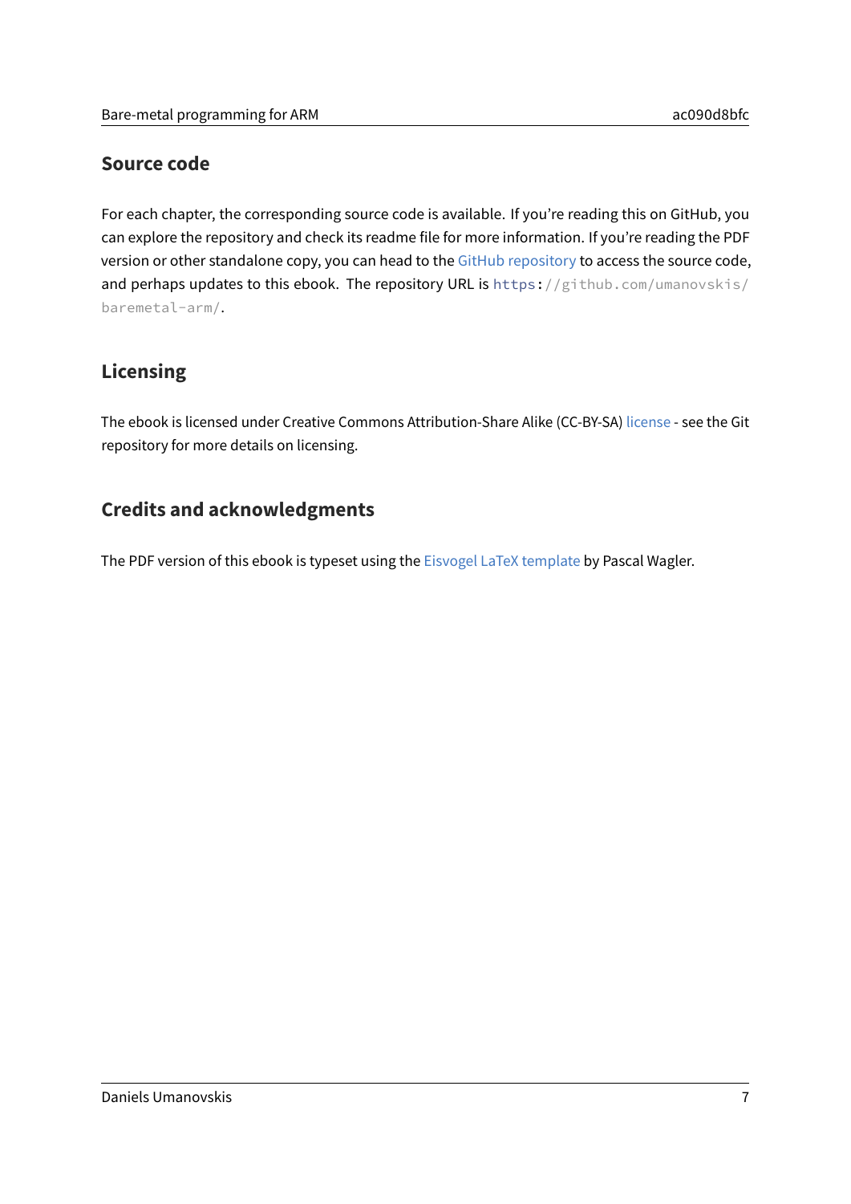## Source code

For each chapter, the corresponding source code is available. If you're reading this on GitHub, you can explore the repository and check its readme file for more information. If you're reading the PDF version or other standalone copy, you can head to the GitHub repository to access the source code, and perhaps updates to this ebook. The repository URL is `https://github.com/umanovskis/baremetal-arm/`.

## Licensing

The ebook is licensed under Creative Commons Attribution-Share Alike (CC-BY-SA) license - see the Git repository for more details on licensing.

## Credits and acknowledgments

The PDF version of this ebook is typeset using the Eisvogel LaTeX template by Pascal Wagler.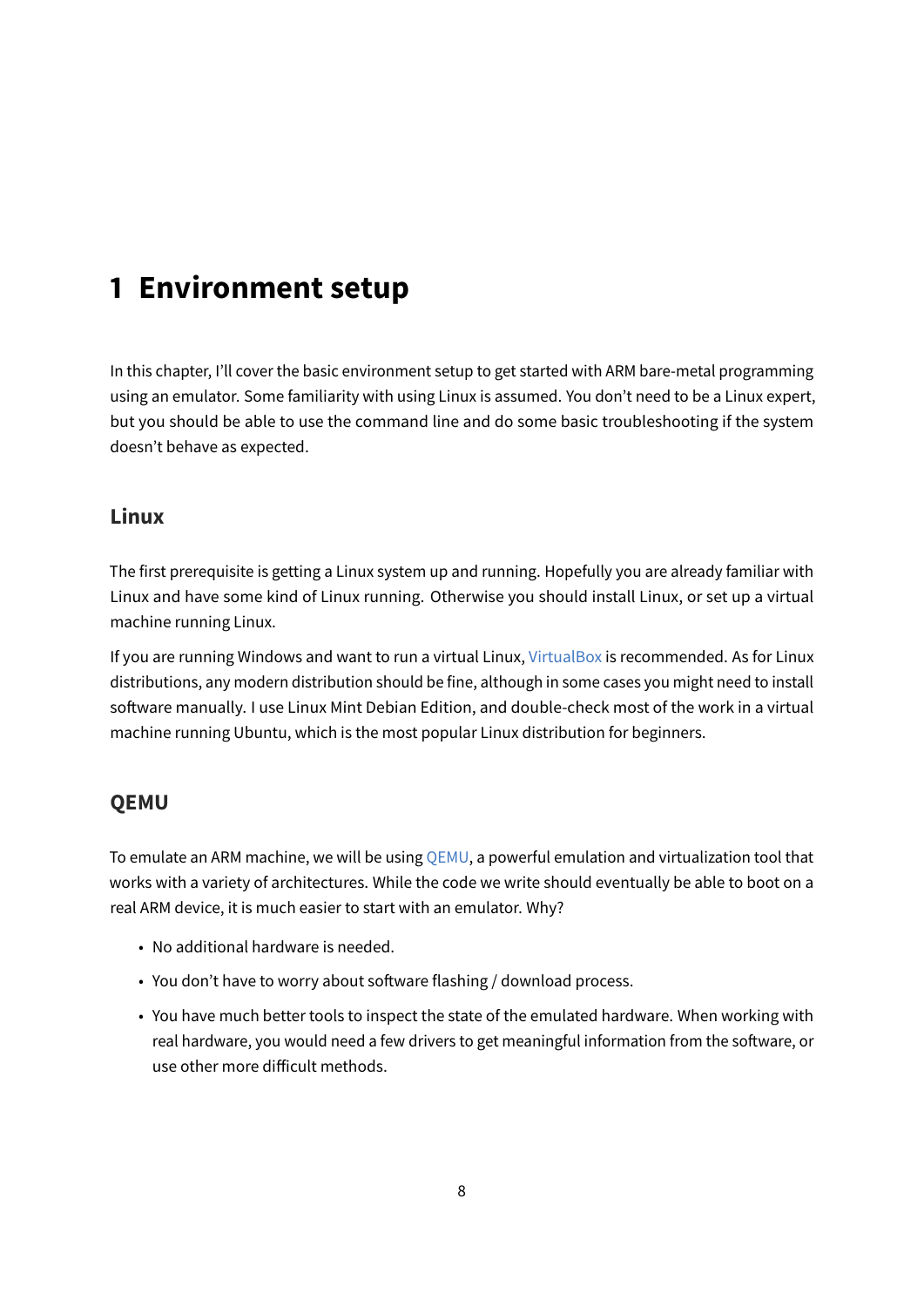# 1 Environment setup

In this chapter, I'll cover the basic environment setup to get started with ARM bare-metal programming using an emulator. Some familiarity with using Linux is assumed. You don't need to be a Linux expert, but you should be able to use the command line and do some basic troubleshooting if the system doesn't behave as expected.

## Linux

The first prerequisite is getting a Linux system up and running. Hopefully you are already familiar with Linux and have some kind of Linux running. Otherwise you should install Linux, or set up a virtual machine running Linux.

If you are running Windows and want to run a virtual Linux, VirtualBox is recommended. As for Linux distributions, any modern distribution should be fine, although in some cases you might need to install software manually. I use Linux Mint Debian Edition, and double-check most of the work in a virtual machine running Ubuntu, which is the most popular Linux distribution for beginners.

## QEMU

To emulate an ARM machine, we will be using QEMU, a powerful emulation and virtualization tool that works with a variety of architectures. While the code we write should eventually be able to boot on a real ARM device, it is much easier to start with an emulator. Why?

- No additional hardware is needed.
- You don't have to worry about software flashing / download process.
- You have much better tools to inspect the state of the emulated hardware. When working with real hardware, you would need a few drivers to get meaningful information from the software, or use other more difficult methods.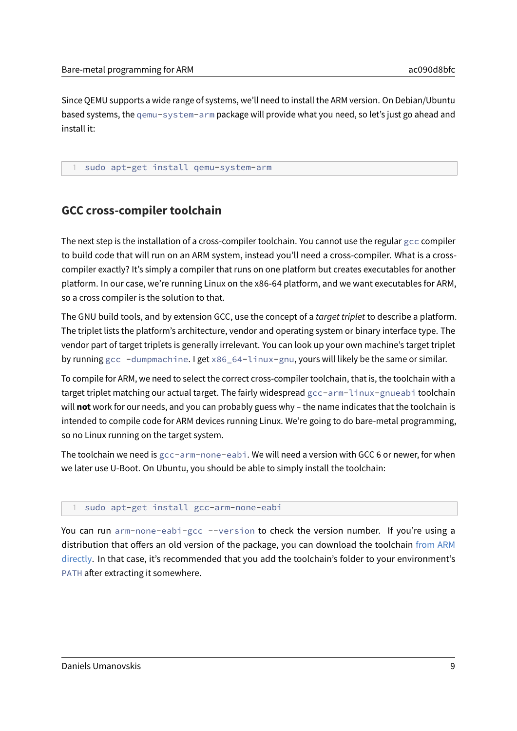Since QEMU supports a wide range of systems, we'll need to install the ARM version. On Debian/Ubuntu based systems, the `qemu-system-arm` package will provide what you need, so let's just go ahead and install it:

```
sudo apt-get install qemu-system-arm
```

## GCC cross-compiler toolchain

The next step is the installation of a cross-compiler toolchain. You cannot use the regular `gcc` compiler to build code that will run on an ARM system, instead you'll need a cross-compiler. What is a cross-compiler exactly? It's simply a compiler that runs on one platform but creates executables for another platform. In our case, we're running Linux on the x86-64 platform, and we want executables for ARM, so a cross compiler is the solution to that.

The GNU build tools, and by extension GCC, use the concept of a *target triplet* to describe a platform. The triplet lists the platform's architecture, vendor and operating system or binary interface type. The vendor part of target triplets is generally irrelevant. You can look up your own machine's target triplet by running `gcc -dumpmachine`. I get `x86_64-linux-gnu`, yours will likely be the same or similar.

To compile for ARM, we need to select the correct cross-compiler toolchain, that is, the toolchain with a target triplet matching our actual target. The fairly widespread `gcc-arm-linux-gnueabi` toolchain will **not** work for our needs, and you can probably guess why – the name indicates that the toolchain is intended to compile code for ARM devices running Linux. We're going to do bare-metal programming, so no Linux running on the target system.

The toolchain we need is `gcc-arm-none-eabi`. We will need a version with GCC 6 or newer, for when we later use U-Boot. On Ubuntu, you should be able to simply install the toolchain:

```
sudo apt-get install gcc-arm-none-eabi
```

You can run `arm-none-eabi-gcc --version` to check the version number. If you're using a distribution that offers an old version of the package, you can download the toolchain from ARM directly. In that case, it's recommended that you add the toolchain's folder to your environment's `PATH` after extracting it somewhere.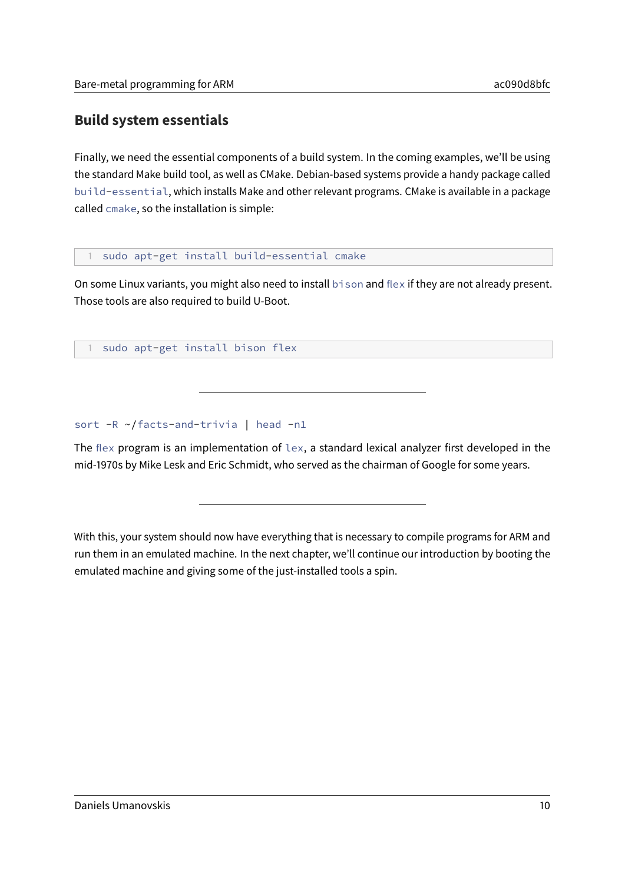## Build system essentials

Finally, we need the essential components of a build system. In the coming examples, we'll be using the standard Make build tool, as well as CMake. Debian-based systems provide a handy package called `build-essential`, which installs Make and other relevant programs. CMake is available in a package called `cmake`, so the installation is simple:

```
sudo apt-get install build-essential cmake
```

On some Linux variants, you might also need to install `bison` and `flex` if they are not already present. Those tools are also required to build U-Boot.

```
sudo apt-get install bison flex
```

---

`sort -R ~/facts-and-trivia | head -n1`

The `flex` program is an implementation of `lex`, a standard lexical analyzer first developed in the mid-1970s by Mike Lesk and Eric Schmidt, who served as the chairman of Google for some years.

---

With this, your system should now have everything that is necessary to compile programs for ARM and run them in an emulated machine. In the next chapter, we'll continue our introduction by booting the emulated machine and giving some of the just-installed tools a spin.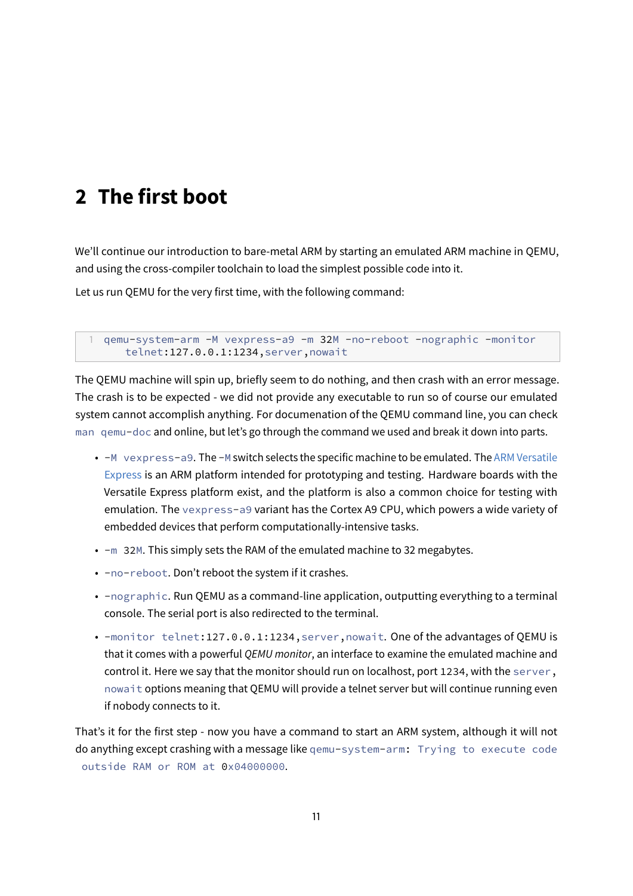## 2 The first boot

We'll continue our introduction to bare-metal ARM by starting an emulated ARM machine in QEMU, and using the cross-compiler toolchain to load the simplest possible code into it.

Let us run QEMU for the very first time, with the following command:

```
qemu-system-arm -M vexpress-a9 -m 32M -no-reboot -nographic -monitor
    telnet:127.0.0.1:1234,server,nowait
```

The QEMU machine will spin up, briefly seem to do nothing, and then crash with an error message. The crash is to be expected - we did not provide any executable to run so of course our emulated system cannot accomplish anything. For documenation of the QEMU command line, you can check `man qemu-doc` and online, but let's go through the command we used and break it down into parts.

- `-M vexpress-a9`. The `-M` switch selects the specific machine to be emulated. The ARM Versatile Express is an ARM platform intended for prototyping and testing. Hardware boards with the Versatile Express platform exist, and the platform is also a common choice for testing with emulation. The `vexpress-a9` variant has the Cortex A9 CPU, which powers a wide variety of embedded devices that perform computationally-intensive tasks.
- `-m 32M`. This simply sets the RAM of the emulated machine to 32 megabytes.
- `-no-reboot`. Don't reboot the system if it crashes.
- `-nographic`. Run QEMU as a command-line application, outputting everything to a terminal console. The serial port is also redirected to the terminal.
- `-monitor telnet:127.0.0.1:1234,server,nowait`. One of the advantages of QEMU is that it comes with a powerful *QEMU monitor*, an interface to examine the emulated machine and control it. Here we say that the monitor should run on localhost, port `1234`, with the `server,nowait` options meaning that QEMU will provide a telnet server but will continue running even if nobody connects to it.

That's it for the first step - now you have a command to start an ARM system, although it will not do anything except crashing with a message like `qemu-system-arm: Trying to execute code outside RAM or ROM at 0x04000000`.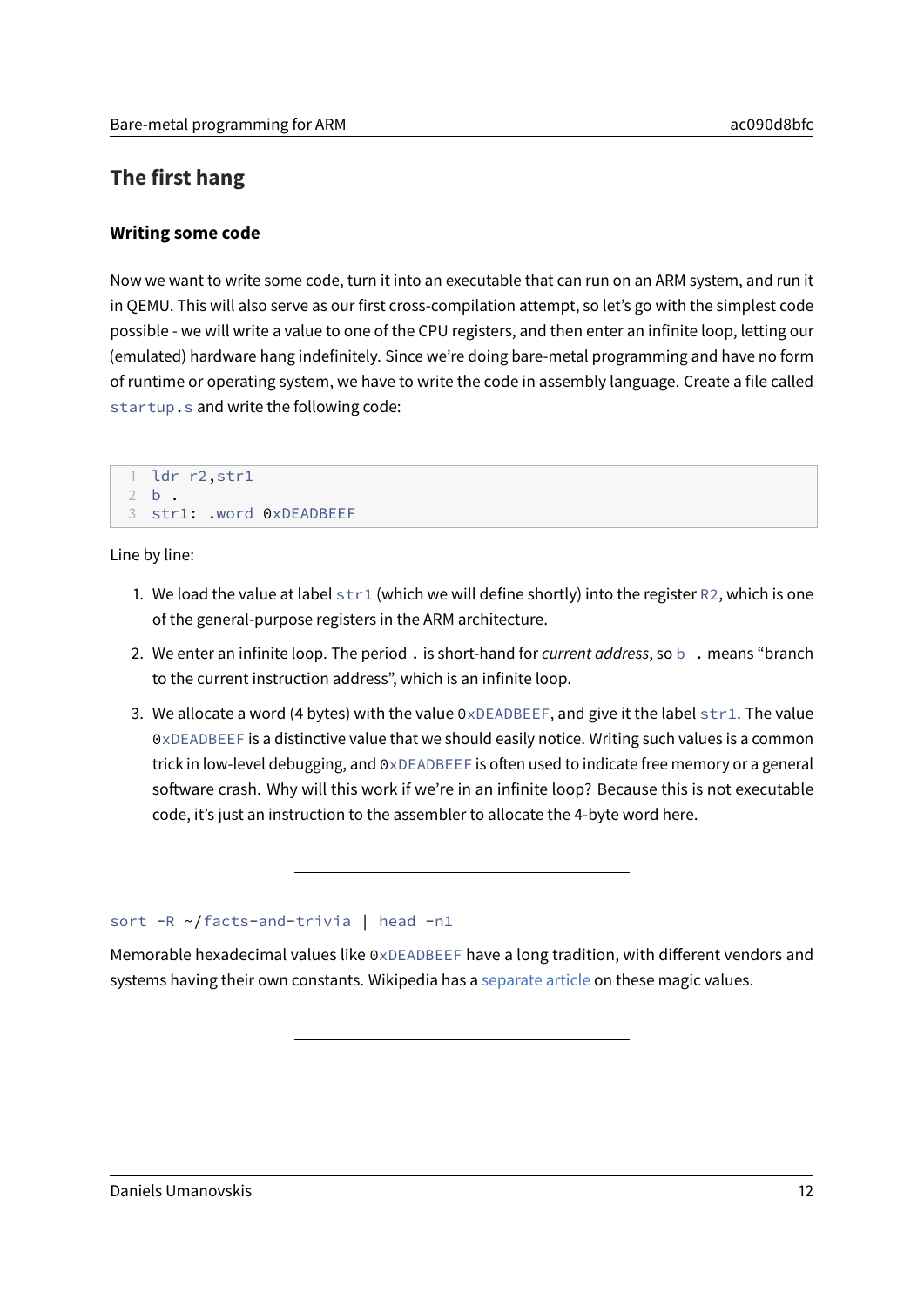## The first hang

### Writing some code

Now we want to write some code, turn it into an executable that can run on an ARM system, and run it in QEMU. This will also serve as our first cross-compilation attempt, so let's go with the simplest code possible - we will write a value to one of the CPU registers, and then enter an infinite loop, letting our (emulated) hardware hang indefinitely. Since we're doing bare-metal programming and have no form of runtime or operating system, we have to write the code in assembly language. Create a file called `startup.s` and write the following code:

```
ldr r2,str1
b .
str1: .word 0xDEADBEEF
```

Line by line:

1. We load the value at label `str1` (which we will define shortly) into the register `R2`, which is one of the general-purpose registers in the ARM architecture.
2. We enter an infinite loop. The period `.` is short-hand for *current address*, so `b .` means "branch to the current instruction address", which is an infinite loop.
3. We allocate a word (4 bytes) with the value `0xDEADBEEF`, and give it the label `str1`. The value `0xDEADBEEF` is a distinctive value that we should easily notice. Writing such values is a common trick in low-level debugging, and `0xDEADBEEF` is often used to indicate free memory or a general software crash. Why will this work if we're in an infinite loop? Because this is not executable code, it's just an instruction to the assembler to allocate the 4-byte word here.

---

`sort -R ~/facts-and-trivia | head -n1`

Memorable hexadecimal values like `0xDEADBEEF` have a long tradition, with different vendors and systems having their own constants. Wikipedia has a separate article on these magic values.

---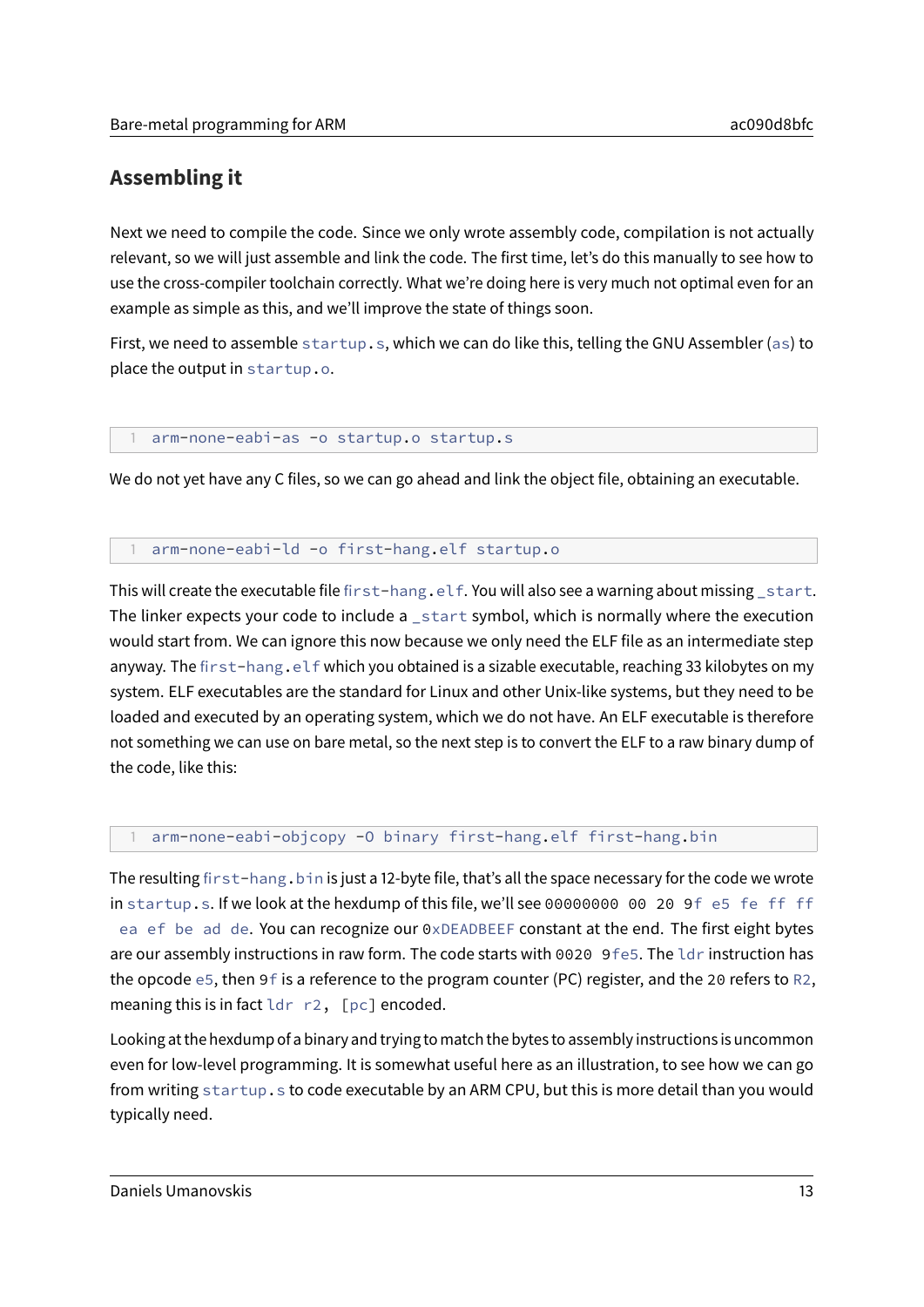## Assembling it

Next we need to compile the code. Since we only wrote assembly code, compilation is not actually relevant, so we will just assemble and link the code. The first time, let's do this manually to see how to use the cross-compiler toolchain correctly. What we're doing here is very much not optimal even for an example as simple as this, and we'll improve the state of things soon.

First, we need to assemble `startup.s`, which we can do like this, telling the GNU Assembler (`as`) to place the output in `startup.o`.

```
arm-none-eabi-as -o startup.o startup.s
```

We do not yet have any C files, so we can go ahead and link the object file, obtaining an executable.

```
arm-none-eabi-ld -o first-hang.elf startup.o
```

This will create the executable file `first-hang.elf`. You will also see a warning about missing `_start`. The linker expects your code to include a `_start` symbol, which is normally where the execution would start from. We can ignore this now because we only need the ELF file as an intermediate step anyway. The `first-hang.elf` which you obtained is a sizable executable, reaching 33 kilobytes on my system. ELF executables are the standard for Linux and other Unix-like systems, but they need to be loaded and executed by an operating system, which we do not have. An ELF executable is therefore not something we can use on bare metal, so the next step is to convert the ELF to a raw binary dump of the code, like this:

```
arm-none-eabi-objcopy -O binary first-hang.elf first-hang.bin
```

The resulting `first-hang.bin` is just a 12-byte file, that's all the space necessary for the code we wrote in `startup.s`. If we look at the hexdump of this file, we'll see `00000000 00 20 9f e5 fe ff ff ea ef be ad de`. You can recognize our `0xDEADBEEF` constant at the end. The first eight bytes are our assembly instructions in raw form. The code starts with `0020 9fe5`. The `ldr` instruction has the opcode `e5`, then `9f` is a reference to the program counter (PC) register, and the `20` refers to `R2`, meaning this is in fact `ldr r2, [pc]` encoded.

Looking at the hexdump of a binary and trying to match the bytes to assembly instructions is uncommon even for low-level programming. It is somewhat useful here as an illustration, to see how we can go from writing `startup.s` to code executable by an ARM CPU, but this is more detail than you would typically need.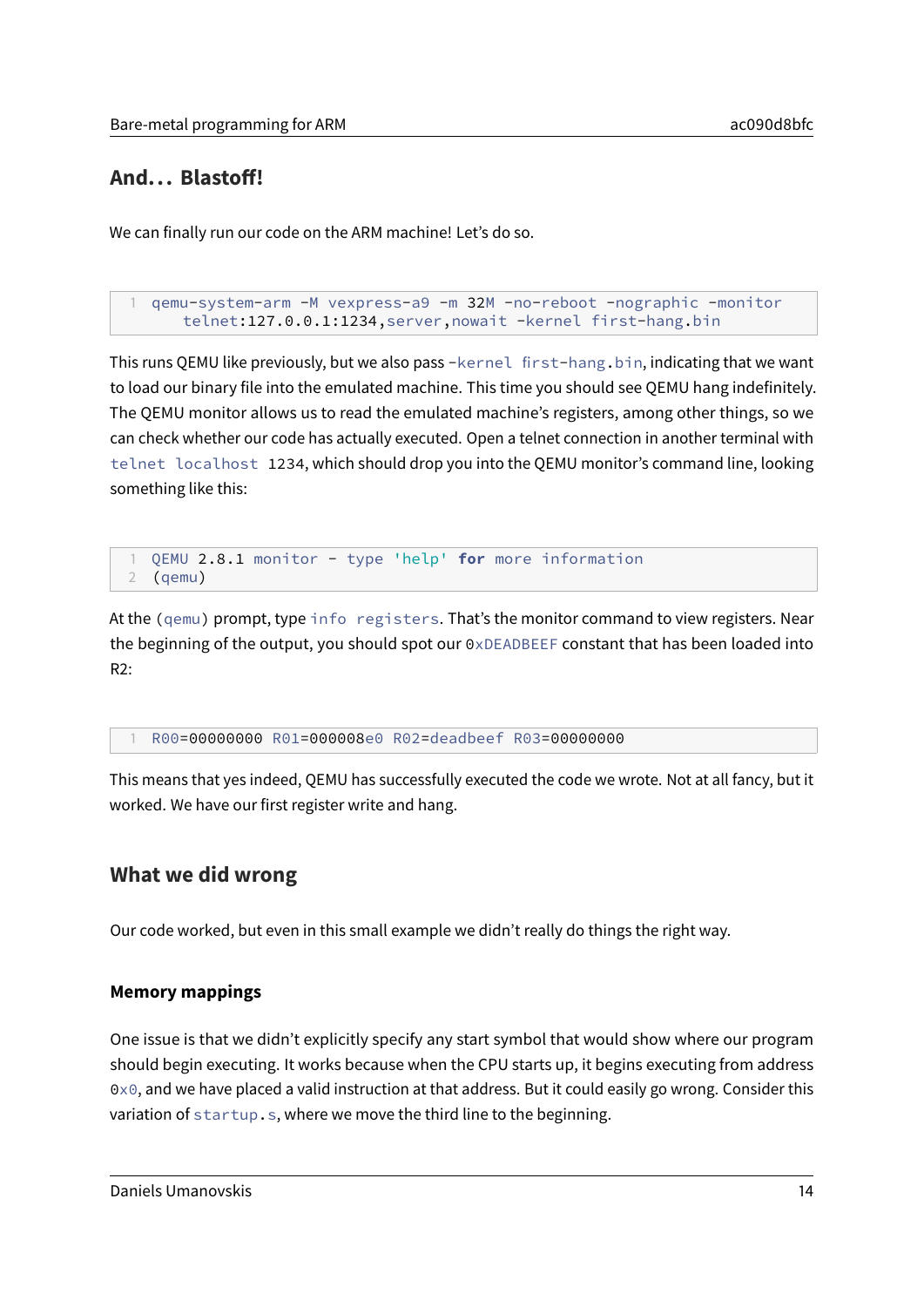## And… Blastoff!

We can finally run our code on the ARM machine! Let's do so.

```
qemu-system-arm -M vexpress-a9 -m 32M -no-reboot -nographic -monitor
    telnet:127.0.0.1:1234,server,nowait -kernel first-hang.bin
```

This runs QEMU like previously, but we also pass `-kernel first-hang.bin`, indicating that we want to load our binary file into the emulated machine. This time you should see QEMU hang indefinitely. The QEMU monitor allows us to read the emulated machine's registers, among other things, so we can check whether our code has actually executed. Open a telnet connection in another terminal with `telnet localhost 1234`, which should drop you into the QEMU monitor's command line, looking something like this:

```
QEMU 2.8.1 monitor - type 'help' for more information
(qemu)
```

At the `(qemu)` prompt, type `info registers`. That's the monitor command to view registers. Near the beginning of the output, you should spot our `0xDEADBEEF` constant that has been loaded into R2:

```
R00=00000000 R01=000008e0 R02=deadbeef R03=00000000
```

This means that yes indeed, QEMU has successfully executed the code we wrote. Not at all fancy, but it worked. We have our first register write and hang.

## What we did wrong

Our code worked, but even in this small example we didn't really do things the right way.

### Memory mappings

One issue is that we didn't explicitly specify any start symbol that would show where our program should begin executing. It works because when the CPU starts up, it begins executing from address `0x0`, and we have placed a valid instruction at that address. But it could easily go wrong. Consider this variation of `startup.s`, where we move the third line to the beginning.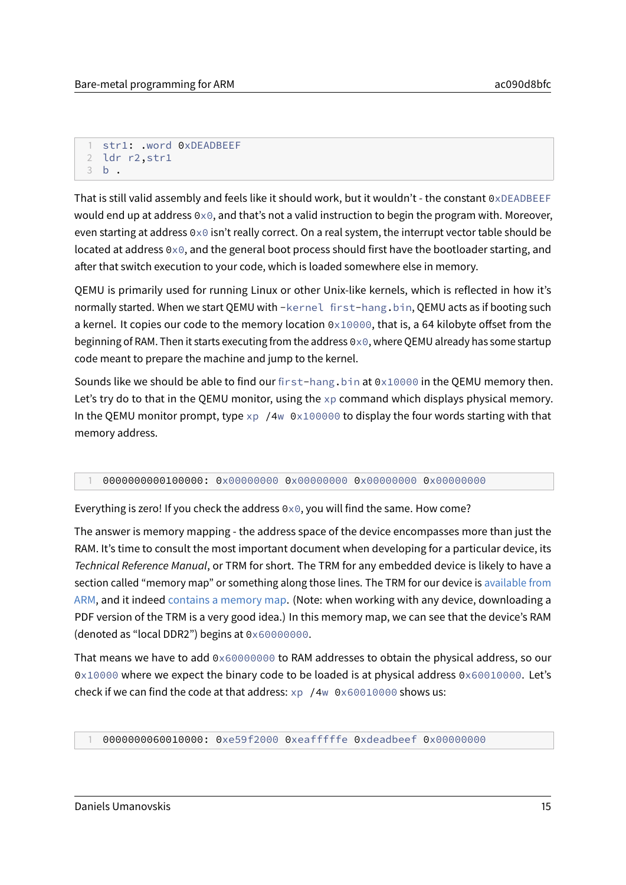```
str1: .word 0xDEADBEEF
ldr r2,str1
b .
```

That is still valid assembly and feels like it should work, but it wouldn't - the constant `0xDEADBEEF` would end up at address `0x0`, and that's not a valid instruction to begin the program with. Moreover, even starting at address `0x0` isn't really correct. On a real system, the interrupt vector table should be located at address `0x0`, and the general boot process should first have the bootloader starting, and after that switch execution to your code, which is loaded somewhere else in memory.

QEMU is primarily used for running Linux or other Unix-like kernels, which is reflected in how it's normally started. When we start QEMU with `-kernel first-hang.bin`, QEMU acts as if booting such a kernel. It copies our code to the memory location `0x10000`, that is, a 64 kilobyte offset from the beginning of RAM. Then it starts executing from the address `0x0`, where QEMU already has some startup code meant to prepare the machine and jump to the kernel.

Sounds like we should be able to find our `first-hang.bin` at `0x10000` in the QEMU memory then. Let's try do to that in the QEMU monitor, using the `xp` command which displays physical memory. In the QEMU monitor prompt, type `xp /4w 0x100000` to display the four words starting with that memory address.

```
0000000000100000: 0x00000000 0x00000000 0x00000000 0x00000000
```

Everything is zero! If you check the address `0x0`, you will find the same. How come?

The answer is memory mapping - the address space of the device encompasses more than just the RAM. It's time to consult the most important document when developing for a particular device, its *Technical Reference Manual*, or TRM for short. The TRM for any embedded device is likely to have a section called "memory map" or something along those lines. The TRM for our device is available from ARM, and it indeed contains a memory map. (Note: when working with any device, downloading a PDF version of the TRM is a very good idea.) In this memory map, we can see that the device's RAM (denoted as "local DDR2") begins at `0x60000000`.

That means we have to add `0x60000000` to RAM addresses to obtain the physical address, so our `0x10000` where we expect the binary code to be loaded is at physical address `0x60010000`. Let's check if we can find the code at that address: `xp /4w 0x60010000` shows us:

```
0000000060010000: 0xe59f2000 0xeafffffe 0xdeadbeef 0x00000000
```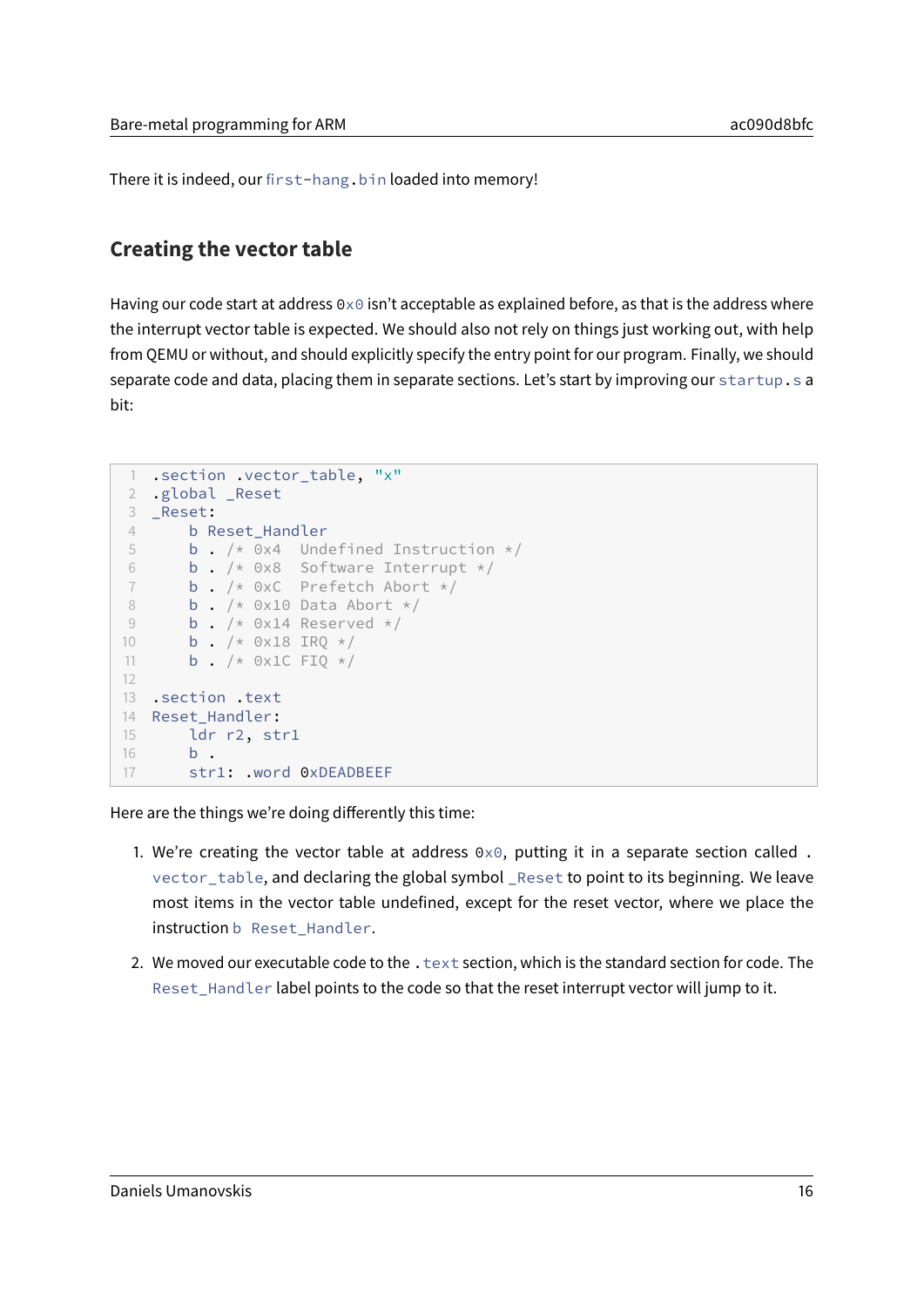There it is indeed, our `first-hang.bin` loaded into memory!

## Creating the vector table

Having our code start at address `0x0` isn't acceptable as explained before, as that is the address where the interrupt vector table is expected. We should also not rely on things just working out, with help from QEMU or without, and should explicitly specify the entry point for our program. Finally, we should separate code and data, placing them in separate sections. Let's start by improving our `startup.s` a bit:

```
.section .vector_table, "x"
.global _Reset
_Reset:
    b Reset_Handler
    b . /* 0x4  Undefined Instruction */
    b . /* 0x8  Software Interrupt */
    b . /* 0xC  Prefetch Abort */
    b . /* 0x10 Data Abort */
    b . /* 0x14 Reserved */
    b . /* 0x18 IRQ */
    b . /* 0x1C FIQ */

.section .text
Reset_Handler:
    ldr r2, str1
    b .
    str1: .word 0xDEADBEEF
```

Here are the things we're doing differently this time:

1. We're creating the vector table at address `0x0`, putting it in a separate section called `.vector_table`, and declaring the global symbol `_Reset` to point to its beginning. We leave most items in the vector table undefined, except for the reset vector, where we place the instruction `b Reset_Handler`.
2. We moved our executable code to the `.text` section, which is the standard section for code. The `Reset_Handler` label points to the code so that the reset interrupt vector will jump to it.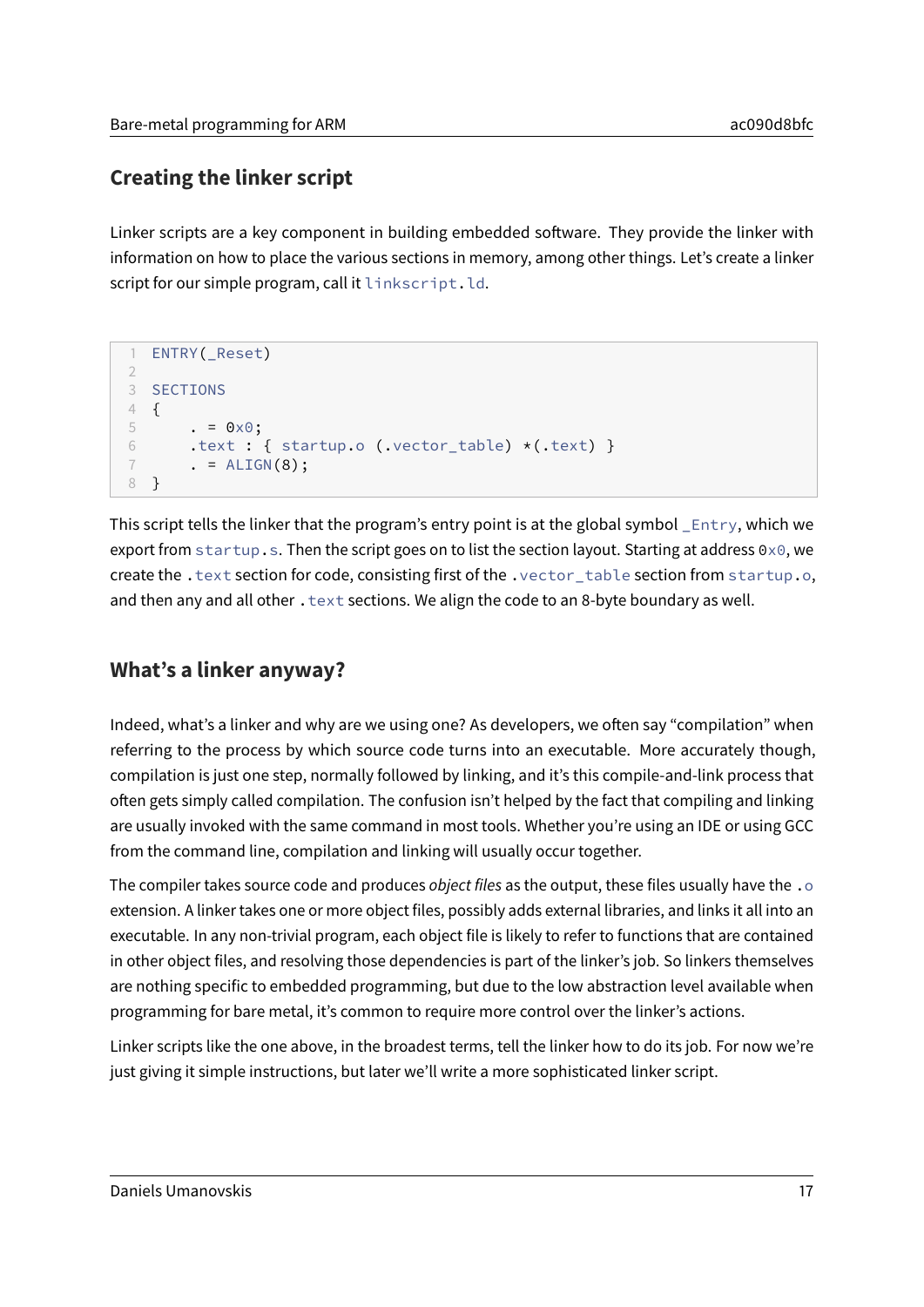## Creating the linker script

Linker scripts are a key component in building embedded software. They provide the linker with information on how to place the various sections in memory, among other things. Let's create a linker script for our simple program, call it `linkscript.ld`.

```
ENTRY(_Reset)

SECTIONS
{
    . = 0x0;
    .text : { startup.o (.vector_table) *(.text) }
    . = ALIGN(8);
}
```

This script tells the linker that the program's entry point is at the global symbol `_Entry`, which we export from `startup.s`. Then the script goes on to list the section layout. Starting at address `0x0`, we create the `.text` section for code, consisting first of the `.vector_table` section from `startup.o`, and then any and all other `.text` sections. We align the code to an 8-byte boundary as well.

## What's a linker anyway?

Indeed, what's a linker and why are we using one? As developers, we often say "compilation" when referring to the process by which source code turns into an executable. More accurately though, compilation is just one step, normally followed by linking, and it's this compile-and-link process that often gets simply called compilation. The confusion isn't helped by the fact that compiling and linking are usually invoked with the same command in most tools. Whether you're using an IDE or using GCC from the command line, compilation and linking will usually occur together.

The compiler takes source code and produces *object files* as the output, these files usually have the `.o` extension. A linker takes one or more object files, possibly adds external libraries, and links it all into an executable. In any non-trivial program, each object file is likely to refer to functions that are contained in other object files, and resolving those dependencies is part of the linker's job. So linkers themselves are nothing specific to embedded programming, but due to the low abstraction level available when programming for bare metal, it's common to require more control over the linker's actions.

Linker scripts like the one above, in the broadest terms, tell the linker how to do its job. For now we're just giving it simple instructions, but later we'll write a more sophisticated linker script.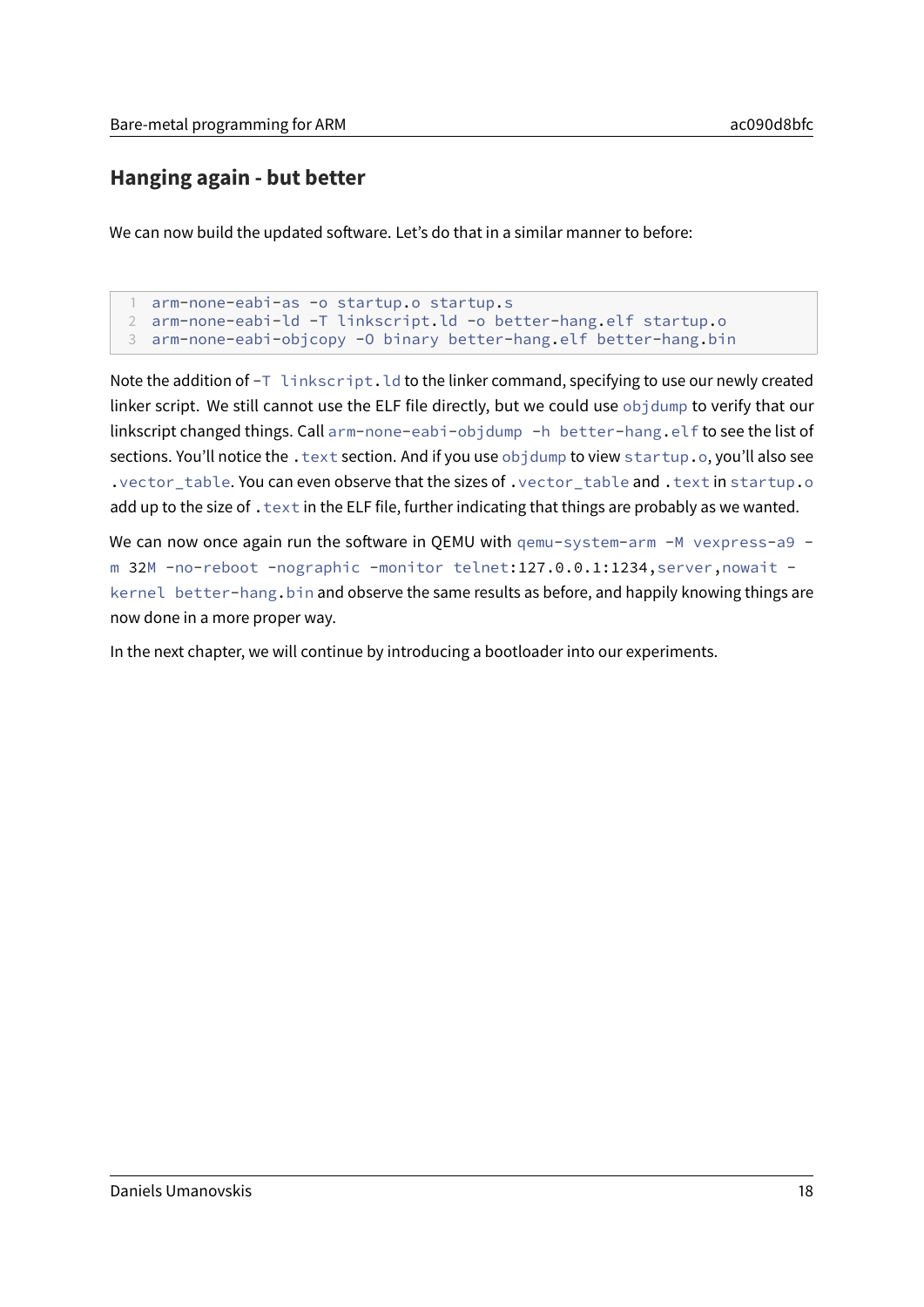## Hanging again - but better

We can now build the updated software. Let's do that in a similar manner to before:

```
arm-none-eabi-as -o startup.o startup.s
arm-none-eabi-ld -T linkscript.ld -o better-hang.elf startup.o
arm-none-eabi-objcopy -O binary better-hang.elf better-hang.bin
```

Note the addition of `-T linkscript.ld` to the linker command, specifying to use our newly created linker script. We still cannot use the ELF file directly, but we could use `objdump` to verify that our linkscript changed things. Call `arm-none-eabi-objdump -h better-hang.elf` to see the list of sections. You'll notice the `.text` section. And if you use `objdump` to view `startup.o`, you'll also see `.vector_table`. You can even observe that the sizes of `.vector_table` and `.text` in `startup.o` add up to the size of `.text` in the ELF file, further indicating that things are probably as we wanted.

We can now once again run the software in QEMU with `qemu-system-arm -M vexpress-a9 -m 32M -no-reboot -nographic -monitor telnet:127.0.0.1:1234,server,nowait -kernel better-hang.bin` and observe the same results as before, and happily knowing things are now done in a more proper way.

In the next chapter, we will continue by introducing a bootloader into our experiments.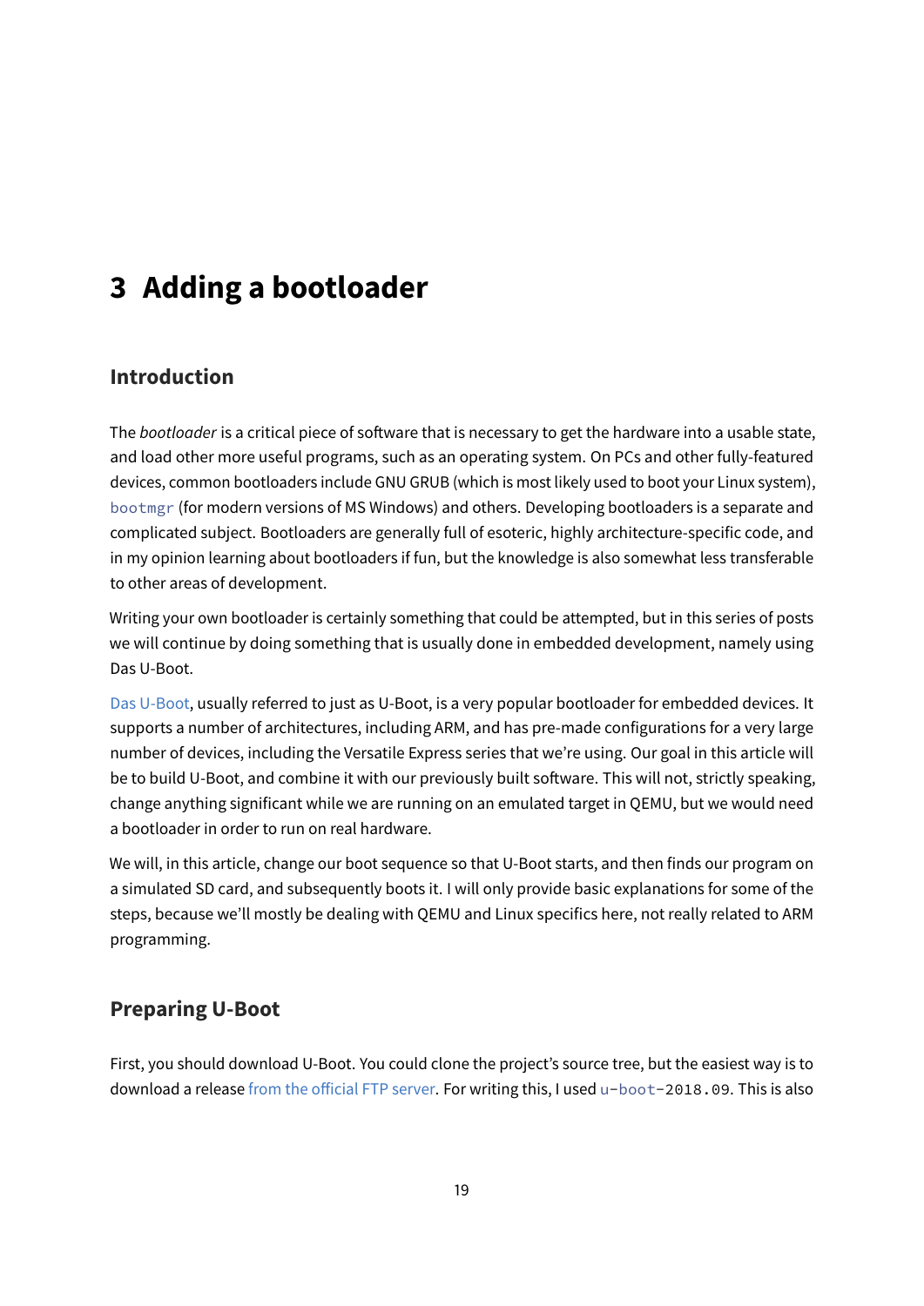# 3 Adding a bootloader

## Introduction

The *bootloader* is a critical piece of software that is necessary to get the hardware into a usable state, and load other more useful programs, such as an operating system. On PCs and other fully-featured devices, common bootloaders include GNU GRUB (which is most likely used to boot your Linux system), `bootmgr` (for modern versions of MS Windows) and others. Developing bootloaders is a separate and complicated subject. Bootloaders are generally full of esoteric, highly architecture-specific code, and in my opinion learning about bootloaders if fun, but the knowledge is also somewhat less transferable to other areas of development.

Writing your own bootloader is certainly something that could be attempted, but in this series of posts we will continue by doing something that is usually done in embedded development, namely using Das U-Boot.

Das U-Boot, usually referred to just as U-Boot, is a very popular bootloader for embedded devices. It supports a number of architectures, including ARM, and has pre-made configurations for a very large number of devices, including the Versatile Express series that we're using. Our goal in this article will be to build U-Boot, and combine it with our previously built software. This will not, strictly speaking, change anything significant while we are running on an emulated target in QEMU, but we would need a bootloader in order to run on real hardware.

We will, in this article, change our boot sequence so that U-Boot starts, and then finds our program on a simulated SD card, and subsequently boots it. I will only provide basic explanations for some of the steps, because we'll mostly be dealing with QEMU and Linux specifics here, not really related to ARM programming.

## Preparing U-Boot

First, you should download U-Boot. You could clone the project's source tree, but the easiest way is to download a release from the official FTP server. For writing this, I used `u-boot-2018.09`. This is also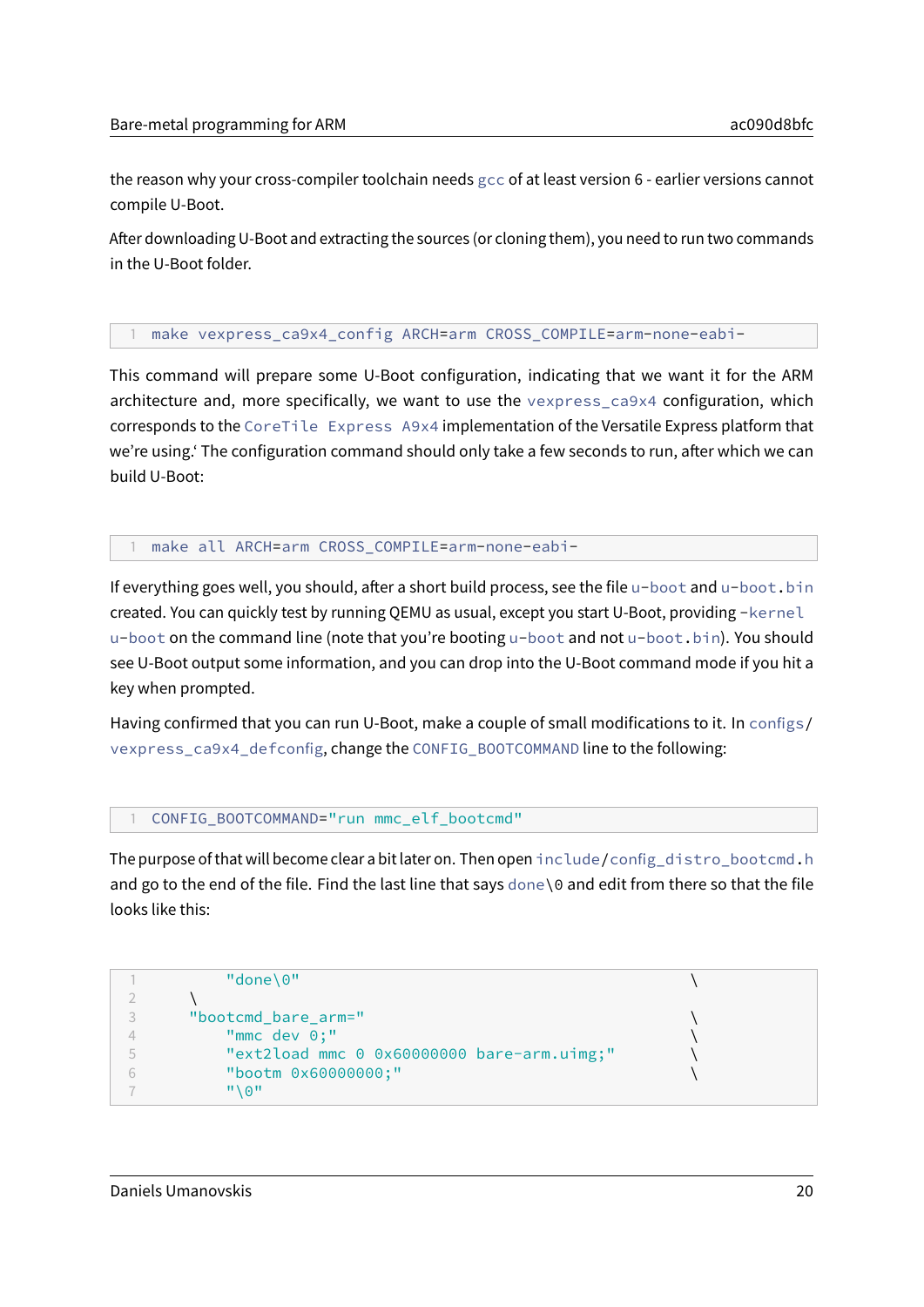the reason why your cross-compiler toolchain needs `gcc` of at least version 6 - earlier versions cannot compile U-Boot.

After downloading U-Boot and extracting the sources (or cloning them), you need to run two commands in the U-Boot folder.

```
make vexpress_ca9x4_config ARCH=arm CROSS_COMPILE=arm-none-eabi-
```

This command will prepare some U-Boot configuration, indicating that we want it for the ARM architecture and, more specifically, we want to use the `vexpress_ca9x4` configuration, which corresponds to the `CoreTile Express A9x4` implementation of the Versatile Express platform that we're using.' The configuration command should only take a few seconds to run, after which we can build U-Boot:

```
make all ARCH=arm CROSS_COMPILE=arm-none-eabi-
```

If everything goes well, you should, after a short build process, see the file `u-boot` and `u-boot.bin` created. You can quickly test by running QEMU as usual, except you start U-Boot, providing `-kernel u-boot` on the command line (note that you're booting `u-boot` and not `u-boot.bin`). You should see U-Boot output some information, and you can drop into the U-Boot command mode if you hit a key when prompted.

Having confirmed that you can run U-Boot, make a couple of small modifications to it. In `configs/vexpress_ca9x4_defconfig`, change the `CONFIG_BOOTCOMMAND` line to the following:

```
CONFIG_BOOTCOMMAND="run mmc_elf_bootcmd"
```

The purpose of that will become clear a bit later on. Then open `include/config_distro_bootcmd.h` and go to the end of the file. Find the last line that says `done\0` and edit from there so that the file looks like this:

```
        "done\0"                                              \
    \
    "bootcmd_bare_arm="                                       \
        "mmc dev 0;"                                          \
        "ext2load mmc 0 0x60000000 bare-arm.uimg;"            \
        "bootm 0x60000000;"                                   \
        "\0"
```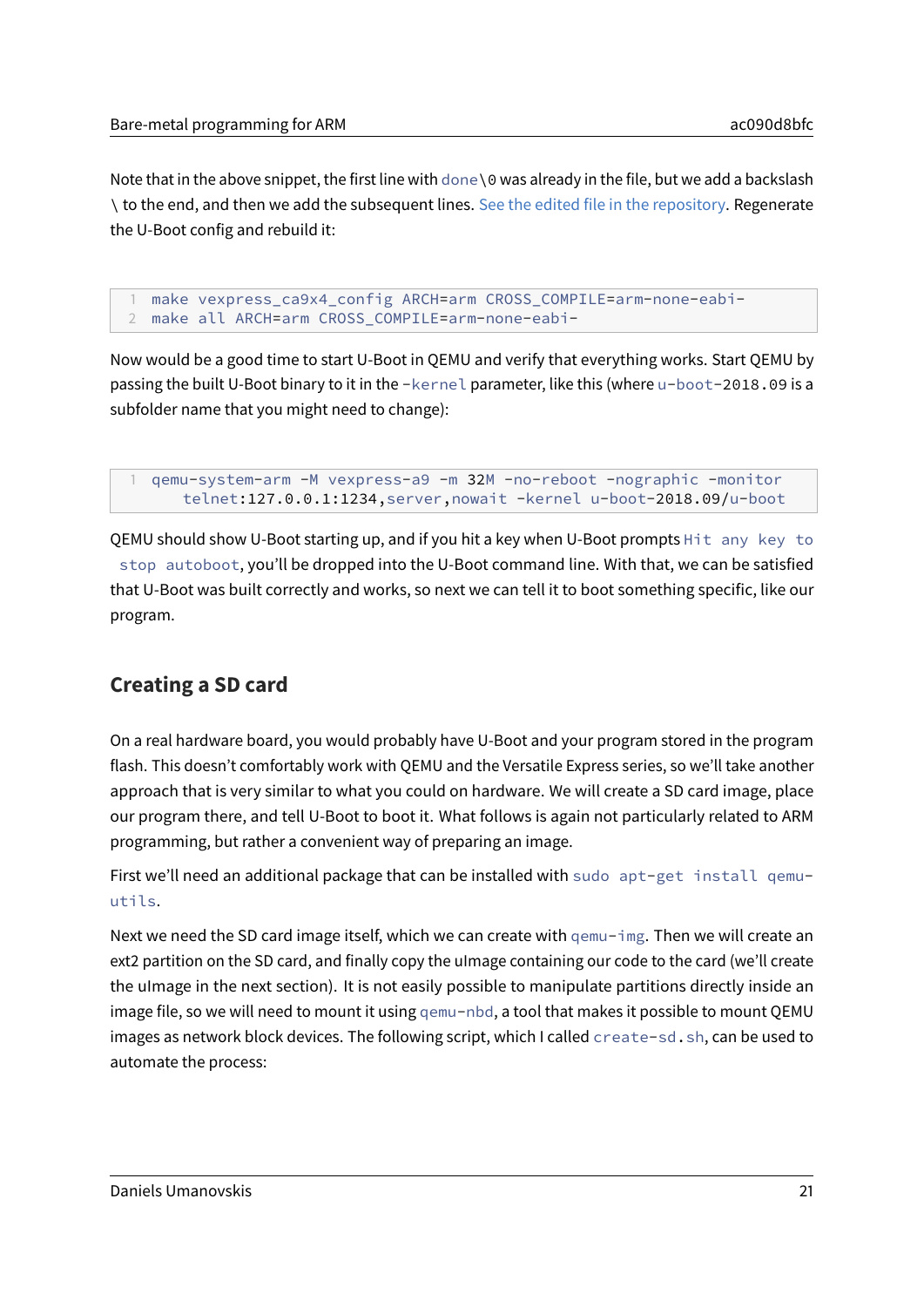Note that in the above snippet, the first line with `done\0` was already in the file, but we add a backslash `\` to the end, and then we add the subsequent lines. See the edited file in the repository. Regenerate the U-Boot config and rebuild it:

```
make vexpress_ca9x4_config ARCH=arm CROSS_COMPILE=arm-none-eabi-
make all ARCH=arm CROSS_COMPILE=arm-none-eabi-
```

Now would be a good time to start U-Boot in QEMU and verify that everything works. Start QEMU by passing the built U-Boot binary to it in the `-kernel` parameter, like this (where `u-boot-2018.09` is a subfolder name that you might need to change):

```
qemu-system-arm -M vexpress-a9 -m 32M -no-reboot -nographic -monitor
    telnet:127.0.0.1:1234,server,nowait -kernel u-boot-2018.09/u-boot
```

QEMU should show U-Boot starting up, and if you hit a key when U-Boot prompts `Hit any key to stop autoboot`, you'll be dropped into the U-Boot command line. With that, we can be satisfied that U-Boot was built correctly and works, so next we can tell it to boot something specific, like our program.

## Creating a SD card

On a real hardware board, you would probably have U-Boot and your program stored in the program flash. This doesn't comfortably work with QEMU and the Versatile Express series, so we'll take another approach that is very similar to what you could on hardware. We will create a SD card image, place our program there, and tell U-Boot to boot it. What follows is again not particularly related to ARM programming, but rather a convenient way of preparing an image.

First we'll need an additional package that can be installed with `sudo apt-get install qemu-utils`.

Next we need the SD card image itself, which we can create with `qemu-img`. Then we will create an ext2 partition on the SD card, and finally copy the uImage containing our code to the card (we'll create the uImage in the next section). It is not easily possible to manipulate partitions directly inside an image file, so we will need to mount it using `qemu-nbd`, a tool that makes it possible to mount QEMU images as network block devices. The following script, which I called `create-sd.sh`, can be used to automate the process: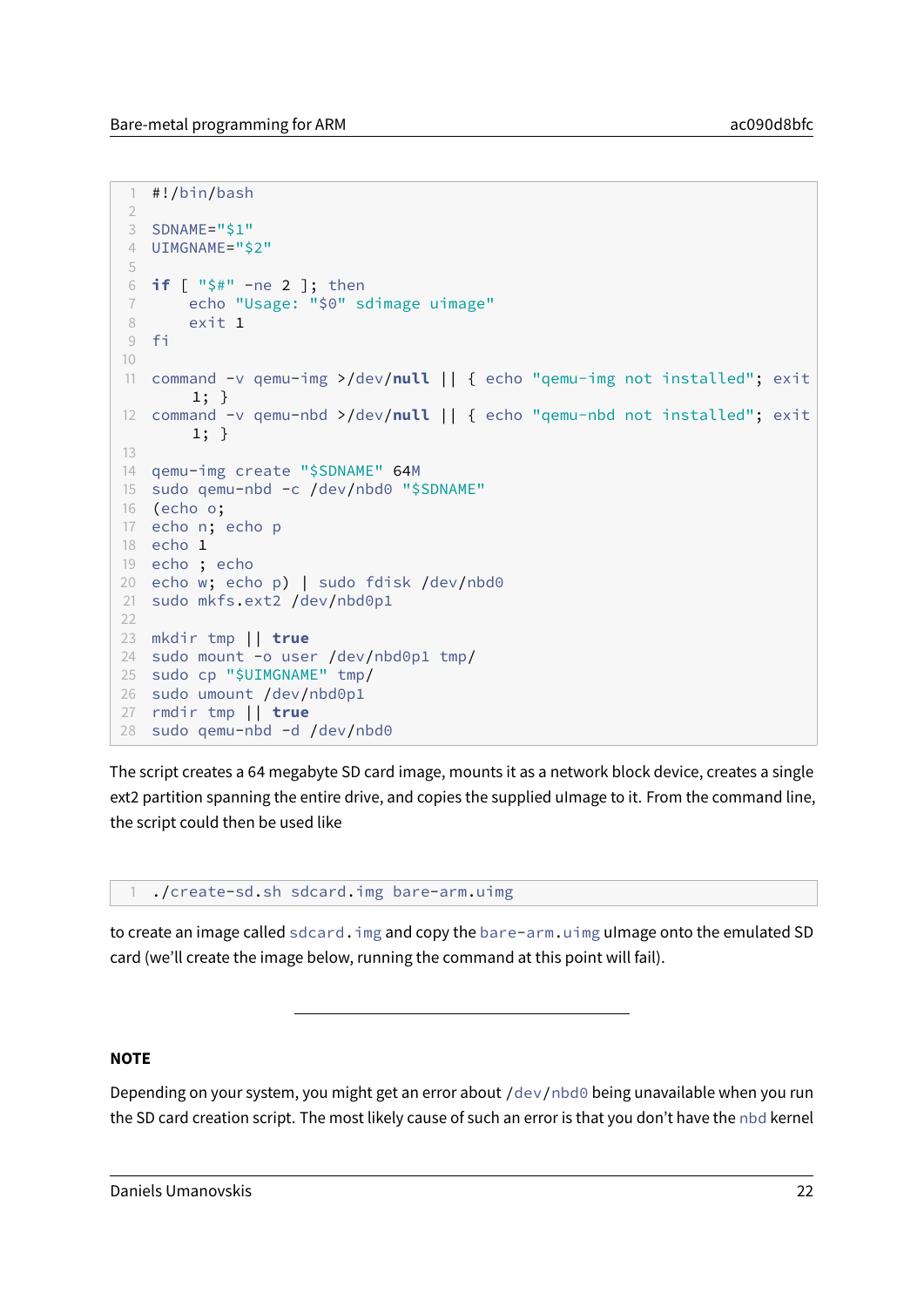```
#!/bin/bash

SDNAME="$1"
UIMGNAME="$2"

if [ "$#" -ne 2 ]; then
    echo "Usage: "$0" sdimage uimage"
    exit 1
fi

command -v qemu-img >/dev/null || { echo "qemu-img not installed"; exit 1; }
command -v qemu-nbd >/dev/null || { echo "qemu-nbd not installed"; exit 1; }

qemu-img create "$SDNAME" 64M
sudo qemu-nbd -c /dev/nbd0 "$SDNAME"
(echo o;
echo n; echo p
echo 1
echo ; echo
echo w; echo p) | sudo fdisk /dev/nbd0
sudo mkfs.ext2 /dev/nbd0p1

mkdir tmp || true
sudo mount -o user /dev/nbd0p1 tmp/
sudo cp "$UIMGNAME" tmp/
sudo umount /dev/nbd0p1
rmdir tmp || true
sudo qemu-nbd -d /dev/nbd0
```

The script creates a 64 megabyte SD card image, mounts it as a network block device, creates a single ext2 partition spanning the entire drive, and copies the supplied uImage to it. From the command line, the script could then be used like

```
./create-sd.sh sdcard.img bare-arm.uimg
```

to create an image called `sdcard.img` and copy the `bare-arm.uimg` uImage onto the emulated SD card (we'll create the image below, running the command at this point will fail).

---

**NOTE**

Depending on your system, you might get an error about `/dev/nbd0` being unavailable when you run the SD card creation script. The most likely cause of such an error is that you don't have the `nbd` kernel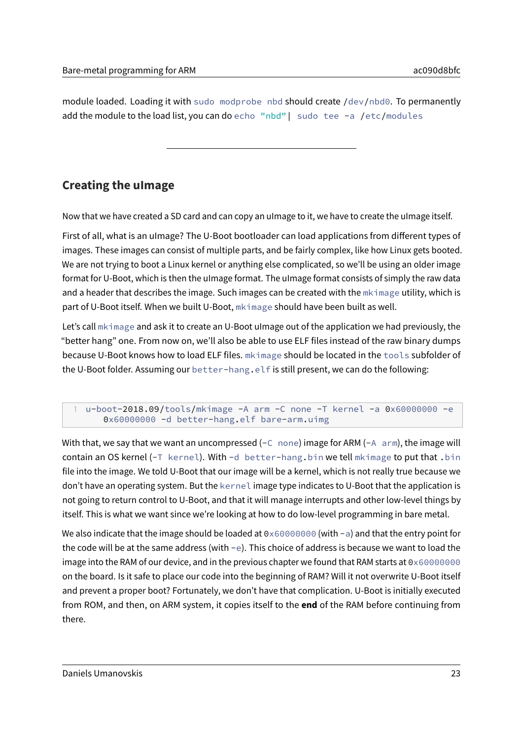module loaded. Loading it with `sudo modprobe nbd` should create `/dev/nbd0`. To permanently add the module to the load list, you can do `echo "nbd"| sudo tee -a /etc/modules`

---

## Creating the uImage

Now that we have created a SD card and can copy an uImage to it, we have to create the uImage itself.

First of all, what is an uImage? The U-Boot bootloader can load applications from different types of images. These images can consist of multiple parts, and be fairly complex, like how Linux gets booted. We are not trying to boot a Linux kernel or anything else complicated, so we'll be using an older image format for U-Boot, which is then the uImage format. The uImage format consists of simply the raw data and a header that describes the image. Such images can be created with the `mkimage` utility, which is part of U-Boot itself. When we built U-Boot, `mkimage` should have been built as well.

Let's call `mkimage` and ask it to create an U-Boot uImage out of the application we had previously, the "better hang" one. From now on, we'll also be able to use ELF files instead of the raw binary dumps because U-Boot knows how to load ELF files. `mkimage` should be located in the `tools` subfolder of the U-Boot folder. Assuming our `better-hang.elf` is still present, we can do the following:

```
u-boot-2018.09/tools/mkimage -A arm -C none -T kernel -a 0x60000000 -e
    0x60000000 -d better-hang.elf bare-arm.uimg
```

With that, we say that we want an uncompressed (`-C none`) image for ARM (`-A arm`), the image will contain an OS kernel (`-T kernel`). With `-d better-hang.bin` we tell `mkimage` to put that `.bin` file into the image. We told U-Boot that our image will be a kernel, which is not really true because we don't have an operating system. But the `kernel` image type indicates to U-Boot that the application is not going to return control to U-Boot, and that it will manage interrupts and other low-level things by itself. This is what we want since we're looking at how to do low-level programming in bare metal.

We also indicate that the image should be loaded at `0x60000000` (with `-a`) and that the entry point for the code will be at the same address (with `-e`). This choice of address is because we want to load the image into the RAM of our device, and in the previous chapter we found that RAM starts at `0x60000000` on the board. Is it safe to place our code into the beginning of RAM? Will it not overwrite U-Boot itself and prevent a proper boot? Fortunately, we don't have that complication. U-Boot is initially executed from ROM, and then, on ARM system, it copies itself to the **end** of the RAM before continuing from there.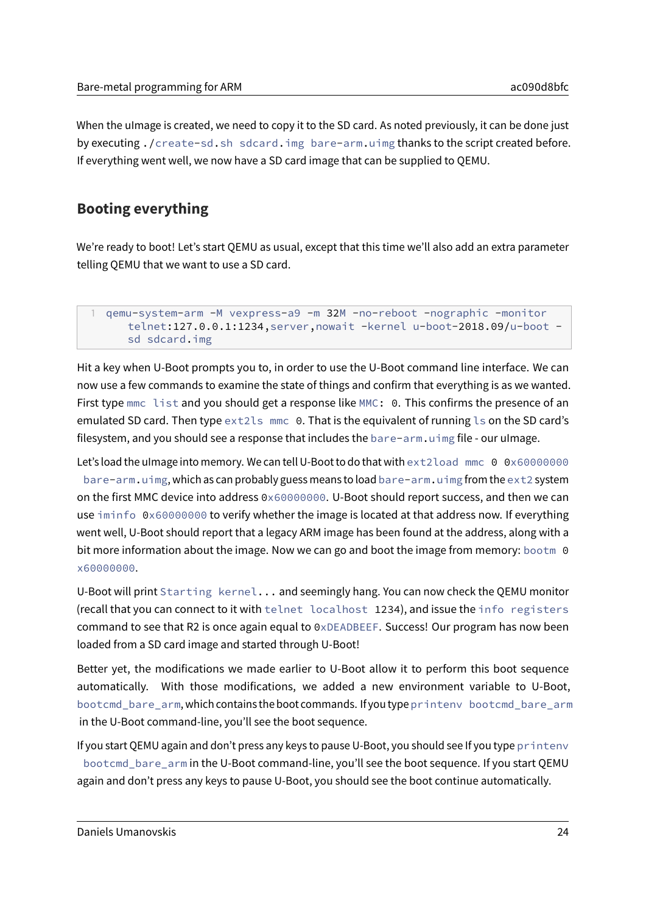When the uImage is created, we need to copy it to the SD card. As noted previously, it can be done just by executing `./create-sd.sh sdcard.img bare-arm.uimg` thanks to the script created before. If everything went well, we now have a SD card image that can be supplied to QEMU.

## Booting everything

We're ready to boot! Let's start QEMU as usual, except that this time we'll also add an extra parameter telling QEMU that we want to use a SD card.

```
qemu-system-arm -M vexpress-a9 -m 32M -no-reboot -nographic -monitor
    telnet:127.0.0.1:1234,server,nowait -kernel u-boot-2018.09/u-boot -
    sd sdcard.img
```

Hit a key when U-Boot prompts you to, in order to use the U-Boot command line interface. We can now use a few commands to examine the state of things and confirm that everything is as we wanted. First type `mmc list` and you should get a response like `MMC: 0`. This confirms the presence of an emulated SD card. Then type `ext2ls mmc 0`. That is the equivalent of running `ls` on the SD card's filesystem, and you should see a response that includes the `bare-arm.uimg` file - our uImage.

Let's load the uImage into memory. We can tell U-Boot to do that with `ext2load mmc 0 0x60000000 bare-arm.uimg`, which as can probably guess means to load `bare-arm.uimg` from the `ext2` system on the first MMC device into address `0x60000000`. U-Boot should report success, and then we can use `iminfo 0x60000000` to verify whether the image is located at that address now. If everything went well, U-Boot should report that a legacy ARM image has been found at the address, along with a bit more information about the image. Now we can go and boot the image from memory: `bootm 0x60000000`.

U-Boot will print `Starting kernel...` and seemingly hang. You can now check the QEMU monitor (recall that you can connect to it with `telnet localhost 1234`), and issue the `info registers` command to see that R2 is once again equal to `0xDEADBEEF`. Success! Our program has now been loaded from a SD card image and started through U-Boot!

Better yet, the modifications we made earlier to U-Boot allow it to perform this boot sequence automatically. With those modifications, we added a new environment variable to U-Boot, `bootcmd_bare_arm`, which contains the boot commands. If you type `printenv bootcmd_bare_arm` in the U-Boot command-line, you'll see the boot sequence.

If you start QEMU again and don't press any keys to pause U-Boot, you should see If you type `printenv bootcmd_bare_arm` in the U-Boot command-line, you'll see the boot sequence. If you start QEMU again and don't press any keys to pause U-Boot, you should see the boot continue automatically.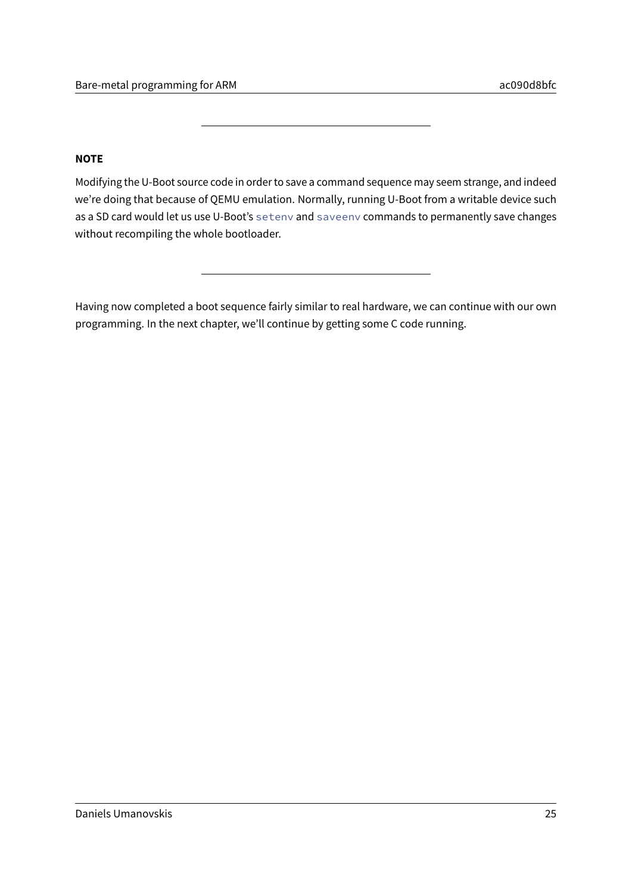---

**NOTE**

Modifying the U-Boot source code in order to save a command sequence may seem strange, and indeed we're doing that because of QEMU emulation. Normally, running U-Boot from a writable device such as a SD card would let us use U-Boot's `setenv` and `saveenv` commands to permanently save changes without recompiling the whole bootloader.

---

Having now completed a boot sequence fairly similar to real hardware, we can continue with our own programming. In the next chapter, we'll continue by getting some C code running.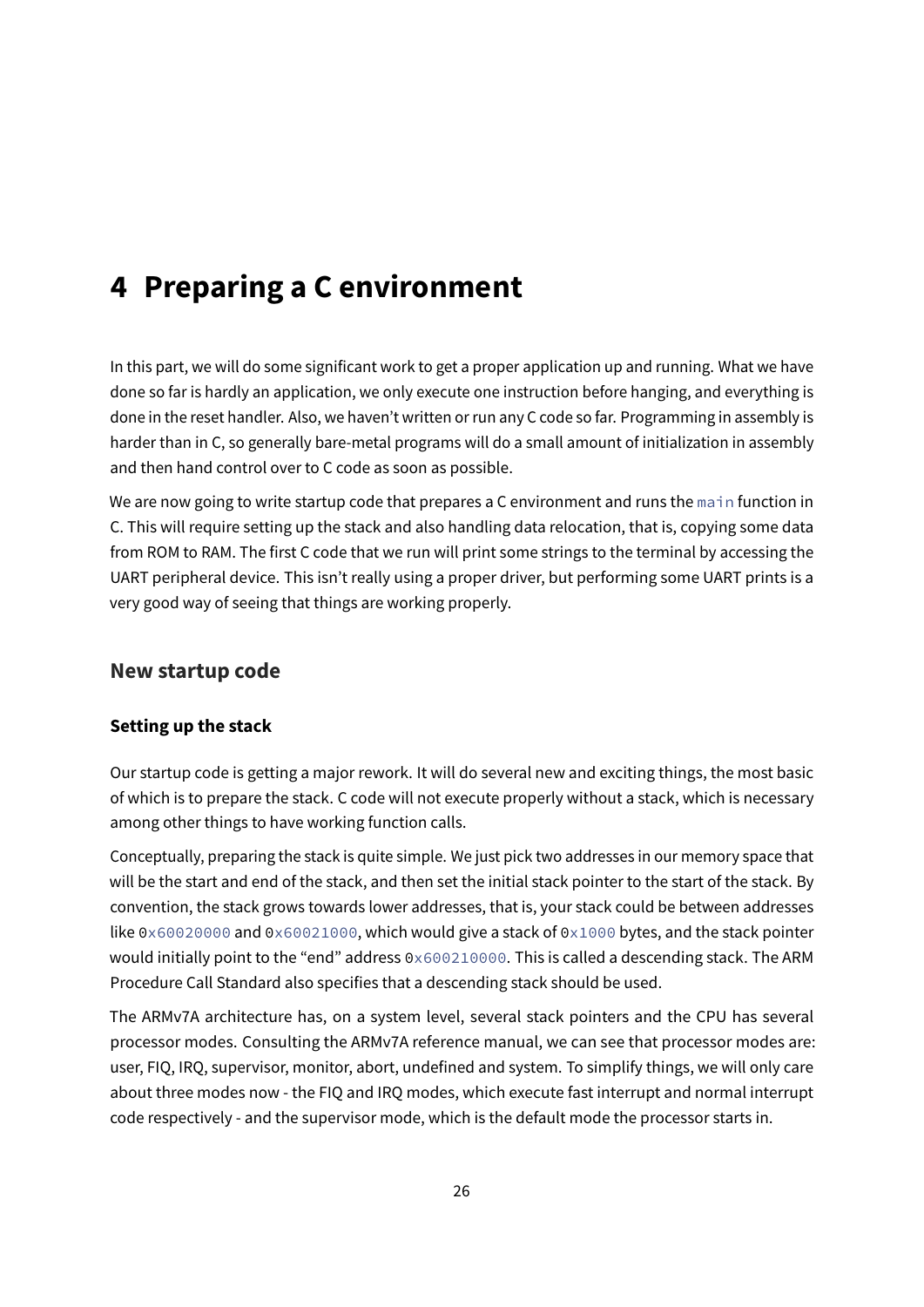# 4 Preparing a C environment

In this part, we will do some significant work to get a proper application up and running. What we have done so far is hardly an application, we only execute one instruction before hanging, and everything is done in the reset handler. Also, we haven't written or run any C code so far. Programming in assembly is harder than in C, so generally bare-metal programs will do a small amount of initialization in assembly and then hand control over to C code as soon as possible.

We are now going to write startup code that prepares a C environment and runs the `main` function in C. This will require setting up the stack and also handling data relocation, that is, copying some data from ROM to RAM. The first C code that we run will print some strings to the terminal by accessing the UART peripheral device. This isn't really using a proper driver, but performing some UART prints is a very good way of seeing that things are working properly.

## New startup code

### Setting up the stack

Our startup code is getting a major rework. It will do several new and exciting things, the most basic of which is to prepare the stack. C code will not execute properly without a stack, which is necessary among other things to have working function calls.

Conceptually, preparing the stack is quite simple. We just pick two addresses in our memory space that will be the start and end of the stack, and then set the initial stack pointer to the start of the stack. By convention, the stack grows towards lower addresses, that is, your stack could be between addresses like `0x60020000` and `0x60021000`, which would give a stack of `0x1000` bytes, and the stack pointer would initially point to the "end" address `0x600210000`. This is called a descending stack. The ARM Procedure Call Standard also specifies that a descending stack should be used.

The ARMv7A architecture has, on a system level, several stack pointers and the CPU has several processor modes. Consulting the ARMv7A reference manual, we can see that processor modes are: user, FIQ, IRQ, supervisor, monitor, abort, undefined and system. To simplify things, we will only care about three modes now - the FIQ and IRQ modes, which execute fast interrupt and normal interrupt code respectively - and the supervisor mode, which is the default mode the processor starts in.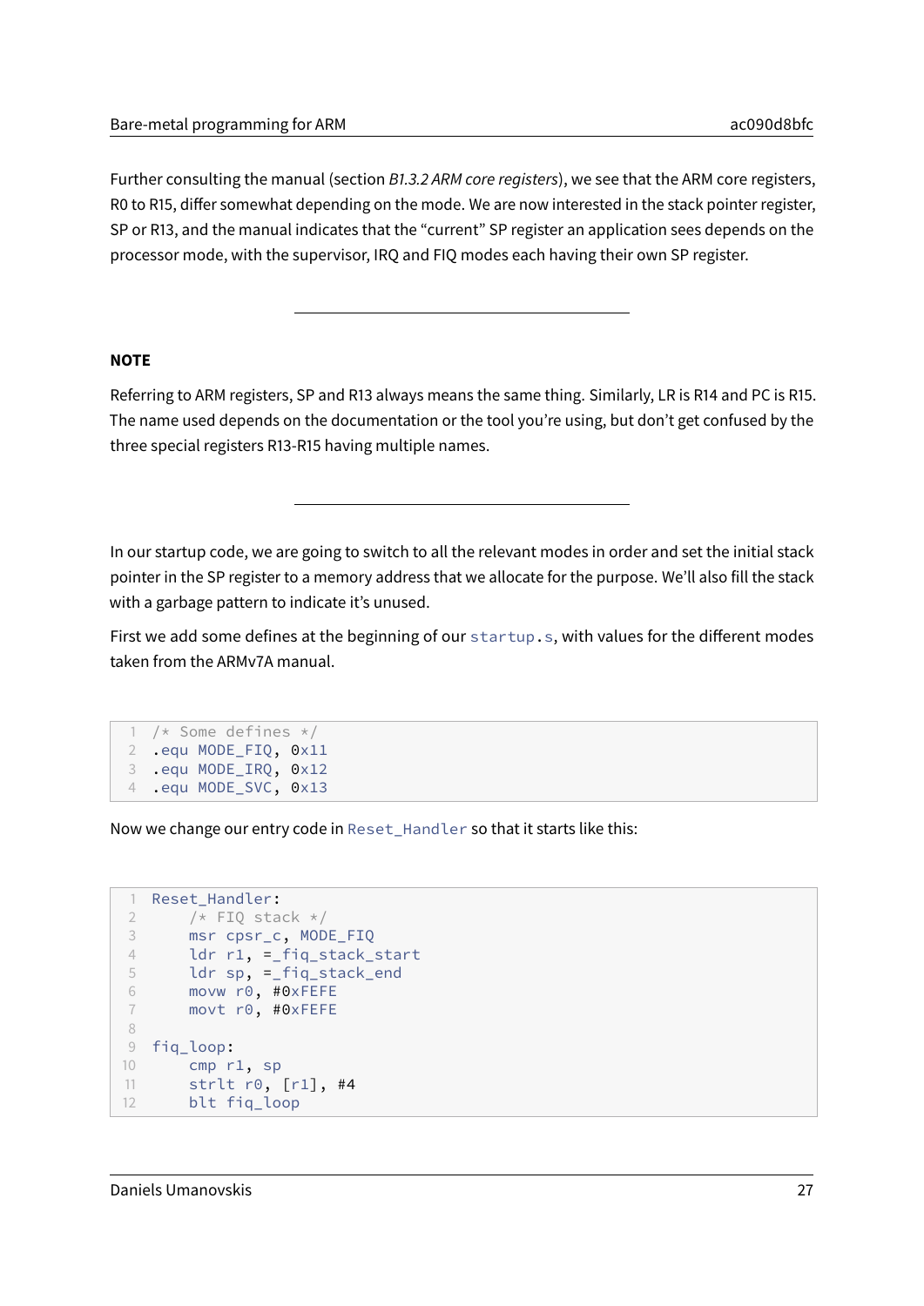Further consulting the manual (section *B1.3.2 ARM core registers*), we see that the ARM core registers, R0 to R15, differ somewhat depending on the mode. We are now interested in the stack pointer register, SP or R13, and the manual indicates that the "current" SP register an application sees depends on the processor mode, with the supervisor, IRQ and FIQ modes each having their own SP register.

---

**NOTE**

Referring to ARM registers, SP and R13 always means the same thing. Similarly, LR is R14 and PC is R15. The name used depends on the documentation or the tool you're using, but don't get confused by the three special registers R13-R15 having multiple names.

---

In our startup code, we are going to switch to all the relevant modes in order and set the initial stack pointer in the SP register to a memory address that we allocate for the purpose. We'll also fill the stack with a garbage pattern to indicate it's unused.

First we add some defines at the beginning of our `startup.s`, with values for the different modes taken from the ARMv7A manual.

```
/* Some defines */
.equ MODE_FIQ, 0x11
.equ MODE_IRQ, 0x12
.equ MODE_SVC, 0x13
```

Now we change our entry code in `Reset_Handler` so that it starts like this:

```
Reset_Handler:
    /* FIQ stack */
    msr cpsr_c, MODE_FIQ
    ldr r1, =_fiq_stack_start
    ldr sp, =_fiq_stack_end
    movw r0, #0xFEFE
    movt r0, #0xFEFE

fiq_loop:
    cmp r1, sp
    strlt r0, [r1], #4
    blt fiq_loop
```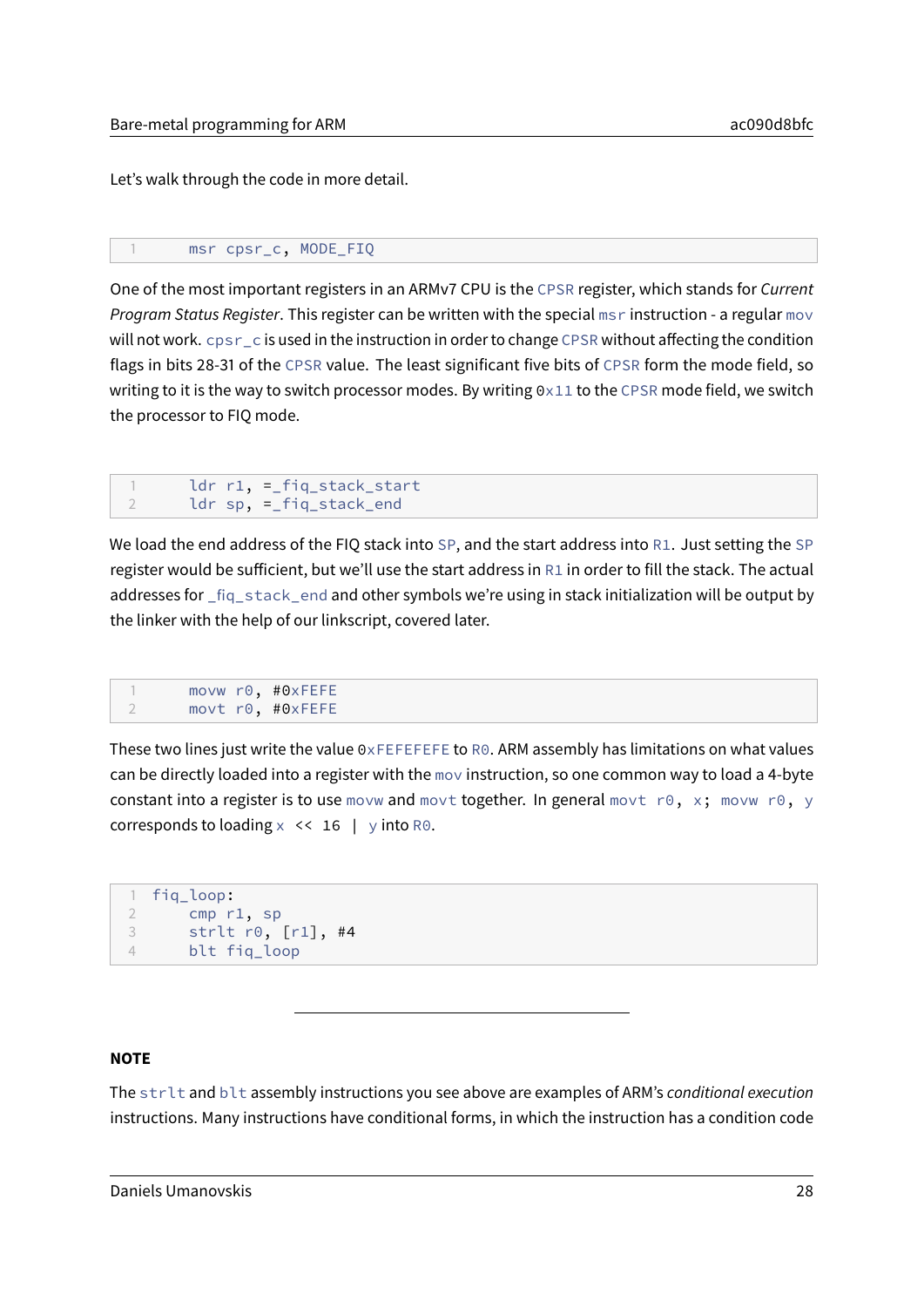Let's walk through the code in more detail.

```
    msr cpsr_c, MODE_FIQ
```

One of the most important registers in an ARMv7 CPU is the `CPSR` register, which stands for *Current Program Status Register*. This register can be written with the special `msr` instruction - a regular `mov` will not work. `cpsr_c` is used in the instruction in order to change `CPSR` without affecting the condition flags in bits 28-31 of the `CPSR` value. The least significant five bits of `CPSR` form the mode field, so writing to it is the way to switch processor modes. By writing `0x11` to the `CPSR` mode field, we switch the processor to FIQ mode.

```
    ldr r1, =_fiq_stack_start
    ldr sp, =_fiq_stack_end
```

We load the end address of the FIQ stack into `SP`, and the start address into `R1`. Just setting the `SP` register would be sufficient, but we'll use the start address in `R1` in order to fill the stack. The actual addresses for `_fiq_stack_end` and other symbols we're using in stack initialization will be output by the linker with the help of our linkscript, covered later.

```
    movw r0, #0xFEFE
    movt r0, #0xFEFE
```

These two lines just write the value `0xFEFEFEFE` to `R0`. ARM assembly has limitations on what values can be directly loaded into a register with the `mov` instruction, so one common way to load a 4-byte constant into a register is to use `movw` and `movt` together. In general `movt r0, x; movw r0, y` corresponds to loading `x << 16 | y` into `R0`.

```
fiq_loop:
    cmp r1, sp
    strlt r0, [r1], #4
    blt fiq_loop
```

---

**NOTE**

The `strlt` and `blt` assembly instructions you see above are examples of ARM's *conditional execution* instructions. Many instructions have conditional forms, in which the instruction has a condition code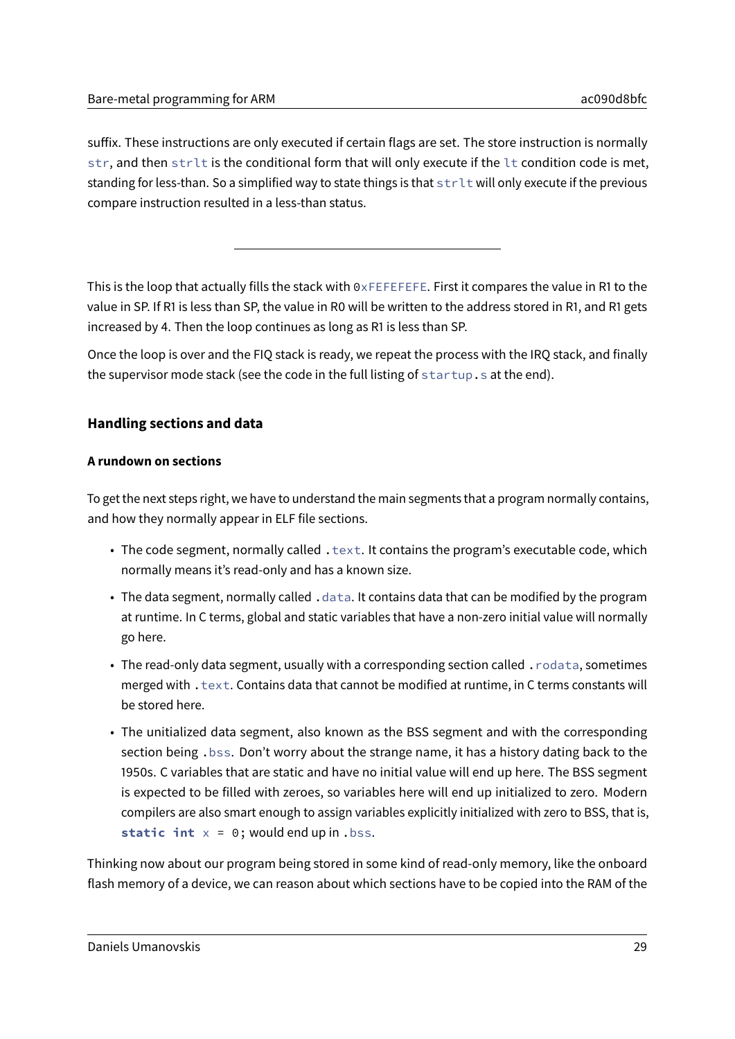suffix. These instructions are only executed if certain flags are set. The store instruction is normally `str`, and then `strlt` is the conditional form that will only execute if the `lt` condition code is met, standing for less-than. So a simplified way to state things is that `strlt` will only execute if the previous compare instruction resulted in a less-than status.

---

This is the loop that actually fills the stack with `0xFEFEFEFE`. First it compares the value in R1 to the value in SP. If R1 is less than SP, the value in R0 will be written to the address stored in R1, and R1 gets increased by 4. Then the loop continues as long as R1 is less than SP.

Once the loop is over and the FIQ stack is ready, we repeat the process with the IRQ stack, and finally the supervisor mode stack (see the code in the full listing of `startup.s` at the end).

### Handling sections and data

#### A rundown on sections

To get the next steps right, we have to understand the main segments that a program normally contains, and how they normally appear in ELF file sections.

- The code segment, normally called `.text`. It contains the program's executable code, which normally means it's read-only and has a known size.
- The data segment, normally called `.data`. It contains data that can be modified by the program at runtime. In C terms, global and static variables that have a non-zero initial value will normally go here.
- The read-only data segment, usually with a corresponding section called `.rodata`, sometimes merged with `.text`. Contains data that cannot be modified at runtime, in C terms constants will be stored here.
- The unitialized data segment, also known as the BSS segment and with the corresponding section being `.bss`. Don't worry about the strange name, it has a history dating back to the 1950s. C variables that are static and have no initial value will end up here. The BSS segment is expected to be filled with zeroes, so variables here will end up initialized to zero. Modern compilers are also smart enough to assign variables explicitly initialized with zero to BSS, that is, `static int x = 0;` would end up in `.bss`.

Thinking now about our program being stored in some kind of read-only memory, like the onboard flash memory of a device, we can reason about which sections have to be copied into the RAM of the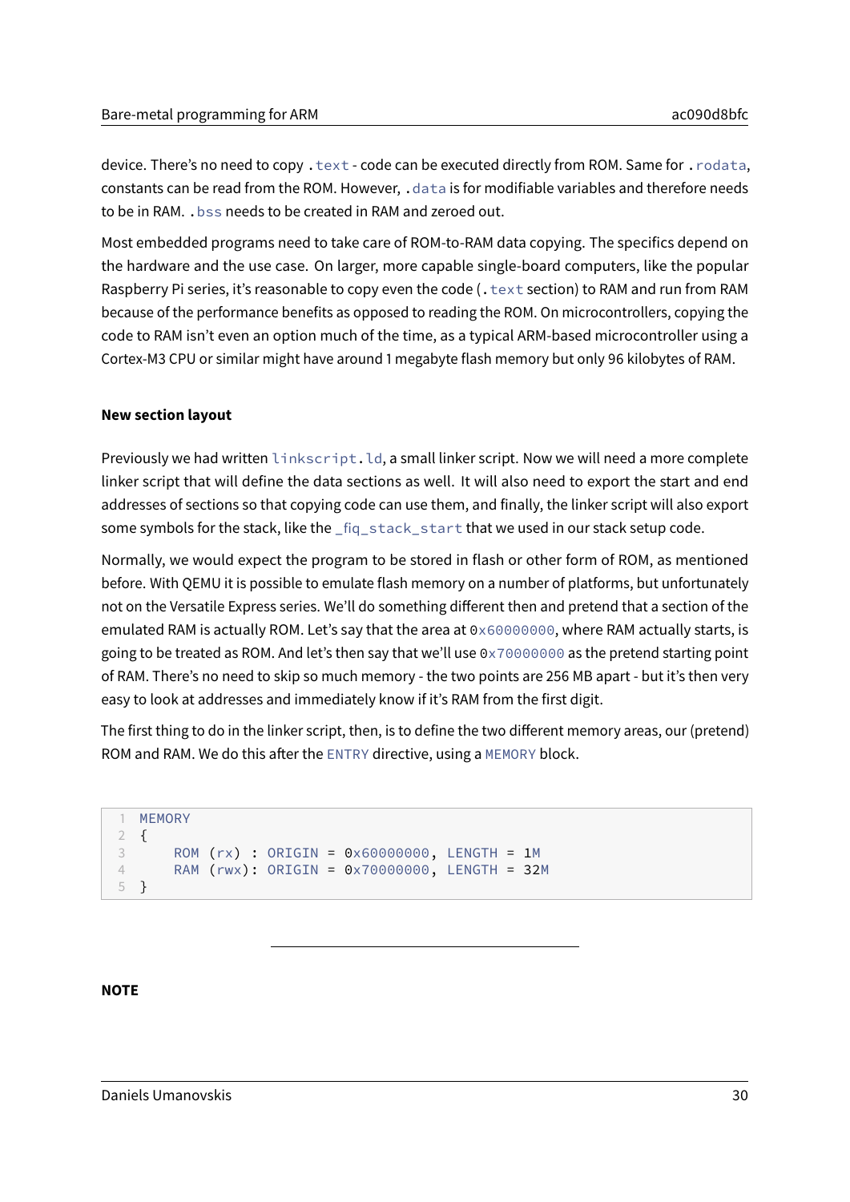device. There's no need to copy `.text` - code can be executed directly from ROM. Same for `.rodata`, constants can be read from the ROM. However, `.data` is for modifiable variables and therefore needs to be in RAM. `.bss` needs to be created in RAM and zeroed out.

Most embedded programs need to take care of ROM-to-RAM data copying. The specifics depend on the hardware and the use case. On larger, more capable single-board computers, like the popular Raspberry Pi series, it's reasonable to copy even the code (`.text` section) to RAM and run from RAM because of the performance benefits as opposed to reading the ROM. On microcontrollers, copying the code to RAM isn't even an option much of the time, as a typical ARM-based microcontroller using a Cortex-M3 CPU or similar might have around 1 megabyte flash memory but only 96 kilobytes of RAM.

#### New section layout

Previously we had written `linkscript.ld`, a small linker script. Now we will need a more complete linker script that will define the data sections as well. It will also need to export the start and end addresses of sections so that copying code can use them, and finally, the linker script will also export some symbols for the stack, like the `_fiq_stack_start` that we used in our stack setup code.

Normally, we would expect the program to be stored in flash or other form of ROM, as mentioned before. With QEMU it is possible to emulate flash memory on a number of platforms, but unfortunately not on the Versatile Express series. We'll do something different then and pretend that a section of the emulated RAM is actually ROM. Let's say that the area at `0x60000000`, where RAM actually starts, is going to be treated as ROM. And let's then say that we'll use `0x70000000` as the pretend starting point of RAM. There's no need to skip so much memory - the two points are 256 MB apart - but it's then very easy to look at addresses and immediately know if it's RAM from the first digit.

The first thing to do in the linker script, then, is to define the two different memory areas, our (pretend) ROM and RAM. We do this after the `ENTRY` directive, using a `MEMORY` block.

```
MEMORY
{
    ROM (rx) : ORIGIN = 0x60000000, LENGTH = 1M
    RAM (rwx): ORIGIN = 0x70000000, LENGTH = 32M
}
```

---

**NOTE**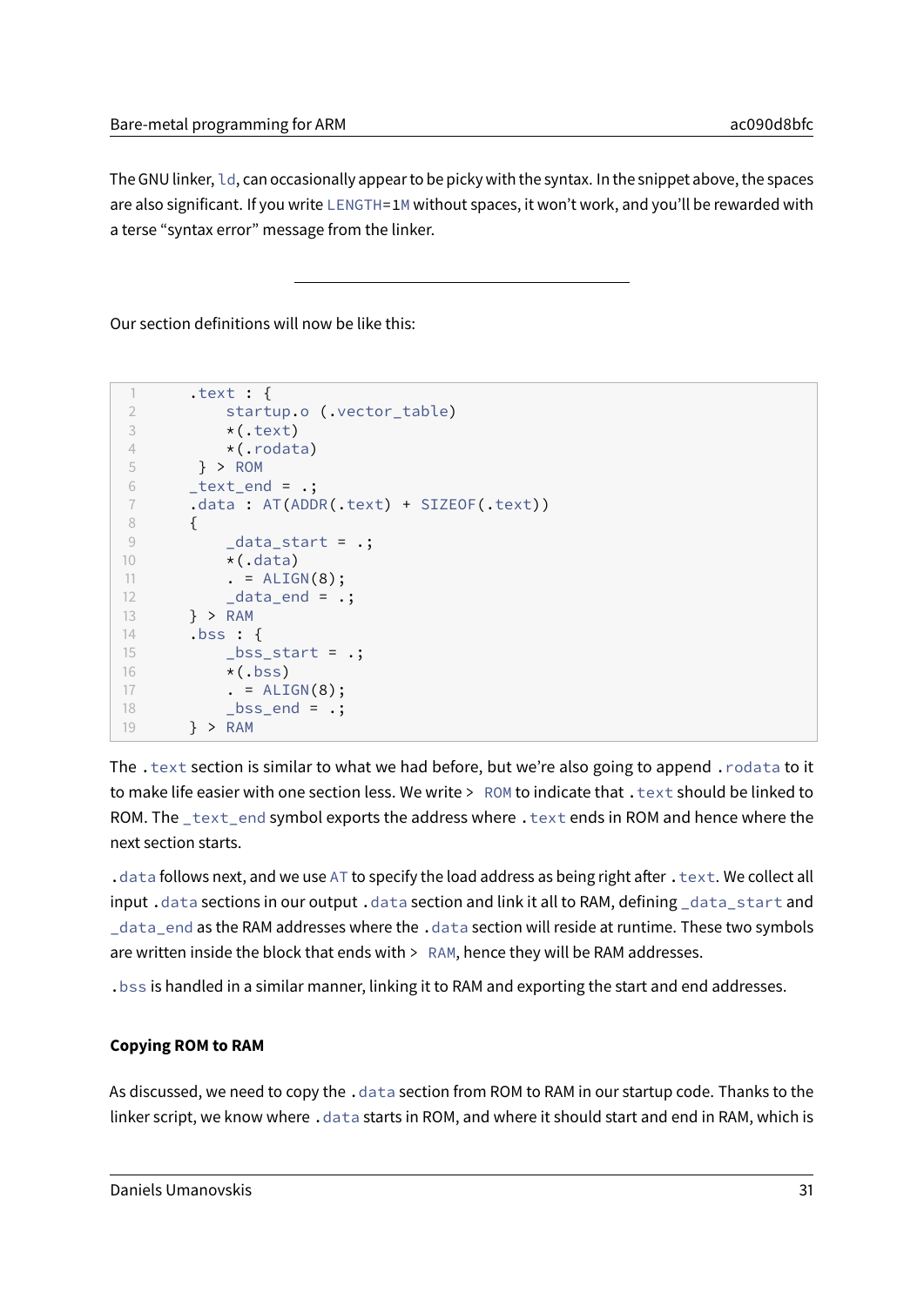The GNU linker, `ld`, can occasionally appear to be picky with the syntax. In the snippet above, the spaces are also significant. If you write `LENGTH=1M` without spaces, it won't work, and you'll be rewarded with a terse "syntax error" message from the linker.

---

Our section definitions will now be like this:

```
    .text : {
        startup.o (.vector_table)
        *(.text)
        *(.rodata)
     } > ROM
    _text_end = .;
    .data : AT(ADDR(.text) + SIZEOF(.text))
    {
        _data_start = .;
        *(.data)
        . = ALIGN(8);
        _data_end = .;
    } > RAM
    .bss : {
        _bss_start = .;
        *(.bss)
        . = ALIGN(8);
        _bss_end = .;
    } > RAM
```

The `.text` section is similar to what we had before, but we're also going to append `.rodata` to it to make life easier with one section less. We write `> ROM` to indicate that `.text` should be linked to ROM. The `_text_end` symbol exports the address where `.text` ends in ROM and hence where the next section starts.

`.data` follows next, and we use `AT` to specify the load address as being right after `.text`. We collect all input `.data` sections in our output `.data` section and link it all to RAM, defining `_data_start` and `_data_end` as the RAM addresses where the `.data` section will reside at runtime. These two symbols are written inside the block that ends with `> RAM`, hence they will be RAM addresses.

`.bss` is handled in a similar manner, linking it to RAM and exporting the start and end addresses.

#### Copying ROM to RAM

As discussed, we need to copy the `.data` section from ROM to RAM in our startup code. Thanks to the linker script, we know where `.data` starts in ROM, and where it should start and end in RAM, which is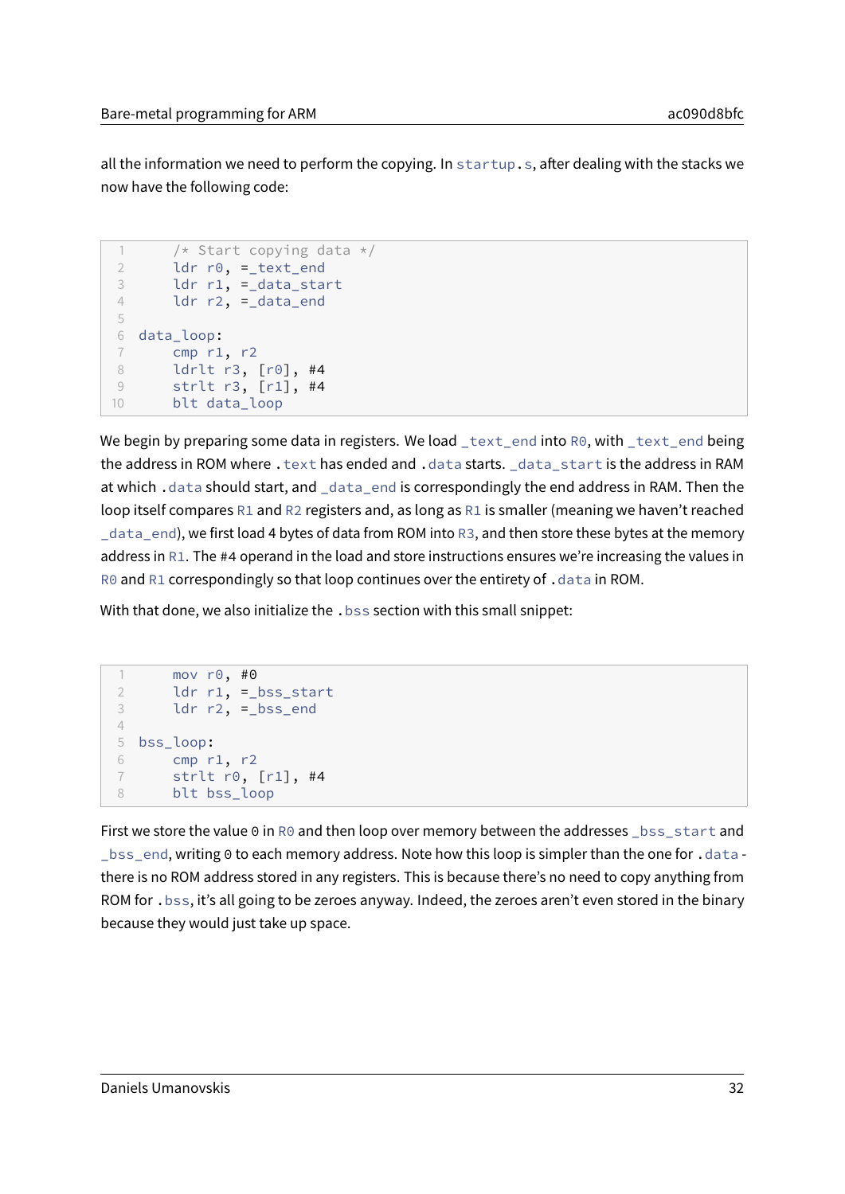all the information we need to perform the copying. In `startup.s`, after dealing with the stacks we now have the following code:

```
    /* Start copying data */
    ldr r0, =_text_end
    ldr r1, =_data_start
    ldr r2, =_data_end

data_loop:
    cmp r1, r2
    ldrlt r3, [r0], #4
    strlt r3, [r1], #4
    blt data_loop
```

We begin by preparing some data in registers. We load `_text_end` into `R0`, with `_text_end` being the address in ROM where `.text` has ended and `.data` starts. `_data_start` is the address in RAM at which `.data` should start, and `_data_end` is correspondingly the end address in RAM. Then the loop itself compares `R1` and `R2` registers and, as long as `R1` is smaller (meaning we haven't reached `_data_end`), we first load 4 bytes of data from ROM into `R3`, and then store these bytes at the memory address in `R1`. The `#4` operand in the load and store instructions ensures we're increasing the values in `R0` and `R1` correspondingly so that loop continues over the entirety of `.data` in ROM.

With that done, we also initialize the `.bss` section with this small snippet:

```
    mov r0, #0
    ldr r1, =_bss_start
    ldr r2, =_bss_end

bss_loop:
    cmp r1, r2
    strlt r0, [r1], #4
    blt bss_loop
```

First we store the value `0` in `R0` and then loop over memory between the addresses `_bss_start` and `_bss_end`, writing `0` to each memory address. Note how this loop is simpler than the one for `.data` - there is no ROM address stored in any registers. This is because there's no need to copy anything from ROM for `.bss`, it's all going to be zeroes anyway. Indeed, the zeroes aren't even stored in the binary because they would just take up space.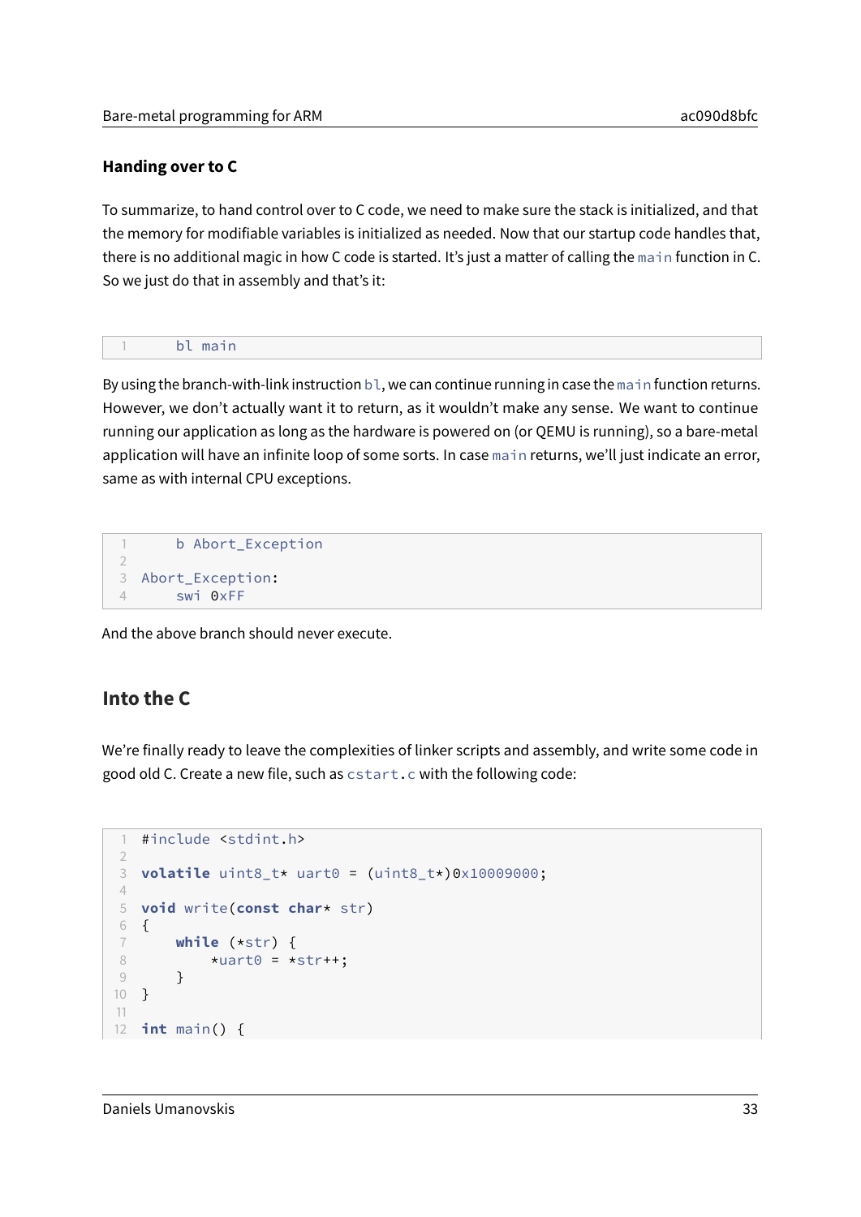### Handing over to C

To summarize, to hand control over to C code, we need to make sure the stack is initialized, and that the memory for modifiable variables is initialized as needed. Now that our startup code handles that, there is no additional magic in how C code is started. It's just a matter of calling the `main` function in C. So we just do that in assembly and that's it:

```
    bl main
```

By using the branch-with-link instruction `bl`, we can continue running in case the `main` function returns. However, we don't actually want it to return, as it wouldn't make any sense. We want to continue running our application as long as the hardware is powered on (or QEMU is running), so a bare-metal application will have an infinite loop of some sorts. In case `main` returns, we'll just indicate an error, same as with internal CPU exceptions.

```
    b Abort_Exception

Abort_Exception:
    swi 0xFF
```

And the above branch should never execute.

## Into the C

We're finally ready to leave the complexities of linker scripts and assembly, and write some code in good old C. Create a new file, such as `cstart.c` with the following code:

```c
#include <stdint.h>

volatile uint8_t* uart0 = (uint8_t*)0x10009000;

void write(const char* str)
{
    while (*str) {
        *uart0 = *str++;
    }
}

int main() {
```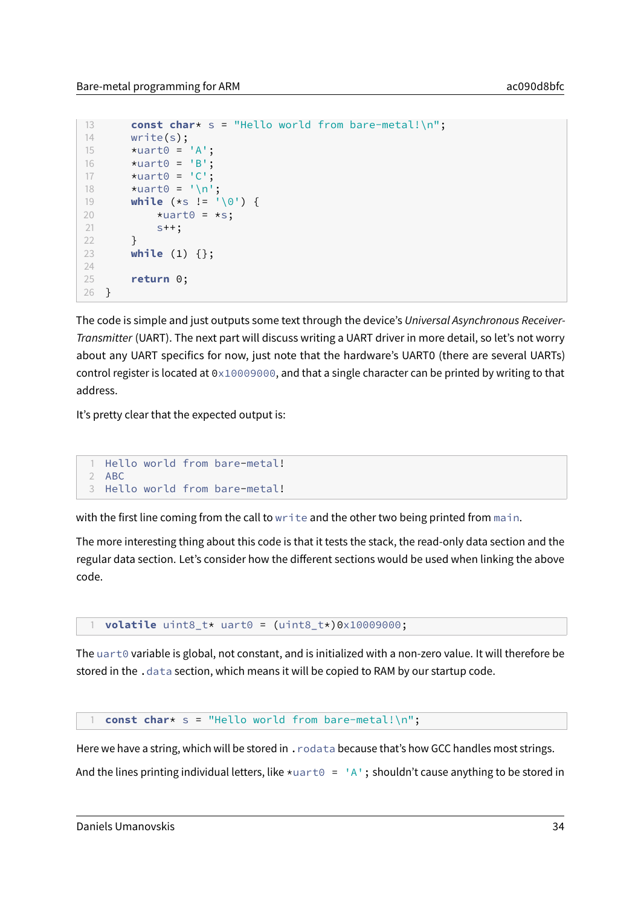```
    const char* s = "Hello world from bare-metal!\n";
    write(s);
    *uart0 = 'A';
    *uart0 = 'B';
    *uart0 = 'C';
    *uart0 = '\n';
    while (*s != '\0') {
        *uart0 = *s;
        s++;
    }
    while (1) {};

    return 0;
}
```

The code is simple and just outputs some text through the device's *Universal Asynchronous Receiver-Transmitter* (UART). The next part will discuss writing a UART driver in more detail, so let's not worry about any UART specifics for now, just note that the hardware's UART0 (there are several UARTs) control register is located at `0x10009000`, and that a single character can be printed by writing to that address.

It's pretty clear that the expected output is:

```
Hello world from bare-metal!
ABC
Hello world from bare-metal!
```

with the first line coming from the call to `write` and the other two being printed from `main`.

The more interesting thing about this code is that it tests the stack, the read-only data section and the regular data section. Let's consider how the different sections would be used when linking the above code.

```
volatile uint8_t* uart0 = (uint8_t*)0x10009000;
```

The `uart0` variable is global, not constant, and is initialized with a non-zero value. It will therefore be stored in the `.data` section, which means it will be copied to RAM by our startup code.

```
const char* s = "Hello world from bare-metal!\n";
```

Here we have a string, which will be stored in `.rodata` because that's how GCC handles most strings.

And the lines printing individual letters, like `*uart0 = 'A';` shouldn't cause anything to be stored in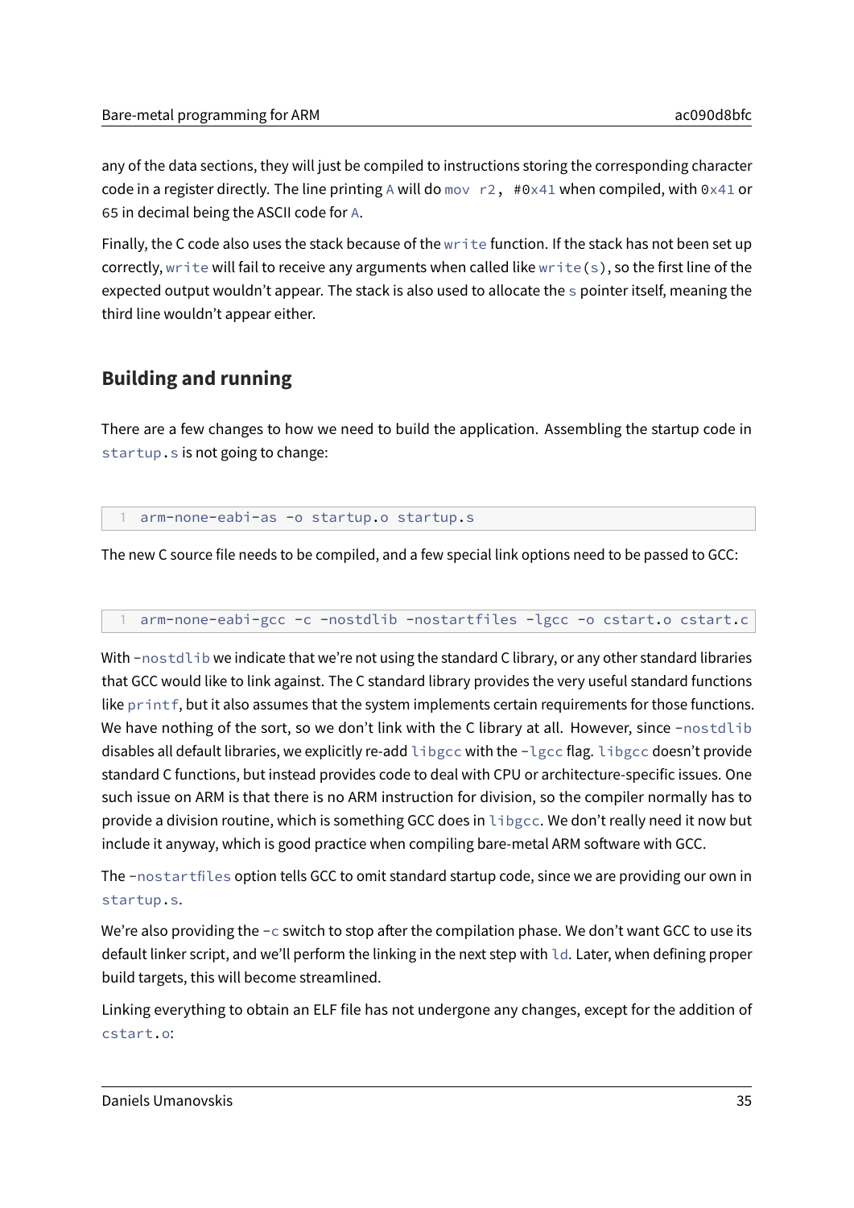any of the data sections, they will just be compiled to instructions storing the corresponding character code in a register directly. The line printing `A` will do `mov r2, #0x41` when compiled, with `0x41` or `65` in decimal being the ASCII code for `A`.

Finally, the C code also uses the stack because of the `write` function. If the stack has not been set up correctly, `write` will fail to receive any arguments when called like `write(s)`, so the first line of the expected output wouldn't appear. The stack is also used to allocate the `s` pointer itself, meaning the third line wouldn't appear either.

## Building and running

There are a few changes to how we need to build the application. Assembling the startup code in `startup.s` is not going to change:

```
arm-none-eabi-as -o startup.o startup.s
```

The new C source file needs to be compiled, and a few special link options need to be passed to GCC:

```
arm-none-eabi-gcc -c -nostdlib -nostartfiles -lgcc -o cstart.o cstart.c
```

With `-nostdlib` we indicate that we're not using the standard C library, or any other standard libraries that GCC would like to link against. The C standard library provides the very useful standard functions like `printf`, but it also assumes that the system implements certain requirements for those functions. We have nothing of the sort, so we don't link with the C library at all. However, since `-nostdlib` disables all default libraries, we explicitly re-add `libgcc` with the `-lgcc` flag. `libgcc` doesn't provide standard C functions, but instead provides code to deal with CPU or architecture-specific issues. One such issue on ARM is that there is no ARM instruction for division, so the compiler normally has to provide a division routine, which is something GCC does in `libgcc`. We don't really need it now but include it anyway, which is good practice when compiling bare-metal ARM software with GCC.

The `-nostartfiles` option tells GCC to omit standard startup code, since we are providing our own in `startup.s`.

We're also providing the `-c` switch to stop after the compilation phase. We don't want GCC to use its default linker script, and we'll perform the linking in the next step with `ld`. Later, when defining proper build targets, this will become streamlined.

Linking everything to obtain an ELF file has not undergone any changes, except for the addition of `cstart.o`: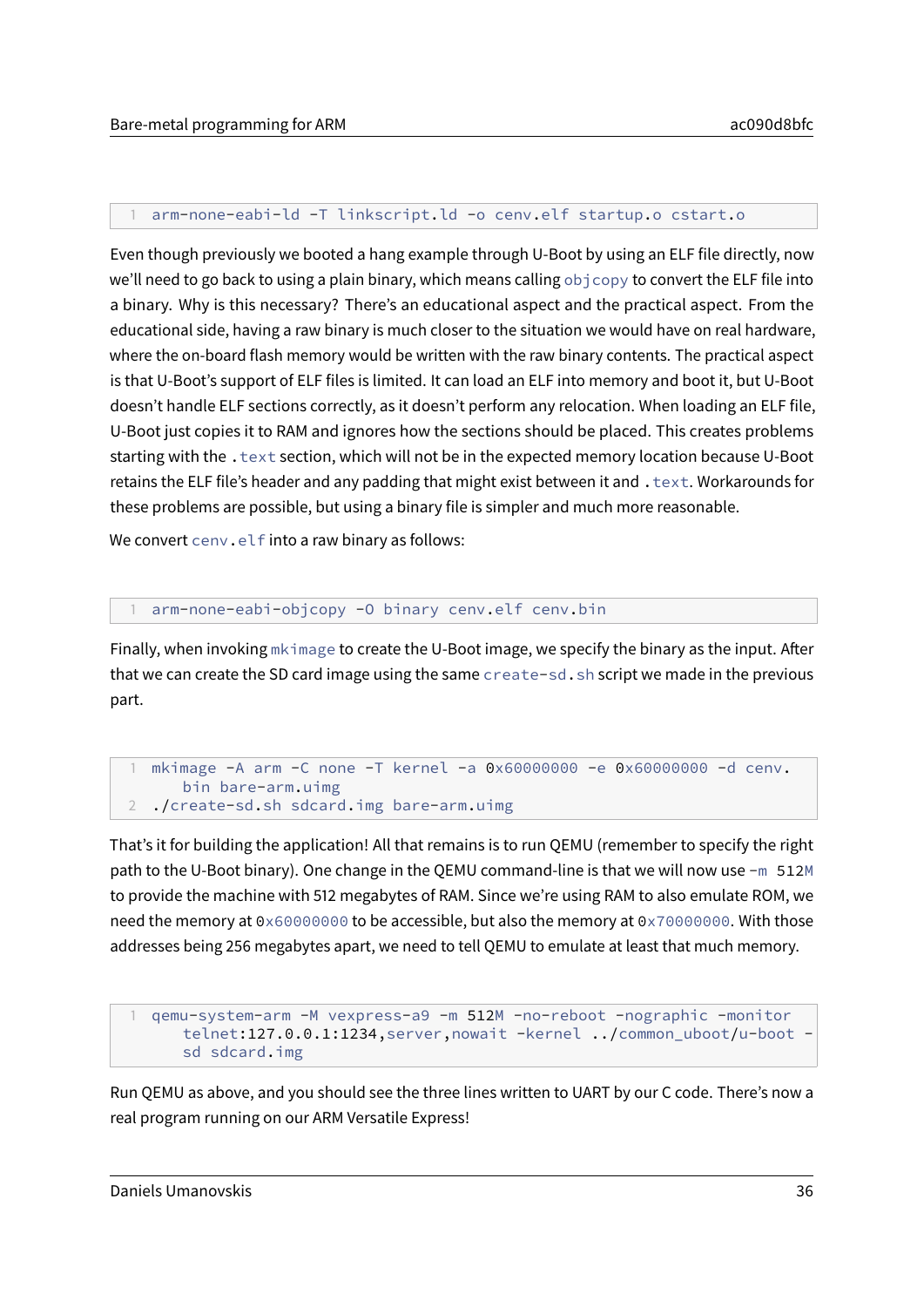```
arm-none-eabi-ld -T linkscript.ld -o cenv.elf startup.o cstart.o
```

Even though previously we booted a hang example through U-Boot by using an ELF file directly, now we'll need to go back to using a plain binary, which means calling `objcopy` to convert the ELF file into a binary. Why is this necessary? There's an educational aspect and the practical aspect. From the educational side, having a raw binary is much closer to the situation we would have on real hardware, where the on-board flash memory would be written with the raw binary contents. The practical aspect is that U-Boot's support of ELF files is limited. It can load an ELF into memory and boot it, but U-Boot doesn't handle ELF sections correctly, as it doesn't perform any relocation. When loading an ELF file, U-Boot just copies it to RAM and ignores how the sections should be placed. This creates problems starting with the `.text` section, which will not be in the expected memory location because U-Boot retains the ELF file's header and any padding that might exist between it and `.text`. Workarounds for these problems are possible, but using a binary file is simpler and much more reasonable.

We convert `cenv.elf` into a raw binary as follows:

```
arm-none-eabi-objcopy -O binary cenv.elf cenv.bin
```

Finally, when invoking `mkimage` to create the U-Boot image, we specify the binary as the input. After that we can create the SD card image using the same `create-sd.sh` script we made in the previous part.

```
mkimage -A arm -C none -T kernel -a 0x60000000 -e 0x60000000 -d cenv.bin bare-arm.uimg
./create-sd.sh sdcard.img bare-arm.uimg
```

That's it for building the application! All that remains is to run QEMU (remember to specify the right path to the U-Boot binary). One change in the QEMU command-line is that we will now use `-m 512M` to provide the machine with 512 megabytes of RAM. Since we're using RAM to also emulate ROM, we need the memory at `0x60000000` to be accessible, but also the memory at `0x70000000`. With those addresses being 256 megabytes apart, we need to tell QEMU to emulate at least that much memory.

```
qemu-system-arm -M vexpress-a9 -m 512M -no-reboot -nographic -monitor telnet:127.0.0.1:1234,server,nowait -kernel ../common_uboot/u-boot -sd sdcard.img
```

Run QEMU as above, and you should see the three lines written to UART by our C code. There's now a real program running on our ARM Versatile Express!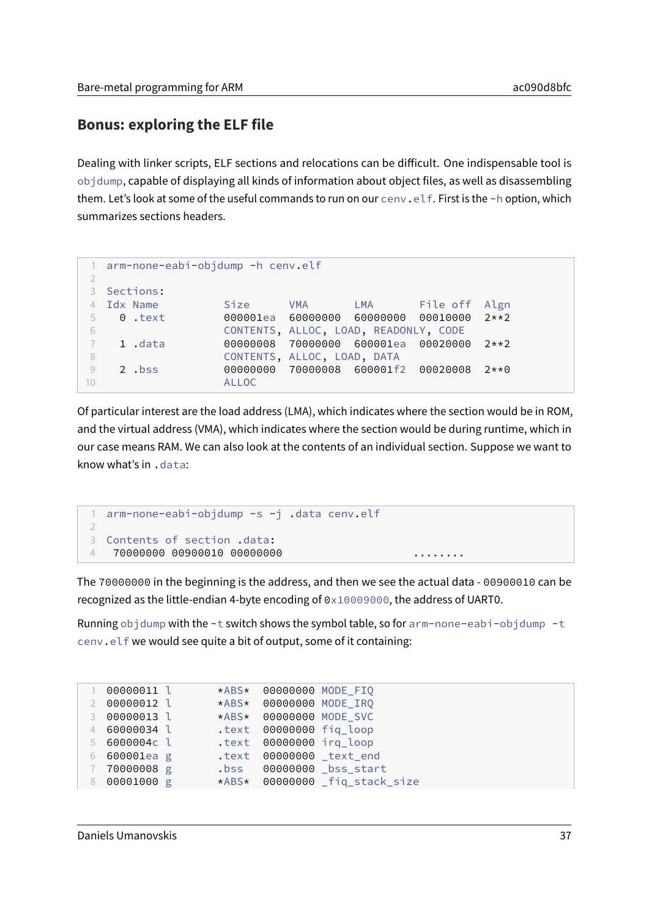## Bonus: exploring the ELF file

Dealing with linker scripts, ELF sections and relocations can be difficult. One indispensable tool is `objdump`, capable of displaying all kinds of information about object files, as well as disassembling them. Let's look at some of the useful commands to run on our `cenv.elf`. First is the `-h` option, which summarizes sections headers.

```
arm-none-eabi-objdump -h cenv.elf

Sections:
Idx Name          Size      VMA       LMA       File off  Algn
  0 .text         000001ea  60000000  60000000  00010000  2**2
                  CONTENTS, ALLOC, LOAD, READONLY, CODE
  1 .data         00000008  70000000  600001ea  00020000  2**2
                  CONTENTS, ALLOC, LOAD, DATA
  2 .bss          00000000  70000008  600001f2  00020008  2**0
                  ALLOC
```

Of particular interest are the load address (LMA), which indicates where the section would be in ROM, and the virtual address (VMA), which indicates where the section would be during runtime, which in our case means RAM. We can also look at the contents of an individual section. Suppose we want to know what's in `.data`:

```
arm-none-eabi-objdump -s -j .data cenv.elf

Contents of section .data:
 70000000 00900010 00000000                    ........
```

The `70000000` in the beginning is the address, and then we see the actual data - `00900010` can be recognized as the little-endian 4-byte encoding of `0x10009000`, the address of UART0.

Running `objdump` with the `-t` switch shows the symbol table, so for `arm-none-eabi-objdump -t cenv.elf` we would see quite a bit of output, some of it containing:

```
00000011 l       *ABS*  00000000 MODE_FIQ
00000012 l       *ABS*  00000000 MODE_IRQ
00000013 l       *ABS*  00000000 MODE_SVC
60000034 l       .text  00000000 fiq_loop
6000004c l       .text  00000000 irq_loop
600001ea g       .text  00000000 _text_end
70000008 g       .bss   00000000 _bss_start
00001000 g       *ABS*  00000000 _fiq_stack_size
```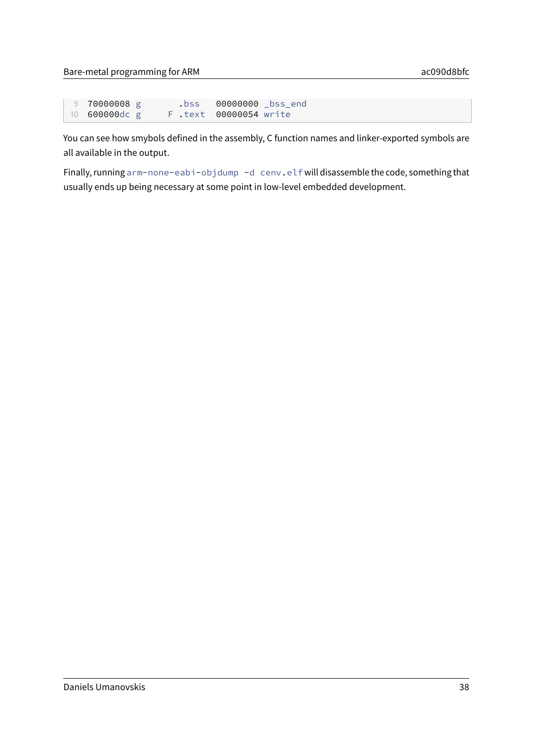```
70000008 g       .bss   00000000 _bss_end
600000dc g     F .text  00000054 write
```

You can see how smybols defined in the assembly, C function names and linker-exported symbols are all available in the output.

Finally, running `arm-none-eabi-objdump -d cenv.elf` will disassemble the code, something that usually ends up being necessary at some point in low-level embedded development.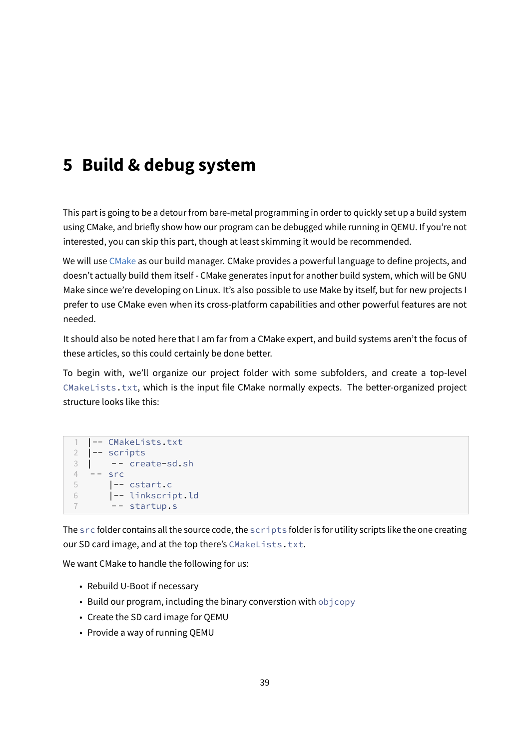# 5 Build & debug system

This part is going to be a detour from bare-metal programming in order to quickly set up a build system using CMake, and briefly show how our program can be debugged while running in QEMU. If you're not interested, you can skip this part, though at least skimming it would be recommended.

We will use CMake as our build manager. CMake provides a powerful language to define projects, and doesn't actually build them itself - CMake generates input for another build system, which will be GNU Make since we're developing on Linux. It's also possible to use Make by itself, but for new projects I prefer to use CMake even when its cross-platform capabilities and other powerful features are not needed.

It should also be noted here that I am far from a CMake expert, and build systems aren't the focus of these articles, so this could certainly be done better.

To begin with, we'll organize our project folder with some subfolders, and create a top-level `CMakeLists.txt`, which is the input file CMake normally expects. The better-organized project structure looks like this:

```
|-- CMakeLists.txt
|-- scripts
|    -- create-sd.sh
 -- src
    |-- cstart.c
    |-- linkscript.ld
     -- startup.s
```

The `src` folder contains all the source code, the `scripts` folder is for utility scripts like the one creating our SD card image, and at the top there's `CMakeLists.txt`.

We want CMake to handle the following for us:

- Rebuild U-Boot if necessary
- Build our program, including the binary converstion with `objcopy`
- Create the SD card image for QEMU
- Provide a way of running QEMU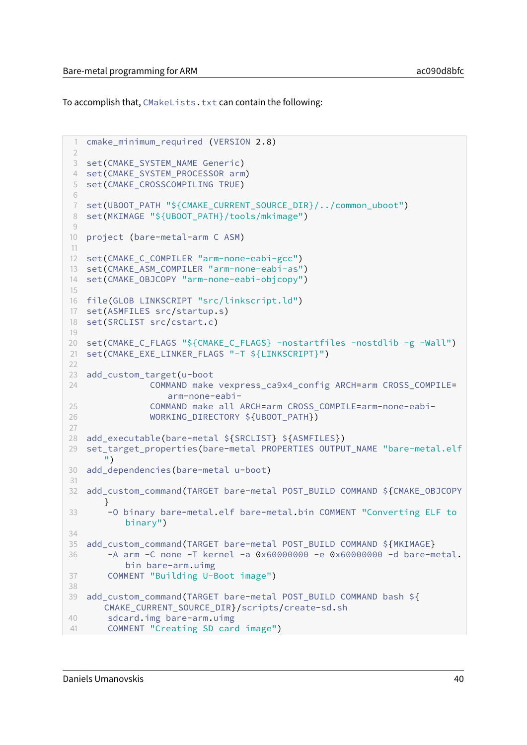To accomplish that, `CMakeLists.txt` can contain the following:

```
cmake_minimum_required (VERSION 2.8)

set(CMAKE_SYSTEM_NAME Generic)
set(CMAKE_SYSTEM_PROCESSOR arm)
set(CMAKE_CROSSCOMPILING TRUE)

set(UBOOT_PATH "${CMAKE_CURRENT_SOURCE_DIR}/../common_uboot")
set(MKIMAGE "${UBOOT_PATH}/tools/mkimage")

project (bare-metal-arm C ASM)

set(CMAKE_C_COMPILER "arm-none-eabi-gcc")
set(CMAKE_ASM_COMPILER "arm-none-eabi-as")
set(CMAKE_OBJCOPY "arm-none-eabi-objcopy")

file(GLOB LINKSCRIPT "src/linkscript.ld")
set(ASMFILES src/startup.s)
set(SRCLIST src/cstart.c)

set(CMAKE_C_FLAGS "${CMAKE_C_FLAGS} -nostartfiles -nostdlib -g -Wall")
set(CMAKE_EXE_LINKER_FLAGS "-T ${LINKSCRIPT}")

add_custom_target(u-boot
            COMMAND make vexpress_ca9x4_config ARCH=arm CROSS_COMPILE=
                arm-none-eabi-
            COMMAND make all ARCH=arm CROSS_COMPILE=arm-none-eabi-
            WORKING_DIRECTORY ${UBOOT_PATH})

add_executable(bare-metal ${SRCLIST} ${ASMFILES})
set_target_properties(bare-metal PROPERTIES OUTPUT_NAME "bare-metal.elf
    ")
add_dependencies(bare-metal u-boot)

add_custom_command(TARGET bare-metal POST_BUILD COMMAND ${CMAKE_OBJCOPY
    }
     -O binary bare-metal.elf bare-metal.bin COMMENT "Converting ELF to
        binary")

add_custom_command(TARGET bare-metal POST_BUILD COMMAND ${MKIMAGE}
     -A arm -C none -T kernel -a 0x60000000 -e 0x60000000 -d bare-metal.
        bin bare-arm.uimg
     COMMENT "Building U-Boot image")

add_custom_command(TARGET bare-metal POST_BUILD COMMAND bash ${
    CMAKE_CURRENT_SOURCE_DIR}/scripts/create-sd.sh
     sdcard.img bare-arm.uimg
     COMMENT "Creating SD card image")
```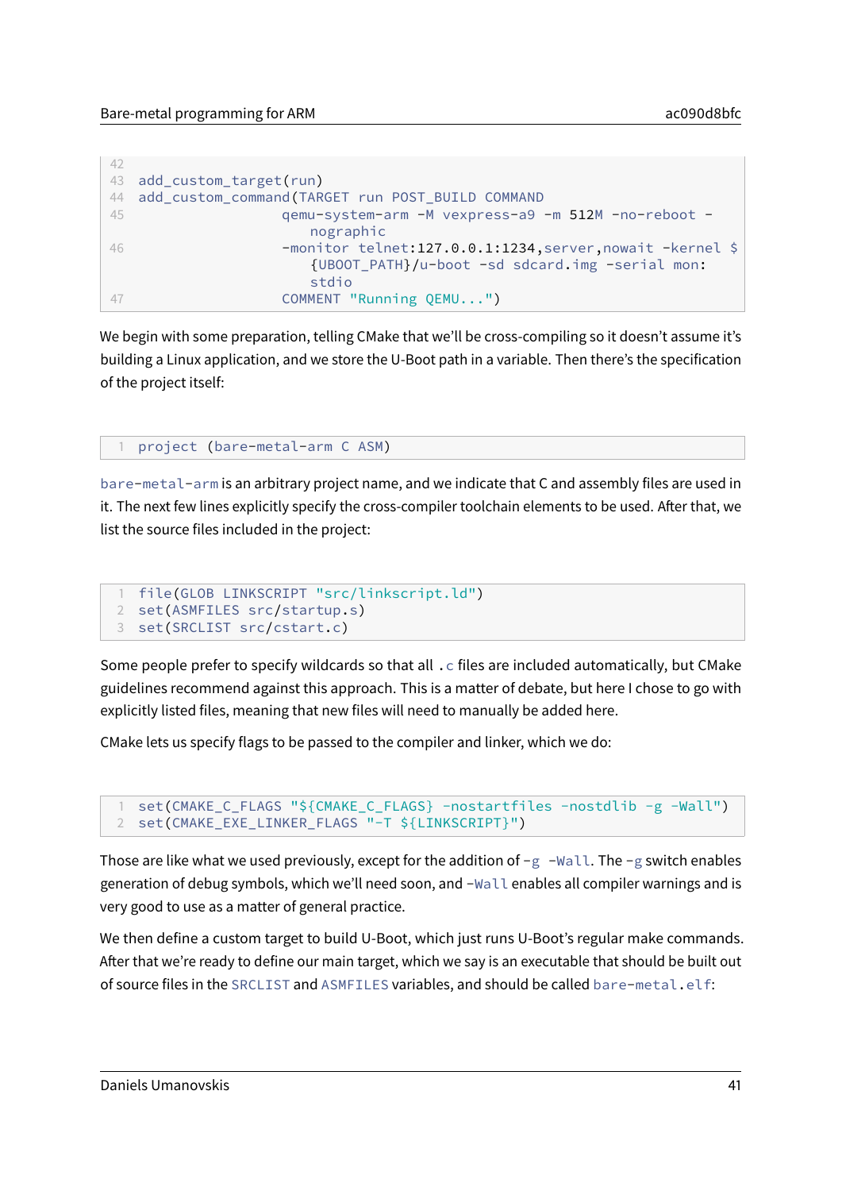```
add_custom_target(run)
add_custom_command(TARGET run POST_BUILD COMMAND
                   qemu-system-arm -M vexpress-a9 -m 512M -no-reboot -nographic
                   -monitor telnet:127.0.0.1:1234,server,nowait -kernel ${UBOOT_PATH}/u-boot -sd sdcard.img -serial mon:stdio
                   COMMENT "Running QEMU...")
```

We begin with some preparation, telling CMake that we'll be cross-compiling so it doesn't assume it's building a Linux application, and we store the U-Boot path in a variable. Then there's the specification of the project itself:

```
project (bare-metal-arm C ASM)
```

`bare-metal-arm` is an arbitrary project name, and we indicate that C and assembly files are used in it. The next few lines explicitly specify the cross-compiler toolchain elements to be used. After that, we list the source files included in the project:

```
file(GLOB LINKSCRIPT "src/linkscript.ld")
set(ASMFILES src/startup.s)
set(SRCLIST src/cstart.c)
```

Some people prefer to specify wildcards so that all `.c` files are included automatically, but CMake guidelines recommend against this approach. This is a matter of debate, but here I chose to go with explicitly listed files, meaning that new files will need to manually be added here.

CMake lets us specify flags to be passed to the compiler and linker, which we do:

```
set(CMAKE_C_FLAGS "${CMAKE_C_FLAGS} -nostartfiles -nostdlib -g -Wall")
set(CMAKE_EXE_LINKER_FLAGS "-T ${LINKSCRIPT}")
```

Those are like what we used previously, except for the addition of `-g -Wall`. The `-g` switch enables generation of debug symbols, which we'll need soon, and `-Wall` enables all compiler warnings and is very good to use as a matter of general practice.

We then define a custom target to build U-Boot, which just runs U-Boot's regular make commands. After that we're ready to define our main target, which we say is an executable that should be built out of source files in the `SRCLIST` and `ASMFILES` variables, and should be called `bare-metal.elf`: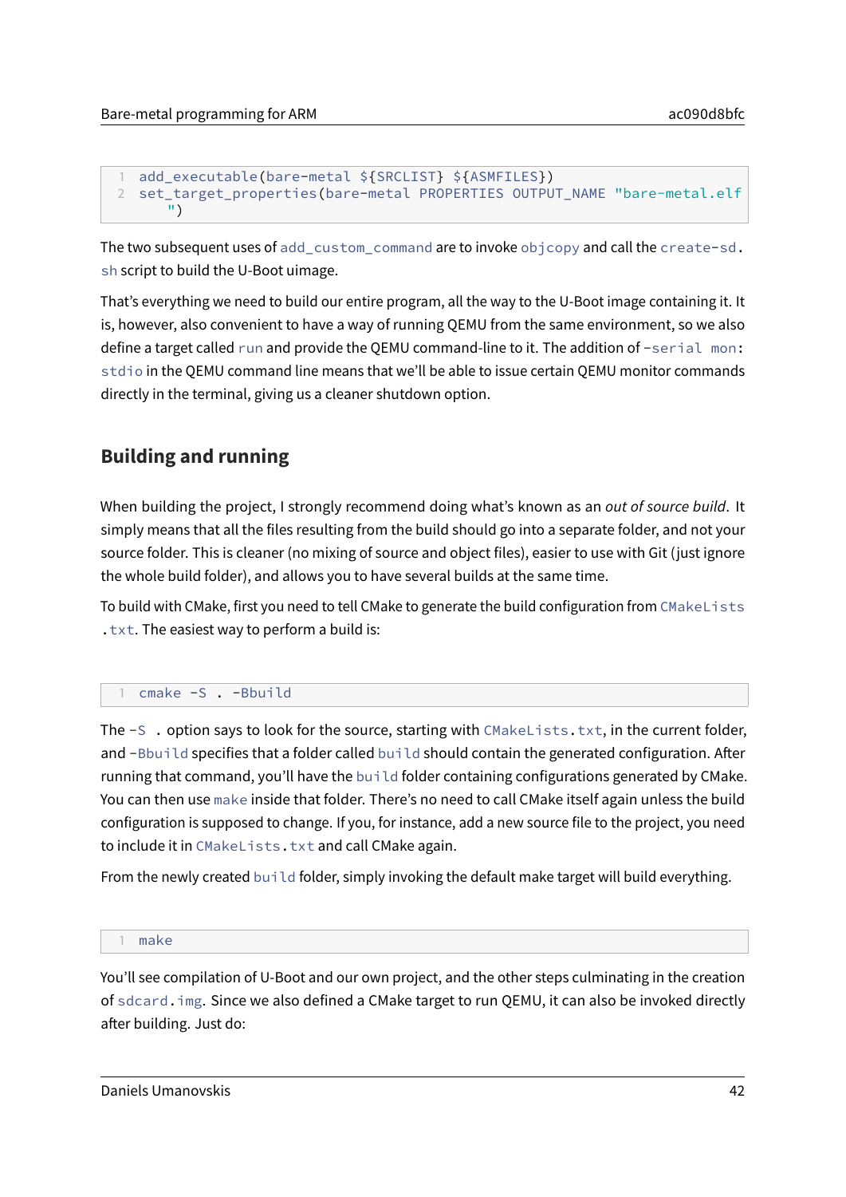```
add_executable(bare-metal ${SRCLIST} ${ASMFILES})
set_target_properties(bare-metal PROPERTIES OUTPUT_NAME "bare-metal.elf
    ")
```

The two subsequent uses of `add_custom_command` are to invoke `objcopy` and call the `create-sd.sh` script to build the U-Boot uimage.

That's everything we need to build our entire program, all the way to the U-Boot image containing it. It is, however, also convenient to have a way of running QEMU from the same environment, so we also define a target called `run` and provide the QEMU command-line to it. The addition of `-serial mon:stdio` in the QEMU command line means that we'll be able to issue certain QEMU monitor commands directly in the terminal, giving us a cleaner shutdown option.

## Building and running

When building the project, I strongly recommend doing what's known as an *out of source build*. It simply means that all the files resulting from the build should go into a separate folder, and not your source folder. This is cleaner (no mixing of source and object files), easier to use with Git (just ignore the whole build folder), and allows you to have several builds at the same time.

To build with CMake, first you need to tell CMake to generate the build configuration from `CMakeLists.txt`. The easiest way to perform a build is:

```
cmake -S . -Bbuild
```

The `-S .` option says to look for the source, starting with `CMakeLists.txt`, in the current folder, and `-Bbuild` specifies that a folder called `build` should contain the generated configuration. After running that command, you'll have the `build` folder containing configurations generated by CMake. You can then use `make` inside that folder. There's no need to call CMake itself again unless the build configuration is supposed to change. If you, for instance, add a new source file to the project, you need to include it in `CMakeLists.txt` and call CMake again.

From the newly created `build` folder, simply invoking the default make target will build everything.

```
make
```

You'll see compilation of U-Boot and our own project, and the other steps culminating in the creation of `sdcard.img`. Since we also defined a CMake target to run QEMU, it can also be invoked directly after building. Just do: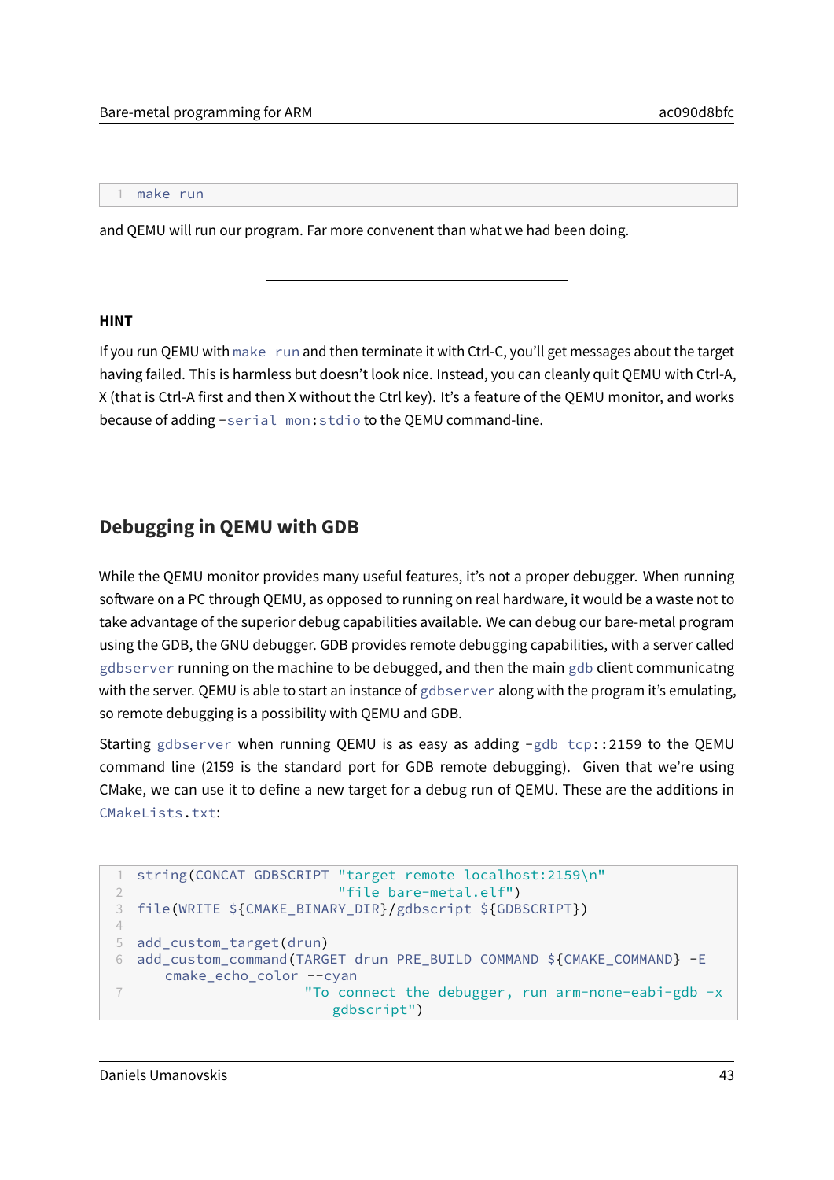```
make run
```

and QEMU will run our program. Far more convenent than what we had been doing.

---

**HINT**

If you run QEMU with `make run` and then terminate it with Ctrl-C, you'll get messages about the target having failed. This is harmless but doesn't look nice. Instead, you can cleanly quit QEMU with Ctrl-A, X (that is Ctrl-A first and then X without the Ctrl key). It's a feature of the QEMU monitor, and works because of adding `-serial mon:stdio` to the QEMU command-line.

---

## Debugging in QEMU with GDB

While the QEMU monitor provides many useful features, it's not a proper debugger. When running software on a PC through QEMU, as opposed to running on real hardware, it would be a waste not to take advantage of the superior debug capabilities available. We can debug our bare-metal program using the GDB, the GNU debugger. GDB provides remote debugging capabilities, with a server called `gdbserver` running on the machine to be debugged, and then the main `gdb` client communicatng with the server. QEMU is able to start an instance of `gdbserver` along with the program it's emulating, so remote debugging is a possibility with QEMU and GDB.

Starting `gdbserver` when running QEMU is as easy as adding `-gdb tcp::2159` to the QEMU command line (2159 is the standard port for GDB remote debugging). Given that we're using CMake, we can use it to define a new target for a debug run of QEMU. These are the additions in `CMakeLists.txt`:

```
string(CONCAT GDBSCRIPT "target remote localhost:2159\n"
                        "file bare-metal.elf")
file(WRITE ${CMAKE_BINARY_DIR}/gdbscript ${GDBSCRIPT})

add_custom_target(drun)
add_custom_command(TARGET drun PRE_BUILD COMMAND ${CMAKE_COMMAND} -E
    cmake_echo_color --cyan
                     "To connect the debugger, run arm-none-eabi-gdb -x
                        gdbscript")
```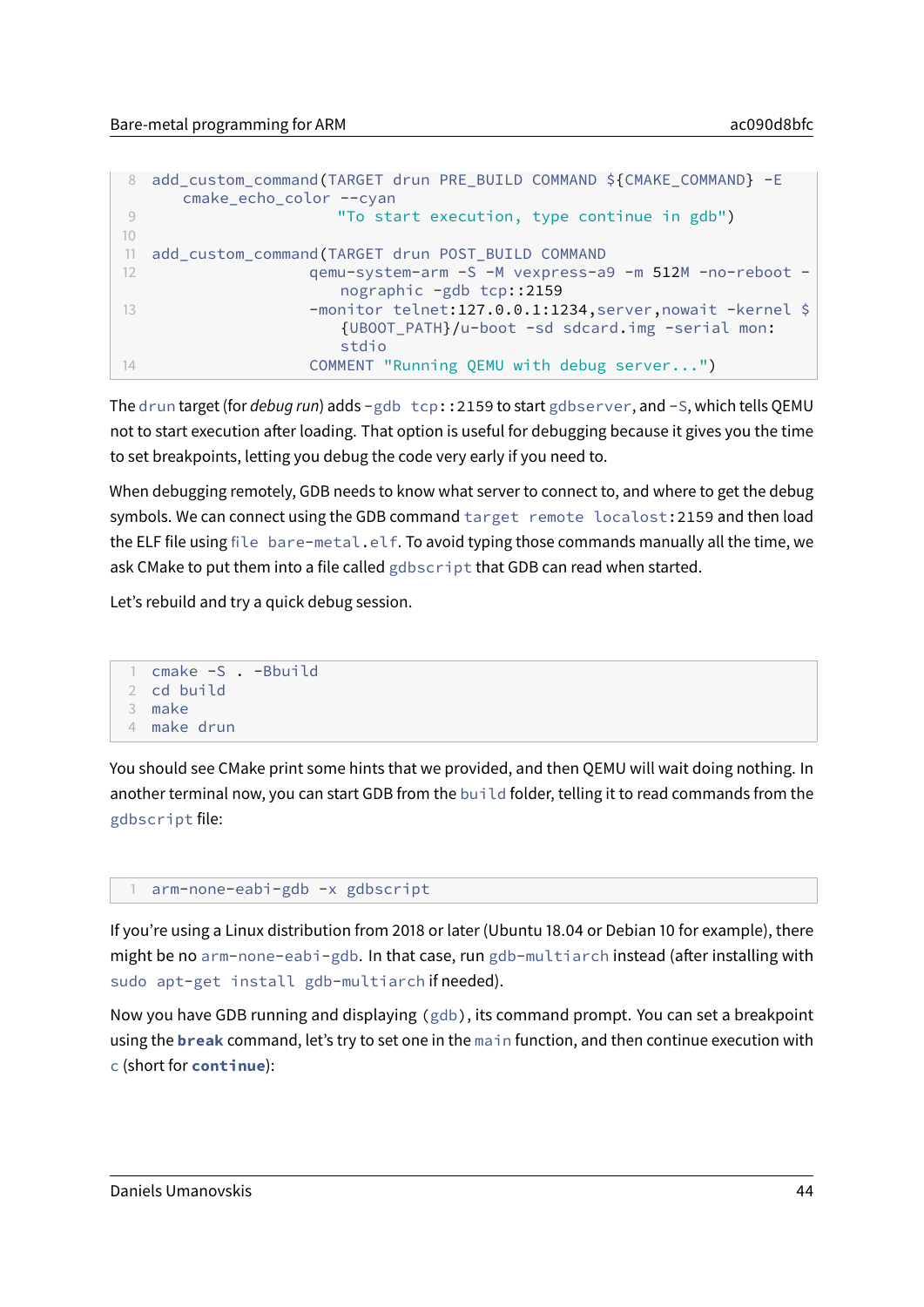```
add_custom_command(TARGET drun PRE_BUILD COMMAND ${CMAKE_COMMAND} -E
    cmake_echo_color --cyan
                      "To start execution, type continue in gdb")

add_custom_command(TARGET drun POST_BUILD COMMAND
                   qemu-system-arm -S -M vexpress-a9 -m 512M -no-reboot -
                       nographic -gdb tcp::2159
                   -monitor telnet:127.0.0.1:1234,server,nowait -kernel $
                       {UBOOT_PATH}/u-boot -sd sdcard.img -serial mon:
                       stdio
                   COMMENT "Running QEMU with debug server...")
```

The `drun` target (for *debug run*) adds `-gdb tcp::2159` to start `gdbserver`, and `-S`, which tells QEMU not to start execution after loading. That option is useful for debugging because it gives you the time to set breakpoints, letting you debug the code very early if you need to.

When debugging remotely, GDB needs to know what server to connect to, and where to get the debug symbols. We can connect using the GDB command `target remote localost:2159` and then load the ELF file using `file bare-metal.elf`. To avoid typing those commands manually all the time, we ask CMake to put them into a file called `gdbscript` that GDB can read when started.

Let's rebuild and try a quick debug session.

```
cmake -S . -Bbuild
cd build
make
make drun
```

You should see CMake print some hints that we provided, and then QEMU will wait doing nothing. In another terminal now, you can start GDB from the `build` folder, telling it to read commands from the `gdbscript` file:

```
arm-none-eabi-gdb -x gdbscript
```

If you're using a Linux distribution from 2018 or later (Ubuntu 18.04 or Debian 10 for example), there might be no `arm-none-eabi-gdb`. In that case, run `gdb-multiarch` instead (after installing with `sudo apt-get install gdb-multiarch` if needed).

Now you have GDB running and displaying `(gdb)`, its command prompt. You can set a breakpoint using the **`break`** command, let's try to set one in the `main` function, and then continue execution with `c` (short for **`continue`**):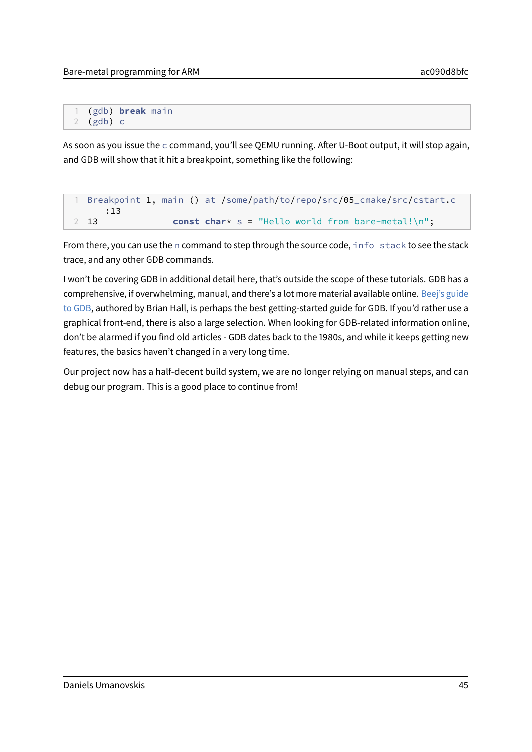```
(gdb) break main
(gdb) c
```

As soon as you issue the `c` command, you'll see QEMU running. After U-Boot output, it will stop again, and GDB will show that it hit a breakpoint, something like the following:

```
Breakpoint 1, main () at /some/path/to/repo/src/05_cmake/src/cstart.c
    :13
13              const char* s = "Hello world from bare-metal!\n";
```

From there, you can use the `n` command to step through the source code, `info stack` to see the stack trace, and any other GDB commands.

I won't be covering GDB in additional detail here, that's outside the scope of these tutorials. GDB has a comprehensive, if overwhelming, manual, and there's a lot more material available online. Beej's guide to GDB, authored by Brian Hall, is perhaps the best getting-started guide for GDB. If you'd rather use a graphical front-end, there is also a large selection. When looking for GDB-related information online, don't be alarmed if you find old articles - GDB dates back to the 1980s, and while it keeps getting new features, the basics haven't changed in a very long time.

Our project now has a half-decent build system, we are no longer relying on manual steps, and can debug our program. This is a good place to continue from!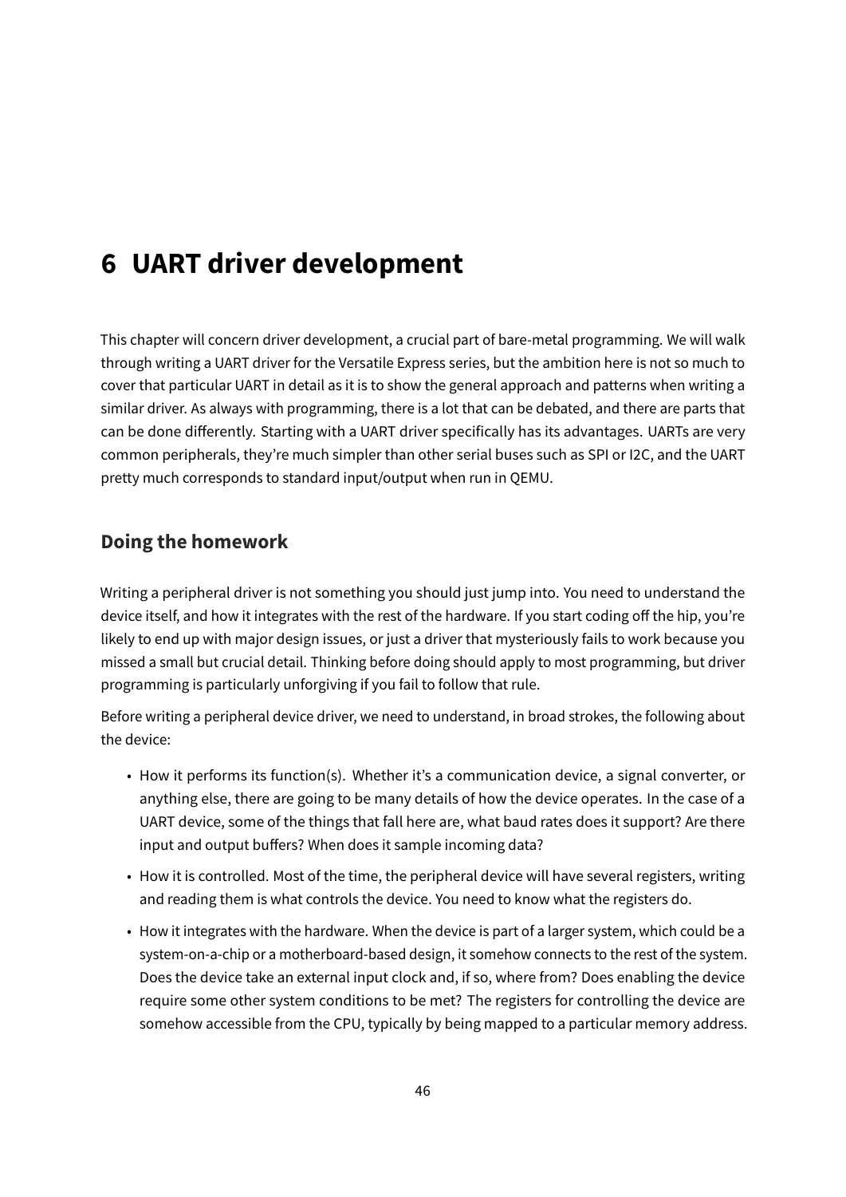# 6 UART driver development

This chapter will concern driver development, a crucial part of bare-metal programming. We will walk through writing a UART driver for the Versatile Express series, but the ambition here is not so much to cover that particular UART in detail as it is to show the general approach and patterns when writing a similar driver. As always with programming, there is a lot that can be debated, and there are parts that can be done differently. Starting with a UART driver specifically has its advantages. UARTs are very common peripherals, they're much simpler than other serial buses such as SPI or I2C, and the UART pretty much corresponds to standard input/output when run in QEMU.

## Doing the homework

Writing a peripheral driver is not something you should just jump into. You need to understand the device itself, and how it integrates with the rest of the hardware. If you start coding off the hip, you're likely to end up with major design issues, or just a driver that mysteriously fails to work because you missed a small but crucial detail. Thinking before doing should apply to most programming, but driver programming is particularly unforgiving if you fail to follow that rule.

Before writing a peripheral device driver, we need to understand, in broad strokes, the following about the device:

- How it performs its function(s). Whether it's a communication device, a signal converter, or anything else, there are going to be many details of how the device operates. In the case of a UART device, some of the things that fall here are, what baud rates does it support? Are there input and output buffers? When does it sample incoming data?
- How it is controlled. Most of the time, the peripheral device will have several registers, writing and reading them is what controls the device. You need to know what the registers do.
- How it integrates with the hardware. When the device is part of a larger system, which could be a system-on-a-chip or a motherboard-based design, it somehow connects to the rest of the system. Does the device take an external input clock and, if so, where from? Does enabling the device require some other system conditions to be met? The registers for controlling the device are somehow accessible from the CPU, typically by being mapped to a particular memory address.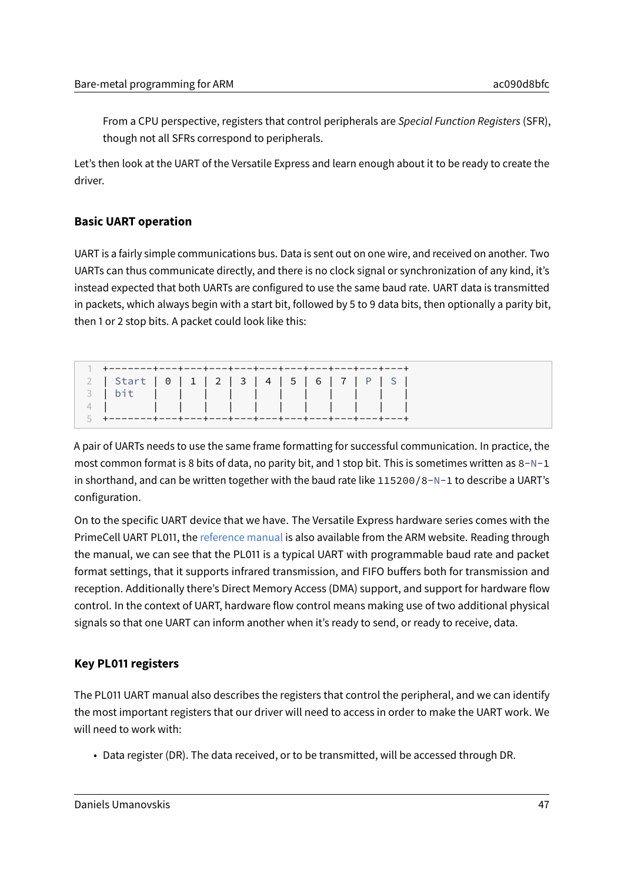From a CPU perspective, registers that control peripherals are *Special Function Registers* (SFR), though not all SFRs correspond to peripherals.

Let's then look at the UART of the Versatile Express and learn enough about it to be ready to create the driver.

### Basic UART operation

UART is a fairly simple communications bus. Data is sent out on one wire, and received on another. Two UARTs can thus communicate directly, and there is no clock signal or synchronization of any kind, it's instead expected that both UARTs are configured to use the same baud rate. UART data is transmitted in packets, which always begin with a start bit, followed by 5 to 9 data bits, then optionally a parity bit, then 1 or 2 stop bits. A packet could look like this:

```
+-------+---+---+---+---+---+---+---+---+---+---+
| Start | 0 | 1 | 2 | 3 | 4 | 5 | 6 | 7 | P | S |
| bit   |   |   |   |   |   |   |   |   |   |   |
|       |   |   |   |   |   |   |   |   |   |   |
+-------+---+---+---+---+---+---+---+---+---+---+
```

A pair of UARTs needs to use the same frame formatting for successful communication. In practice, the most common format is 8 bits of data, no parity bit, and 1 stop bit. This is sometimes written as `8-N-1` in shorthand, and can be written together with the baud rate like `115200/8-N-1` to describe a UART's configuration.

On to the specific UART device that we have. The Versatile Express hardware series comes with the PrimeCell UART PL011, the reference manual is also available from the ARM website. Reading through the manual, we can see that the PL011 is a typical UART with programmable baud rate and packet format settings, that it supports infrared transmission, and FIFO buffers both for transmission and reception. Additionally there's Direct Memory Access (DMA) support, and support for hardware flow control. In the context of UART, hardware flow control means making use of two additional physical signals so that one UART can inform another when it's ready to send, or ready to receive, data.

### Key PL011 registers

The PL011 UART manual also describes the registers that control the peripheral, and we can identify the most important registers that our driver will need to access in order to make the UART work. We will need to work with:

- Data register (DR). The data received, or to be transmitted, will be accessed through DR.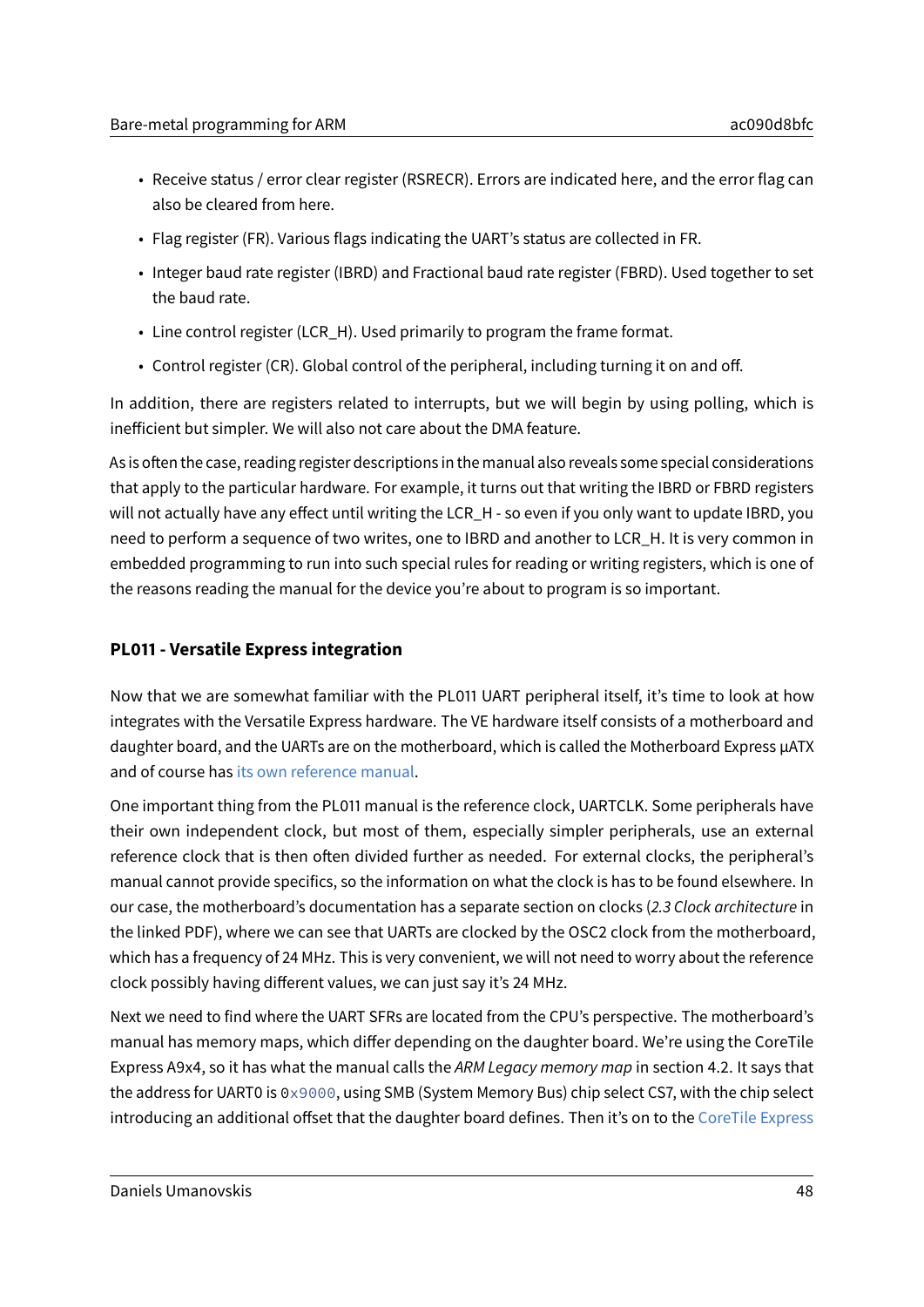- Receive status / error clear register (RSRECR). Errors are indicated here, and the error flag can also be cleared from here.
- Flag register (FR). Various flags indicating the UART's status are collected in FR.
- Integer baud rate register (IBRD) and Fractional baud rate register (FBRD). Used together to set the baud rate.
- Line control register (LCR_H). Used primarily to program the frame format.
- Control register (CR). Global control of the peripheral, including turning it on and off.

In addition, there are registers related to interrupts, but we will begin by using polling, which is inefficient but simpler. We will also not care about the DMA feature.

As is often the case, reading register descriptions in the manual also reveals some special considerations that apply to the particular hardware. For example, it turns out that writing the IBRD or FBRD registers will not actually have any effect until writing the LCR_H - so even if you only want to update IBRD, you need to perform a sequence of two writes, one to IBRD and another to LCR_H. It is very common in embedded programming to run into such special rules for reading or writing registers, which is one of the reasons reading the manual for the device you're about to program is so important.

### PL011 - Versatile Express integration

Now that we are somewhat familiar with the PL011 UART peripheral itself, it's time to look at how integrates with the Versatile Express hardware. The VE hardware itself consists of a motherboard and daughter board, and the UARTs are on the motherboard, which is called the Motherboard Express µATX and of course has its own reference manual.

One important thing from the PL011 manual is the reference clock, UARTCLK. Some peripherals have their own independent clock, but most of them, especially simpler peripherals, use an external reference clock that is then often divided further as needed. For external clocks, the peripheral's manual cannot provide specifics, so the information on what the clock is has to be found elsewhere. In our case, the motherboard's documentation has a separate section on clocks (*2.3 Clock architecture* in the linked PDF), where we can see that UARTs are clocked by the OSC2 clock from the motherboard, which has a frequency of 24 MHz. This is very convenient, we will not need to worry about the reference clock possibly having different values, we can just say it's 24 MHz.

Next we need to find where the UART SFRs are located from the CPU's perspective. The motherboard's manual has memory maps, which differ depending on the daughter board. We're using the CoreTile Express A9x4, so it has what the manual calls the *ARM Legacy memory map* in section 4.2. It says that the address for UART0 is `0x9000`, using SMB (System Memory Bus) chip select CS7, with the chip select introducing an additional offset that the daughter board defines. Then it's on to the CoreTile Express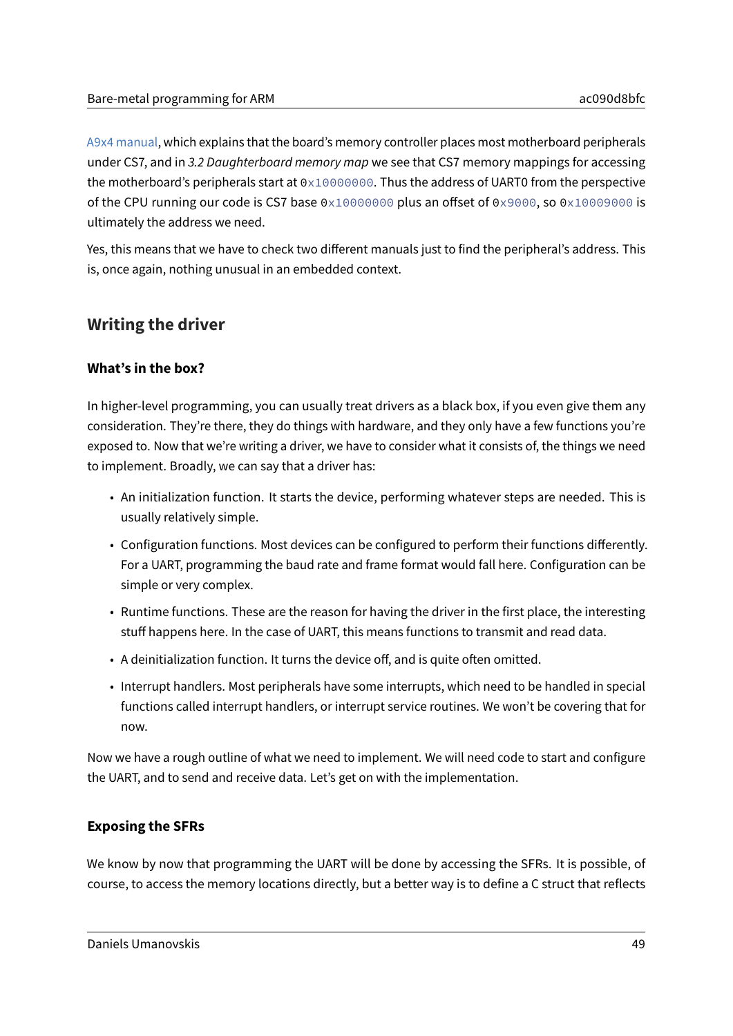A9x4 manual, which explains that the board's memory controller places most motherboard peripherals under CS7, and in *3.2 Daughterboard memory map* we see that CS7 memory mappings for accessing the motherboard's peripherals start at `0x10000000`. Thus the address of UART0 from the perspective of the CPU running our code is CS7 base `0x10000000` plus an offset of `0x9000`, so `0x10009000` is ultimately the address we need.

Yes, this means that we have to check two different manuals just to find the peripheral's address. This is, once again, nothing unusual in an embedded context.

## Writing the driver

### What's in the box?

In higher-level programming, you can usually treat drivers as a black box, if you even give them any consideration. They're there, they do things with hardware, and they only have a few functions you're exposed to. Now that we're writing a driver, we have to consider what it consists of, the things we need to implement. Broadly, we can say that a driver has:

- An initialization function. It starts the device, performing whatever steps are needed. This is usually relatively simple.
- Configuration functions. Most devices can be configured to perform their functions differently. For a UART, programming the baud rate and frame format would fall here. Configuration can be simple or very complex.
- Runtime functions. These are the reason for having the driver in the first place, the interesting stuff happens here. In the case of UART, this means functions to transmit and read data.
- A deinitialization function. It turns the device off, and is quite often omitted.
- Interrupt handlers. Most peripherals have some interrupts, which need to be handled in special functions called interrupt handlers, or interrupt service routines. We won't be covering that for now.

Now we have a rough outline of what we need to implement. We will need code to start and configure the UART, and to send and receive data. Let's get on with the implementation.

### Exposing the SFRs

We know by now that programming the UART will be done by accessing the SFRs. It is possible, of course, to access the memory locations directly, but a better way is to define a C struct that reflects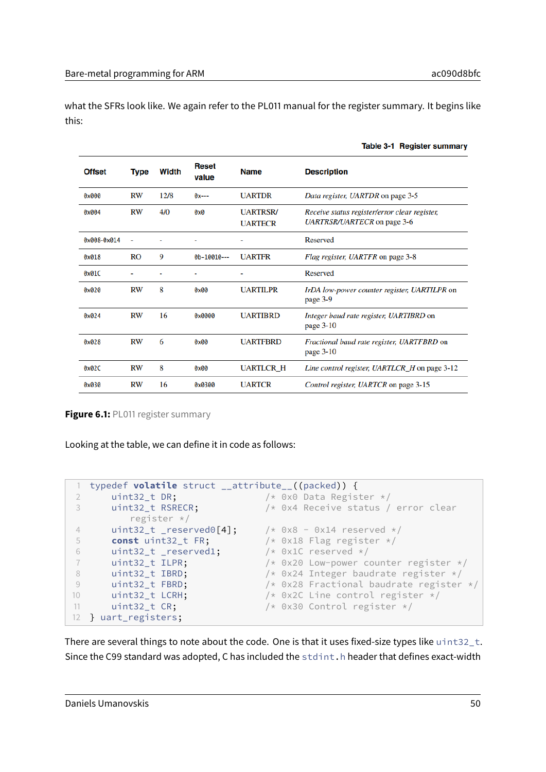what the SFRs look like. We again refer to the PL011 manual for the register summary. It begins like this:

**Table 3-1 Register summary**

| Offset | Type | Width | Reset value | Name | Description |
|---|---|---|---|---|---|
| 0x000 | RW | 12/8 | 0x--- | UARTDR | *Data register, UARTDR* on page 3-5 |
| 0x004 | RW | 4/0 | 0x0 | UARTRSR/ UARTECR | *Receive status register/error clear register, UARTRSR/UARTECR* on page 3-6 |
| 0x008-0x014 | - | - | - | - | Reserved |
| 0x018 | RO | 9 | 0b-10010--- | UARTFR | *Flag register, UARTFR* on page 3-8 |
| 0x01C | - | - | - | - | Reserved |
| 0x020 | RW | 8 | 0x00 | UARTILPR | *IrDA low-power counter register, UARTILPR* on page 3-9 |
| 0x024 | RW | 16 | 0x0000 | UARTIBRD | *Integer baud rate register, UARTIBRD* on page 3-10 |
| 0x028 | RW | 6 | 0x00 | UARTFBRD | *Fractional baud rate register, UARTFBRD* on page 3-10 |
| 0x02C | RW | 8 | 0x00 | UARTLCR_H | *Line control register, UARTLCR_H* on page 3-12 |
| 0x030 | RW | 16 | 0x0300 | UARTCR | *Control register, UARTCR* on page 3-15 |

**Figure 6.1:** PL011 register summary

Looking at the table, we can define it in code as follows:

```c
typedef volatile struct __attribute__((packed)) {
    uint32_t DR;                /* 0x0 Data Register */
    uint32_t RSRECR;            /* 0x4 Receive status / error clear
        register */
    uint32_t _reserved0[4];     /* 0x8 - 0x14 reserved */
    const uint32_t FR;          /* 0x18 Flag register */
    uint32_t _reserved1;        /* 0x1C reserved */
    uint32_t ILPR;              /* 0x20 Low-power counter register */
    uint32_t IBRD;              /* 0x24 Integer baudrate register */
    uint32_t FBRD;              /* 0x28 Fractional baudrate register */
    uint32_t LCRH;              /* 0x2C Line control register */
    uint32_t CR;                /* 0x30 Control register */
} uart_registers;
```

There are several things to note about the code. One is that it uses fixed-size types like `uint32_t`. Since the C99 standard was adopted, C has included the `stdint.h` header that defines exact-width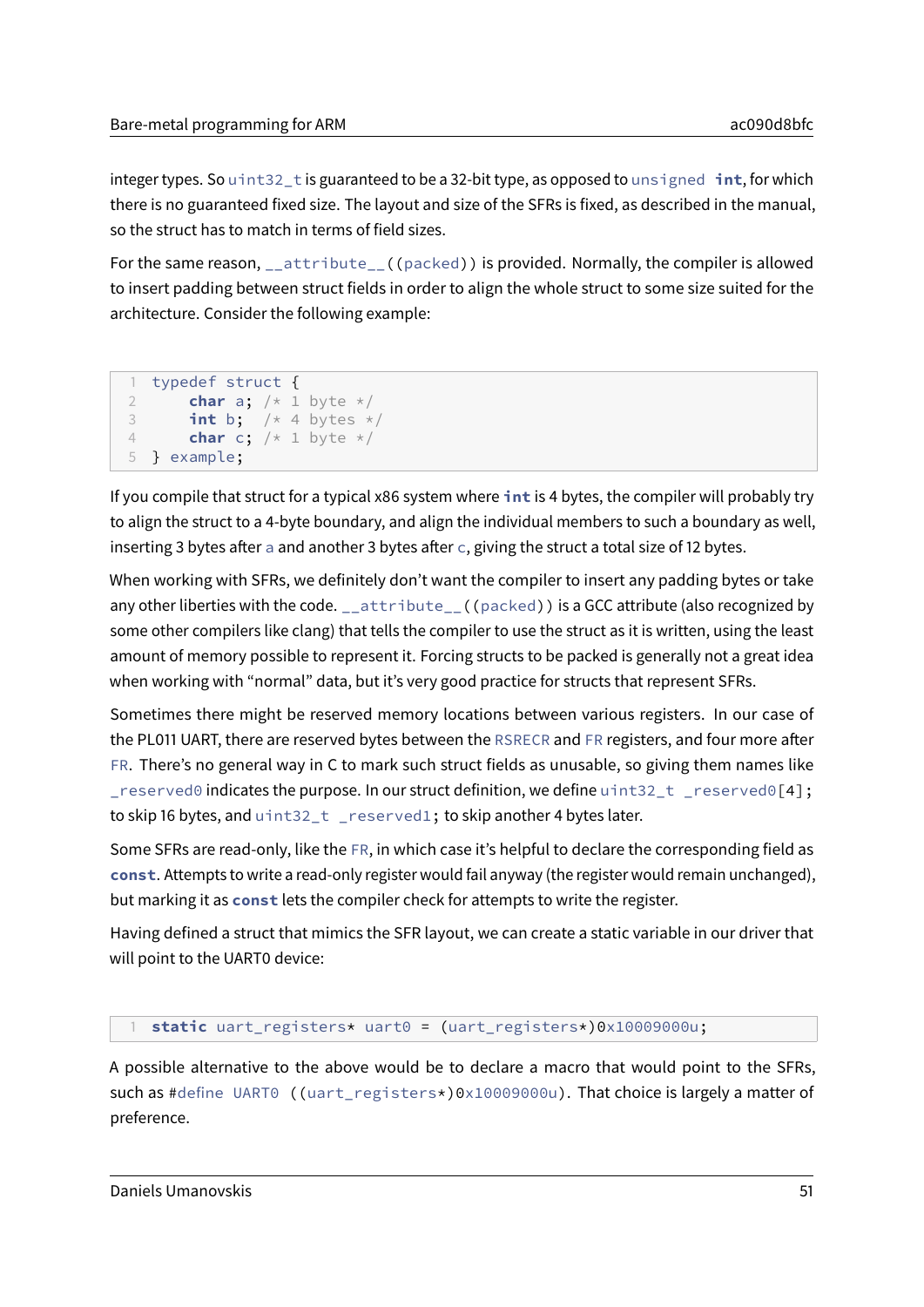integer types. So `uint32_t` is guaranteed to be a 32-bit type, as opposed to `unsigned int`, for which there is no guaranteed fixed size. The layout and size of the SFRs is fixed, as described in the manual, so the struct has to match in terms of field sizes.

For the same reason, `__attribute__((packed))` is provided. Normally, the compiler is allowed to insert padding between struct fields in order to align the whole struct to some size suited for the architecture. Consider the following example:

```
typedef struct {
    char a; /* 1 byte */
    int b;  /* 4 bytes */
    char c; /* 1 byte */
} example;
```

If you compile that struct for a typical x86 system where `int` is 4 bytes, the compiler will probably try to align the struct to a 4-byte boundary, and align the individual members to such a boundary as well, inserting 3 bytes after `a` and another 3 bytes after `c`, giving the struct a total size of 12 bytes.

When working with SFRs, we definitely don't want the compiler to insert any padding bytes or take any other liberties with the code. `__attribute__((packed))` is a GCC attribute (also recognized by some other compilers like clang) that tells the compiler to use the struct as it is written, using the least amount of memory possible to represent it. Forcing structs to be packed is generally not a great idea when working with "normal" data, but it's very good practice for structs that represent SFRs.

Sometimes there might be reserved memory locations between various registers. In our case of the PL011 UART, there are reserved bytes between the `RSRECR` and `FR` registers, and four more after `FR`. There's no general way in C to mark such struct fields as unusable, so giving them names like `_reserved0` indicates the purpose. In our struct definition, we define `uint32_t _reserved0[4];` to skip 16 bytes, and `uint32_t _reserved1;` to skip another 4 bytes later.

Some SFRs are read-only, like the `FR`, in which case it's helpful to declare the corresponding field as `const`. Attempts to write a read-only register would fail anyway (the register would remain unchanged), but marking it as `const` lets the compiler check for attempts to write the register.

Having defined a struct that mimics the SFR layout, we can create a static variable in our driver that will point to the UART0 device:

```
static uart_registers* uart0 = (uart_registers*)0x10009000u;
```

A possible alternative to the above would be to declare a macro that would point to the SFRs, such as `#define UART0 ((uart_registers*)0x10009000u)`. That choice is largely a matter of preference.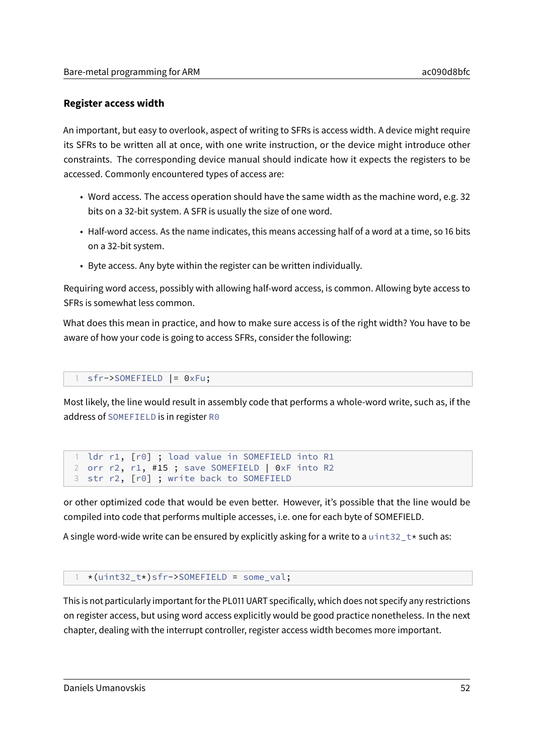### Register access width

An important, but easy to overlook, aspect of writing to SFRs is access width. A device might require its SFRs to be written all at once, with one write instruction, or the device might introduce other constraints. The corresponding device manual should indicate how it expects the registers to be accessed. Commonly encountered types of access are:

- Word access. The access operation should have the same width as the machine word, e.g. 32 bits on a 32-bit system. A SFR is usually the size of one word.
- Half-word access. As the name indicates, this means accessing half of a word at a time, so 16 bits on a 32-bit system.
- Byte access. Any byte within the register can be written individually.

Requiring word access, possibly with allowing half-word access, is common. Allowing byte access to SFRs is somewhat less common.

What does this mean in practice, and how to make sure access is of the right width? You have to be aware of how your code is going to access SFRs, consider the following:

```
sfr->SOMEFIELD |= 0xFu;
```

Most likely, the line would result in assembly code that performs a whole-word write, such as, if the address of `SOMEFIELD` is in register `R0`

```
ldr r1, [r0] ; load value in SOMEFIELD into R1
orr r2, r1, #15 ; save SOMEFIELD | 0xF into R2
str r2, [r0] ; write back to SOMEFIELD
```

or other optimized code that would be even better. However, it's possible that the line would be compiled into code that performs multiple accesses, i.e. one for each byte of SOMEFIELD.

A single word-wide write can be ensured by explicitly asking for a write to a `uint32_t*` such as:

```
*(uint32_t*)sfr->SOMEFIELD = some_val;
```

This is not particularly important for the PL011 UART specifically, which does not specify any restrictions on register access, but using word access explicitly would be good practice nonetheless. In the next chapter, dealing with the interrupt controller, register access width becomes more important.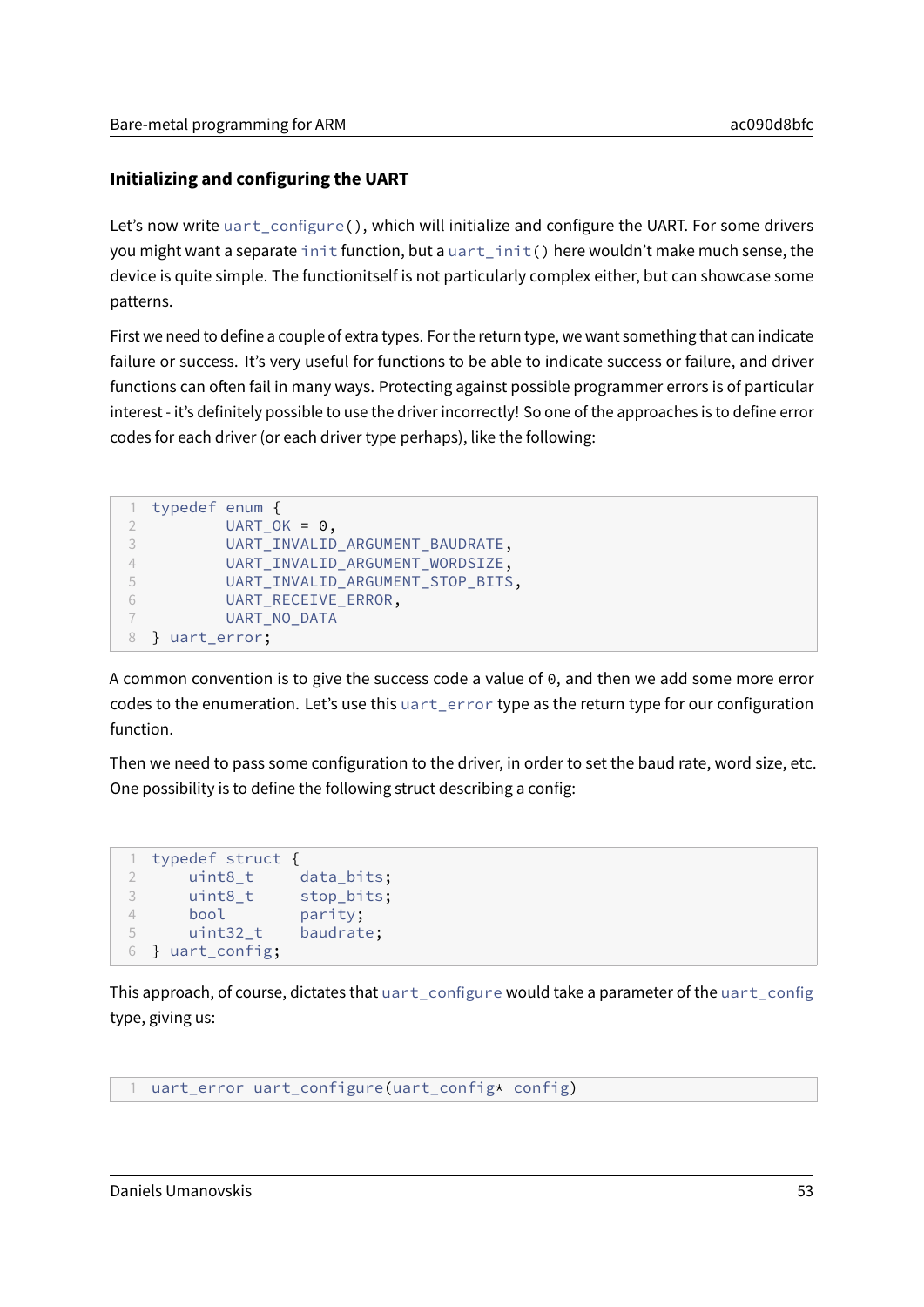### Initializing and configuring the UART

Let's now write `uart_configure()`, which will initialize and configure the UART. For some drivers you might want a separate `init` function, but a `uart_init()` here wouldn't make much sense, the device is quite simple. The functionitself is not particularly complex either, but can showcase some patterns.

First we need to define a couple of extra types. For the return type, we want something that can indicate failure or success. It's very useful for functions to be able to indicate success or failure, and driver functions can often fail in many ways. Protecting against possible programmer errors is of particular interest - it's definitely possible to use the driver incorrectly! So one of the approaches is to define error codes for each driver (or each driver type perhaps), like the following:

```
typedef enum {
        UART_OK = 0,
        UART_INVALID_ARGUMENT_BAUDRATE,
        UART_INVALID_ARGUMENT_WORDSIZE,
        UART_INVALID_ARGUMENT_STOP_BITS,
        UART_RECEIVE_ERROR,
        UART_NO_DATA
} uart_error;
```

A common convention is to give the success code a value of `0`, and then we add some more error codes to the enumeration. Let's use this `uart_error` type as the return type for our configuration function.

Then we need to pass some configuration to the driver, in order to set the baud rate, word size, etc. One possibility is to define the following struct describing a config:

```
typedef struct {
    uint8_t     data_bits;
    uint8_t     stop_bits;
    bool        parity;
    uint32_t    baudrate;
} uart_config;
```

This approach, of course, dictates that `uart_configure` would take a parameter of the `uart_config` type, giving us:

```
uart_error uart_configure(uart_config* config)
```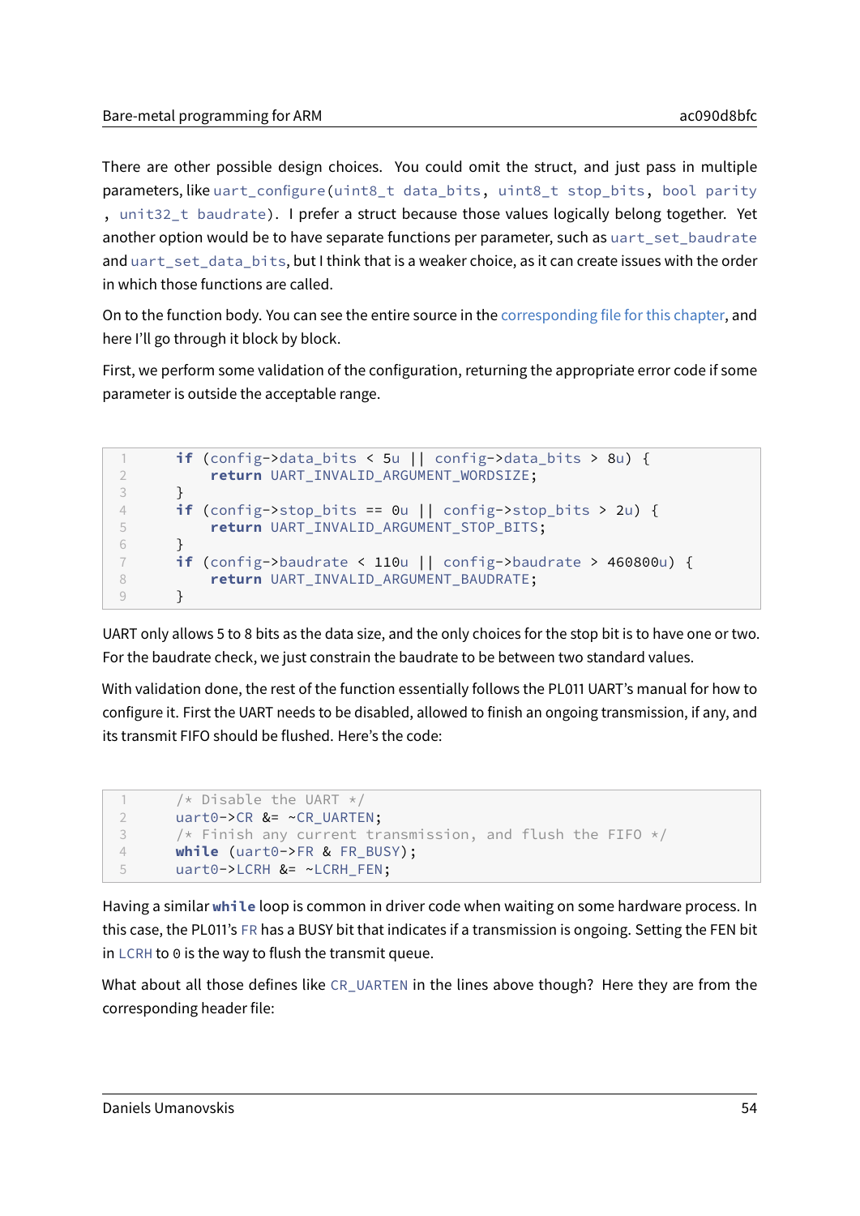There are other possible design choices. You could omit the struct, and just pass in multiple parameters, like `uart_configure(uint8_t data_bits, uint8_t stop_bits, bool parity, unit32_t baudrate)`. I prefer a struct because those values logically belong together. Yet another option would be to have separate functions per parameter, such as `uart_set_baudrate` and `uart_set_data_bits`, but I think that is a weaker choice, as it can create issues with the order in which those functions are called.

On to the function body. You can see the entire source in the corresponding file for this chapter, and here I'll go through it block by block.

First, we perform some validation of the configuration, returning the appropriate error code if some parameter is outside the acceptable range.

```
    if (config->data_bits < 5u || config->data_bits > 8u) {
        return UART_INVALID_ARGUMENT_WORDSIZE;
    }
    if (config->stop_bits == 0u || config->stop_bits > 2u) {
        return UART_INVALID_ARGUMENT_STOP_BITS;
    }
    if (config->baudrate < 110u || config->baudrate > 460800u) {
        return UART_INVALID_ARGUMENT_BAUDRATE;
    }
```

UART only allows 5 to 8 bits as the data size, and the only choices for the stop bit is to have one or two. For the baudrate check, we just constrain the baudrate to be between two standard values.

With validation done, the rest of the function essentially follows the PL011 UART's manual for how to configure it. First the UART needs to be disabled, allowed to finish an ongoing transmission, if any, and its transmit FIFO should be flushed. Here's the code:

```
    /* Disable the UART */
    uart0->CR &= ~CR_UARTEN;
    /* Finish any current transmission, and flush the FIFO */
    while (uart0->FR & FR_BUSY);
    uart0->LCRH &= ~LCRH_FEN;
```

Having a similar **`while`** loop is common in driver code when waiting on some hardware process. In this case, the PL011's `FR` has a BUSY bit that indicates if a transmission is ongoing. Setting the FEN bit in `LCRH` to `0` is the way to flush the transmit queue.

What about all those defines like `CR_UARTEN` in the lines above though? Here they are from the corresponding header file: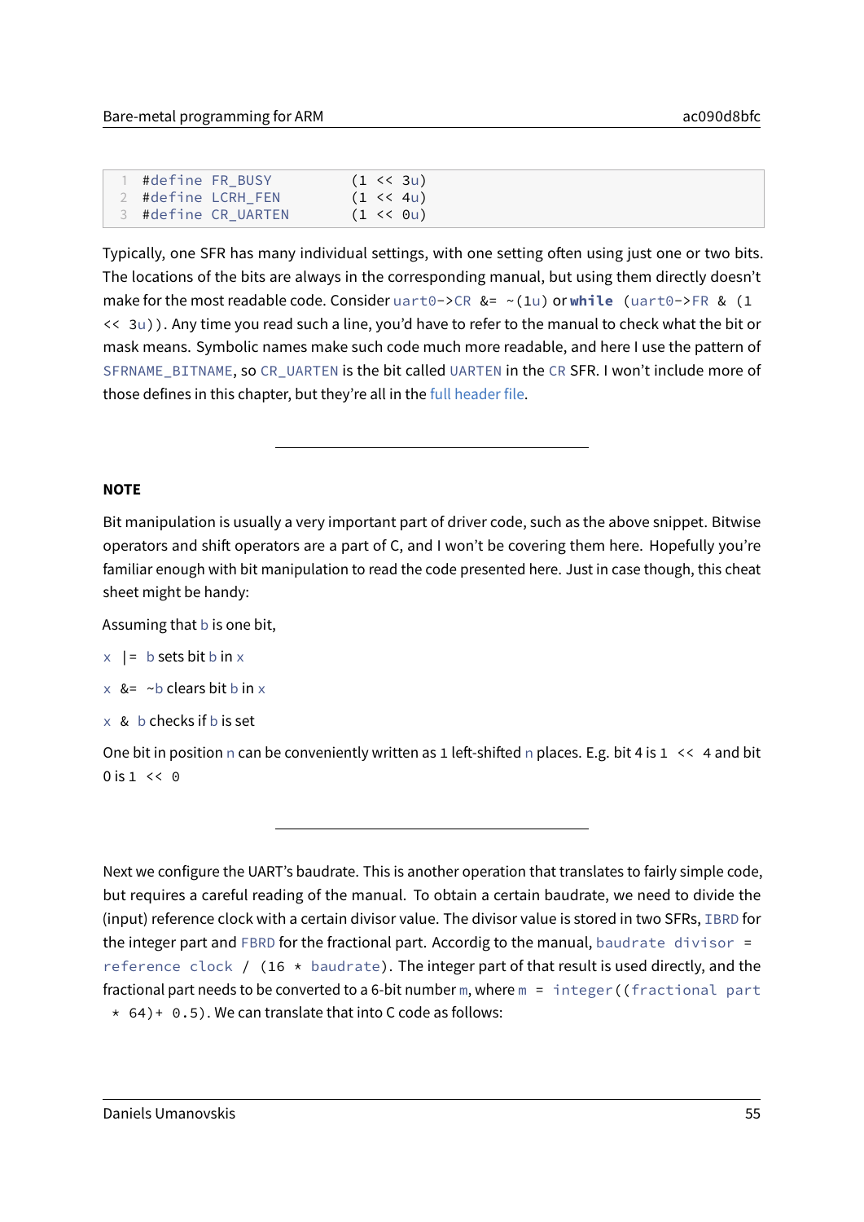```
#define FR_BUSY         (1 << 3u)
#define LCRH_FEN        (1 << 4u)
#define CR_UARTEN       (1 << 0u)
```

Typically, one SFR has many individual settings, with one setting often using just one or two bits. The locations of the bits are always in the corresponding manual, but using them directly doesn't make for the most readable code. Consider `uart0->CR &= ~(1u)` or `while (uart0->FR & (1 << 3u))`. Any time you read such a line, you'd have to refer to the manual to check what the bit or mask means. Symbolic names make such code much more readable, and here I use the pattern of `SFRNAME_BITNAME`, so `CR_UARTEN` is the bit called `UARTEN` in the `CR` SFR. I won't include more of those defines in this chapter, but they're all in the full header file.

---

**NOTE**

Bit manipulation is usually a very important part of driver code, such as the above snippet. Bitwise operators and shift operators are a part of C, and I won't be covering them here. Hopefully you're familiar enough with bit manipulation to read the code presented here. Just in case though, this cheat sheet might be handy:

Assuming that `b` is one bit,

`x |= b` sets bit `b` in `x`

`x &= ~b` clears bit `b` in `x`

`x & b` checks if `b` is set

One bit in position `n` can be conveniently written as `1` left-shifted `n` places. E.g. bit 4 is `1 << 4` and bit 0 is `1 << 0`

---

Next we configure the UART's baudrate. This is another operation that translates to fairly simple code, but requires a careful reading of the manual. To obtain a certain baudrate, we need to divide the (input) reference clock with a certain divisor value. The divisor value is stored in two SFRs, `IBRD` for the integer part and `FBRD` for the fractional part. Accordig to the manual, `baudrate divisor = reference clock / (16 * baudrate)`. The integer part of that result is used directly, and the fractional part needs to be converted to a 6-bit number `m`, where `m = integer((fractional part * 64)+ 0.5)`. We can translate that into C code as follows: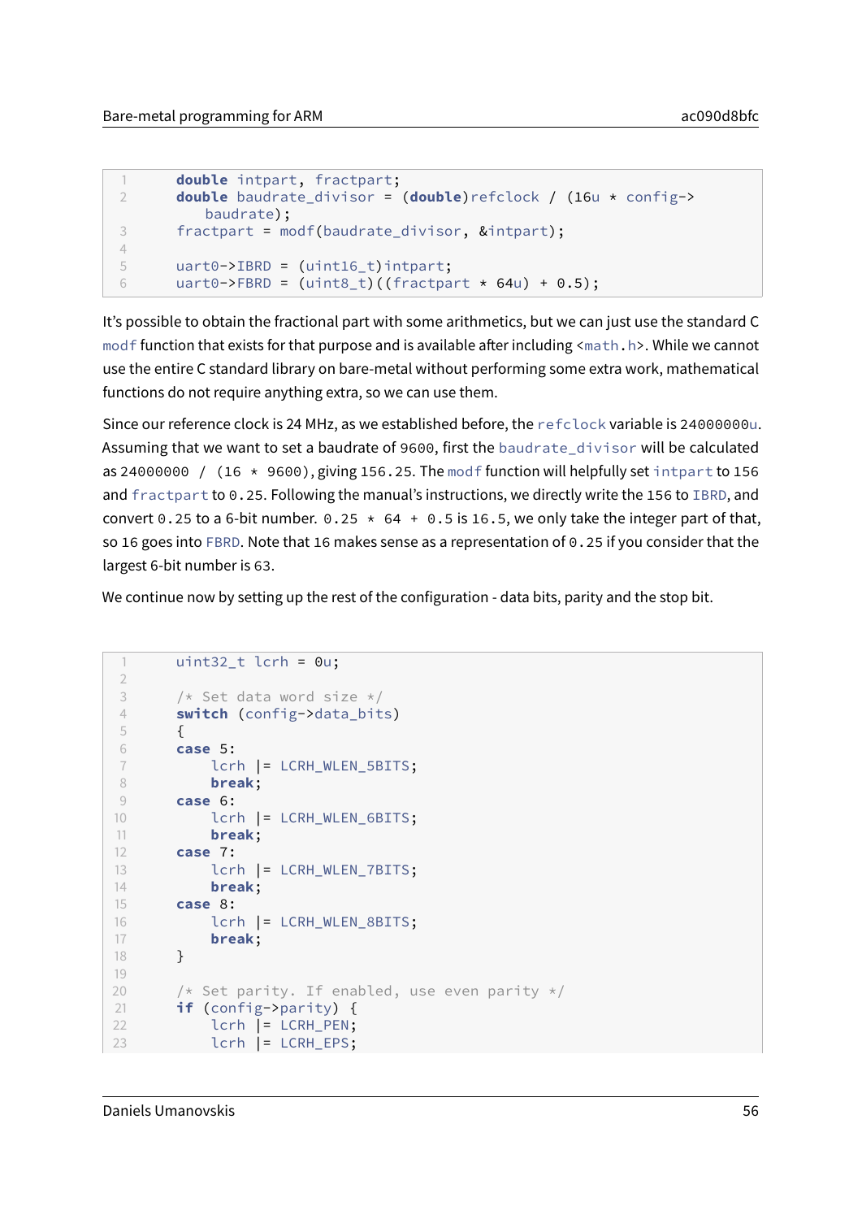```c
double intpart, fractpart;
double baudrate_divisor = (double)refclock / (16u * config->
    baudrate);
fractpart = modf(baudrate_divisor, &intpart);

uart0->IBRD = (uint16_t)intpart;
uart0->FBRD = (uint8_t)((fractpart * 64u) + 0.5);
```

It's possible to obtain the fractional part with some arithmetics, but we can just use the standard C `modf` function that exists for that purpose and is available after including `<math.h>`. While we cannot use the entire C standard library on bare-metal without performing some extra work, mathematical functions do not require anything extra, so we can use them.

Since our reference clock is 24 MHz, as we established before, the `refclock` variable is `24000000u`. Assuming that we want to set a baudrate of `9600`, first the `baudrate_divisor` will be calculated as `24000000 / (16 * 9600)`, giving `156.25`. The `modf` function will helpfully set `intpart` to `156` and `fractpart` to `0.25`. Following the manual's instructions, we directly write the `156` to `IBRD`, and convert `0.25` to a 6-bit number. `0.25 * 64 + 0.5` is `16.5`, we only take the integer part of that, so `16` goes into `FBRD`. Note that `16` makes sense as a representation of `0.25` if you consider that the largest 6-bit number is `63`.

We continue now by setting up the rest of the configuration - data bits, parity and the stop bit.

```c
uint32_t lcrh = 0u;

/* Set data word size */
switch (config->data_bits)
{
case 5:
    lcrh |= LCRH_WLEN_5BITS;
    break;
case 6:
    lcrh |= LCRH_WLEN_6BITS;
    break;
case 7:
    lcrh |= LCRH_WLEN_7BITS;
    break;
case 8:
    lcrh |= LCRH_WLEN_8BITS;
    break;
}

/* Set parity. If enabled, use even parity */
if (config->parity) {
    lcrh |= LCRH_PEN;
    lcrh |= LCRH_EPS;
```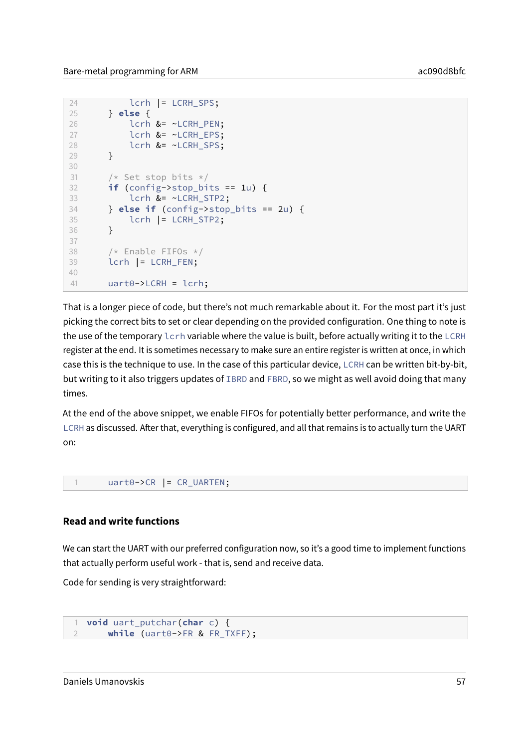```
        lcrh |= LCRH_SPS;
    } else {
        lcrh &= ~LCRH_PEN;
        lcrh &= ~LCRH_EPS;
        lcrh &= ~LCRH_SPS;
    }

    /* Set stop bits */
    if (config->stop_bits == 1u) {
        lcrh &= ~LCRH_STP2;
    } else if (config->stop_bits == 2u) {
        lcrh |= LCRH_STP2;
    }

    /* Enable FIFOs */
    lcrh |= LCRH_FEN;

    uart0->LCRH = lcrh;
```

That is a longer piece of code, but there's not much remarkable about it. For the most part it's just picking the correct bits to set or clear depending on the provided configuration. One thing to note is the use of the temporary `lcrh` variable where the value is built, before actually writing it to the `LCRH` register at the end. It is sometimes necessary to make sure an entire register is written at once, in which case this is the technique to use. In the case of this particular device, `LCRH` can be written bit-by-bit, but writing to it also triggers updates of `IBRD` and `FBRD`, so we might as well avoid doing that many times.

At the end of the above snippet, we enable FIFOs for potentially better performance, and write the `LCRH` as discussed. After that, everything is configured, and all that remains is to actually turn the UART on:

```
    uart0->CR |= CR_UARTEN;
```

### Read and write functions

We can start the UART with our preferred configuration now, so it's a good time to implement functions that actually perform useful work - that is, send and receive data.

Code for sending is very straightforward:

```
void uart_putchar(char c) {
    while (uart0->FR & FR_TXFF);
```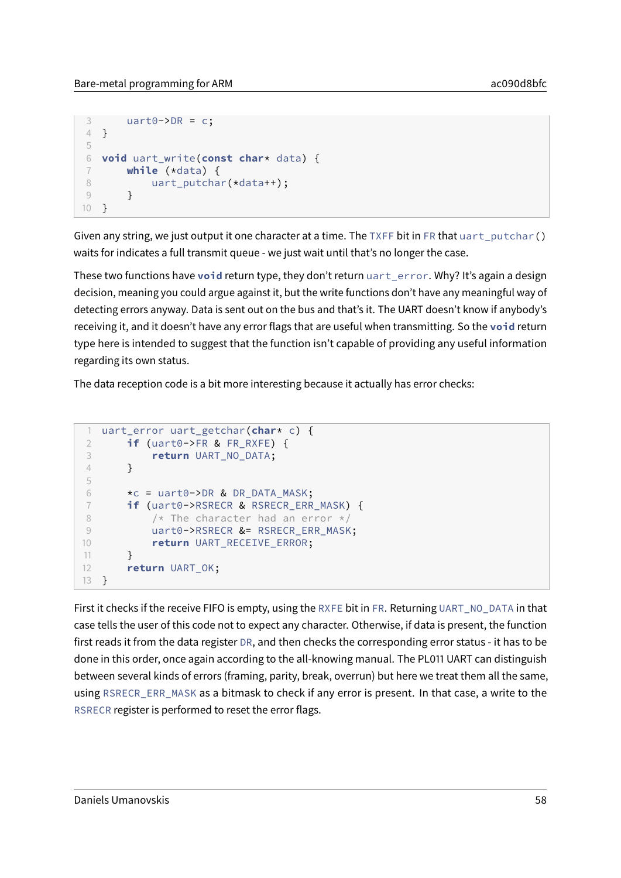```c
    uart0->DR = c;
}

void uart_write(const char* data) {
    while (*data) {
        uart_putchar(*data++);
    }
}
```

Given any string, we just output it one character at a time. The `TXFF` bit in `FR` that `uart_putchar()` waits for indicates a full transmit queue - we just wait until that's no longer the case.

These two functions have `void` return type, they don't return `uart_error`. Why? It's again a design decision, meaning you could argue against it, but the write functions don't have any meaningful way of detecting errors anyway. Data is sent out on the bus and that's it. The UART doesn't know if anybody's receiving it, and it doesn't have any error flags that are useful when transmitting. So the `void` return type here is intended to suggest that the function isn't capable of providing any useful information regarding its own status.

The data reception code is a bit more interesting because it actually has error checks:

```c
uart_error uart_getchar(char* c) {
    if (uart0->FR & FR_RXFE) {
        return UART_NO_DATA;
    }

    *c = uart0->DR & DR_DATA_MASK;
    if (uart0->RSRECR & RSRECR_ERR_MASK) {
        /* The character had an error */
        uart0->RSRECR &= RSRECR_ERR_MASK;
        return UART_RECEIVE_ERROR;
    }
    return UART_OK;
}
```

First it checks if the receive FIFO is empty, using the `RXFE` bit in `FR`. Returning `UART_NO_DATA` in that case tells the user of this code not to expect any character. Otherwise, if data is present, the function first reads it from the data register `DR`, and then checks the corresponding error status - it has to be done in this order, once again according to the all-knowing manual. The PL011 UART can distinguish between several kinds of errors (framing, parity, break, overrun) but here we treat them all the same, using `RSRECR_ERR_MASK` as a bitmask to check if any error is present. In that case, a write to the `RSRECR` register is performed to reset the error flags.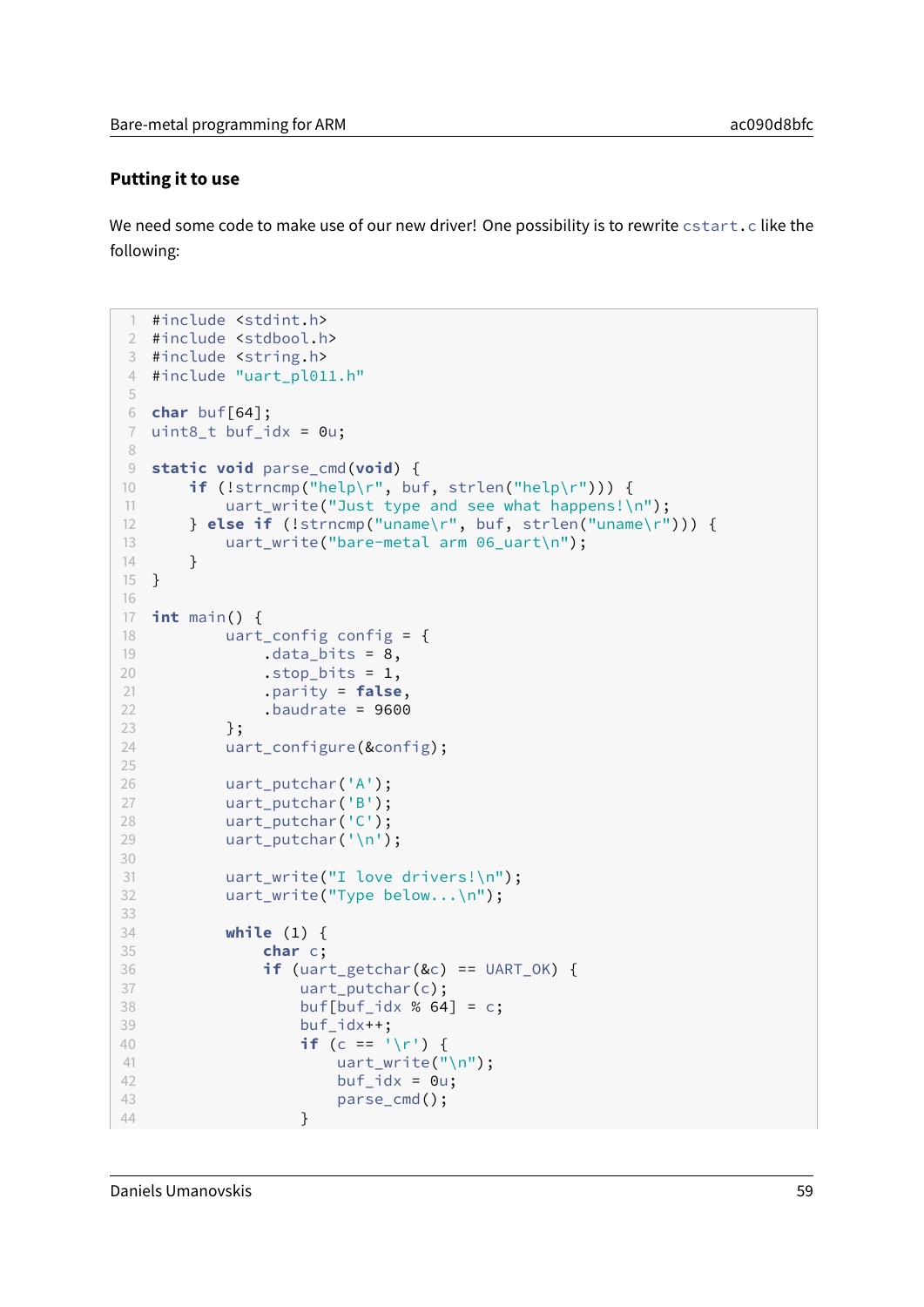### Putting it to use

We need some code to make use of our new driver! One possibility is to rewrite `cstart.c` like the following:

```
#include <stdint.h>
#include <stdbool.h>
#include <string.h>
#include "uart_pl011.h"

char buf[64];
uint8_t buf_idx = 0u;

static void parse_cmd(void) {
    if (!strncmp("help\r", buf, strlen("help\r"))) {
        uart_write("Just type and see what happens!\n");
    } else if (!strncmp("uname\r", buf, strlen("uname\r"))) {
        uart_write("bare-metal arm 06_uart\n");
    }
}

int main() {
        uart_config config = {
            .data_bits = 8,
            .stop_bits = 1,
            .parity = false,
            .baudrate = 9600
        };
        uart_configure(&config);

        uart_putchar('A');
        uart_putchar('B');
        uart_putchar('C');
        uart_putchar('\n');

        uart_write("I love drivers!\n");
        uart_write("Type below...\n");

        while (1) {
            char c;
            if (uart_getchar(&c) == UART_OK) {
                uart_putchar(c);
                buf[buf_idx % 64] = c;
                buf_idx++;
                if (c == '\r') {
                    uart_write("\n");
                    buf_idx = 0u;
                    parse_cmd();
                }
```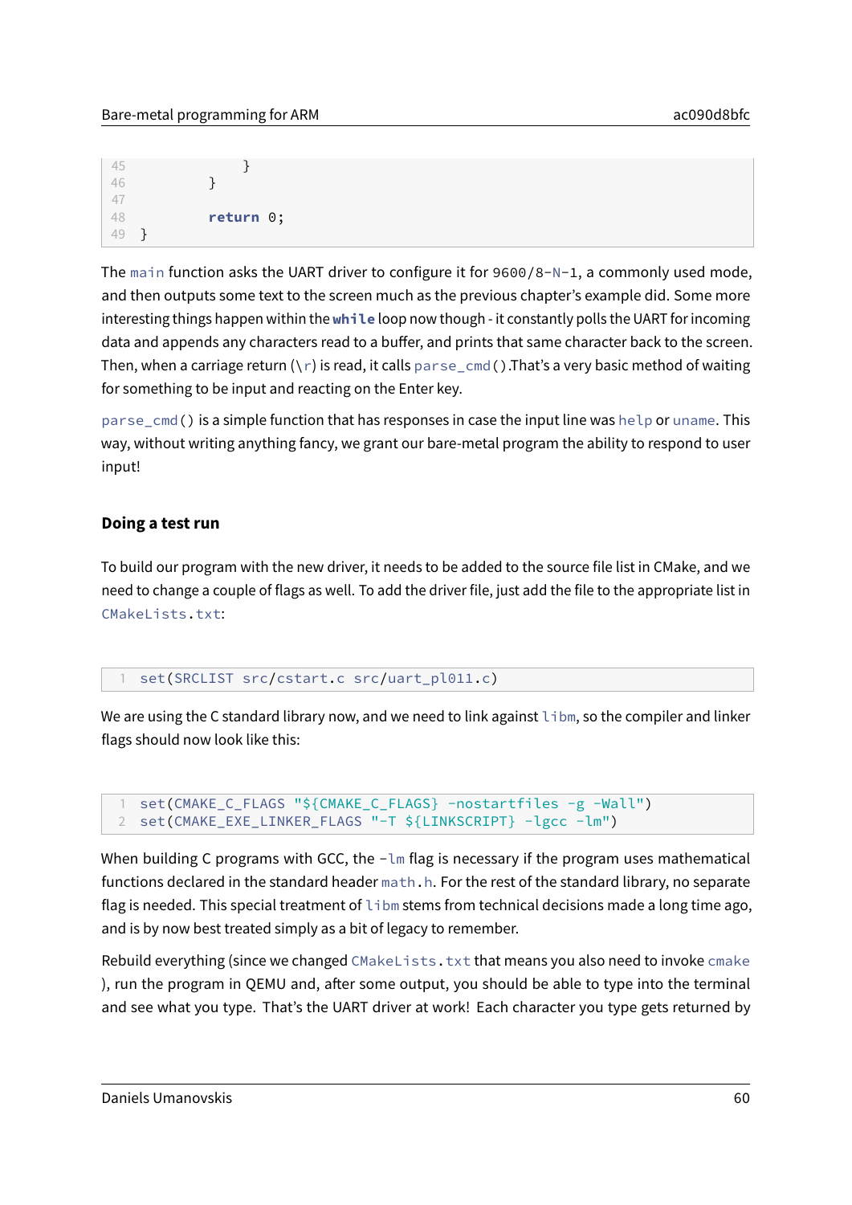```
            }
        }

        return 0;
}
```

The `main` function asks the UART driver to configure it for `9600/8-N-1`, a commonly used mode, and then outputs some text to the screen much as the previous chapter's example did. Some more interesting things happen within the **`while`** loop now though - it constantly polls the UART for incoming data and appends any characters read to a buffer, and prints that same character back to the screen. Then, when a carriage return (`\r`) is read, it calls `parse_cmd()`.That's a very basic method of waiting for something to be input and reacting on the Enter key.

`parse_cmd()` is a simple function that has responses in case the input line was `help` or `uname`. This way, without writing anything fancy, we grant our bare-metal program the ability to respond to user input!

#### Doing a test run

To build our program with the new driver, it needs to be added to the source file list in CMake, and we need to change a couple of flags as well. To add the driver file, just add the file to the appropriate list in `CMakeLists.txt`:

```
set(SRCLIST src/cstart.c src/uart_pl011.c)
```

We are using the C standard library now, and we need to link against `libm`, so the compiler and linker flags should now look like this:

```
set(CMAKE_C_FLAGS "${CMAKE_C_FLAGS} -nostartfiles -g -Wall")
set(CMAKE_EXE_LINKER_FLAGS "-T ${LINKSCRIPT} -lgcc -lm")
```

When building C programs with GCC, the `-lm` flag is necessary if the program uses mathematical functions declared in the standard header `math.h`. For the rest of the standard library, no separate flag is needed. This special treatment of `libm` stems from technical decisions made a long time ago, and is by now best treated simply as a bit of legacy to remember.

Rebuild everything (since we changed `CMakeLists.txt` that means you also need to invoke `cmake`), run the program in QEMU and, after some output, you should be able to type into the terminal and see what you type. That's the UART driver at work! Each character you type gets returned by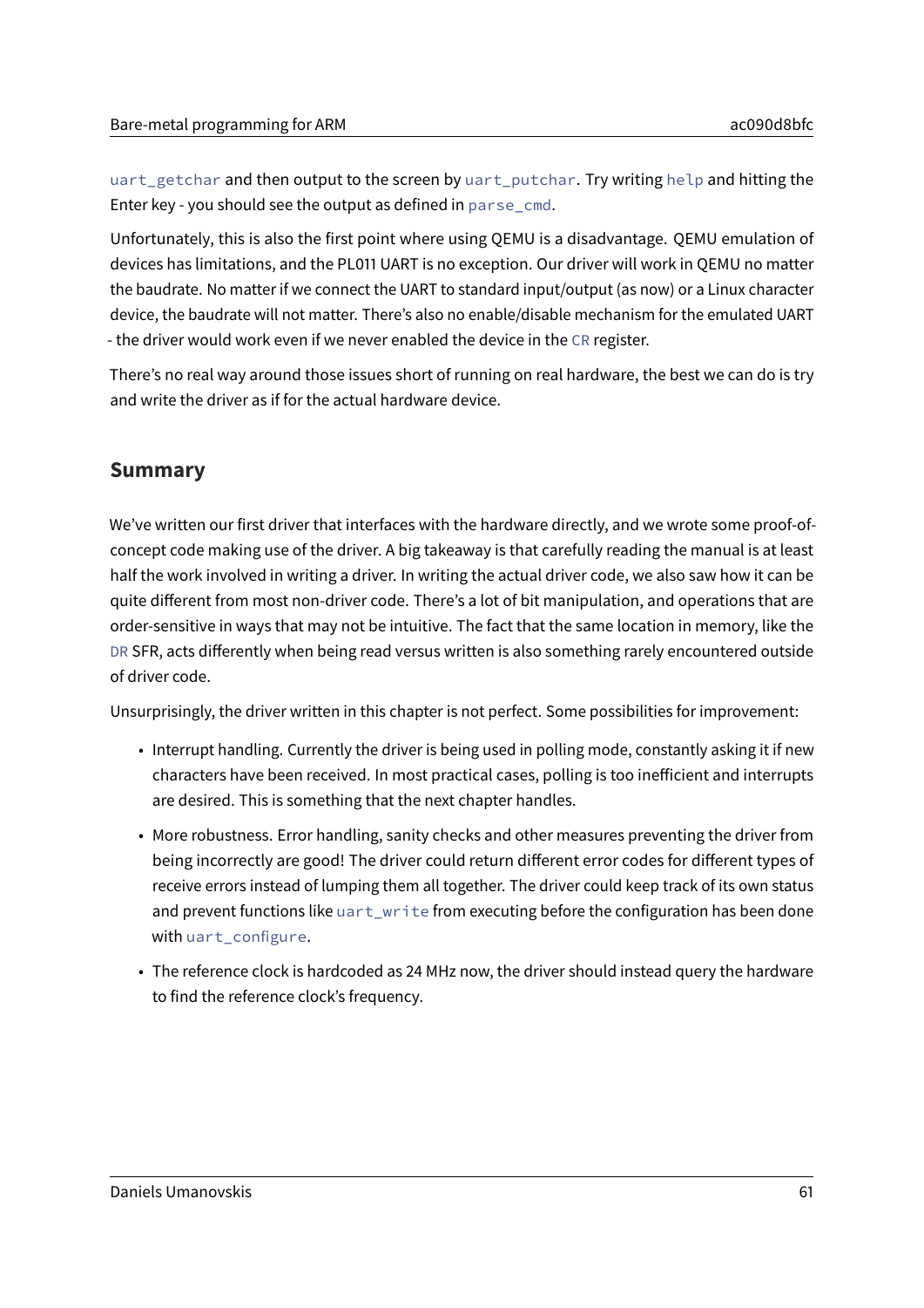`uart_getchar` and then output to the screen by `uart_putchar`. Try writing `help` and hitting the Enter key - you should see the output as defined in `parse_cmd`.

Unfortunately, this is also the first point where using QEMU is a disadvantage. QEMU emulation of devices has limitations, and the PL011 UART is no exception. Our driver will work in QEMU no matter the baudrate. No matter if we connect the UART to standard input/output (as now) or a Linux character device, the baudrate will not matter. There's also no enable/disable mechanism for the emulated UART - the driver would work even if we never enabled the device in the `CR` register.

There's no real way around those issues short of running on real hardware, the best we can do is try and write the driver as if for the actual hardware device.

## Summary

We've written our first driver that interfaces with the hardware directly, and we wrote some proof-of-concept code making use of the driver. A big takeaway is that carefully reading the manual is at least half the work involved in writing a driver. In writing the actual driver code, we also saw how it can be quite different from most non-driver code. There's a lot of bit manipulation, and operations that are order-sensitive in ways that may not be intuitive. The fact that the same location in memory, like the `DR` SFR, acts differently when being read versus written is also something rarely encountered outside of driver code.

Unsurprisingly, the driver written in this chapter is not perfect. Some possibilities for improvement:

- Interrupt handling. Currently the driver is being used in polling mode, constantly asking it if new characters have been received. In most practical cases, polling is too inefficient and interrupts are desired. This is something that the next chapter handles.
- More robustness. Error handling, sanity checks and other measures preventing the driver from being incorrectly are good! The driver could return different error codes for different types of receive errors instead of lumping them all together. The driver could keep track of its own status and prevent functions like `uart_write` from executing before the configuration has been done with `uart_configure`.
- The reference clock is hardcoded as 24 MHz now, the driver should instead query the hardware to find the reference clock's frequency.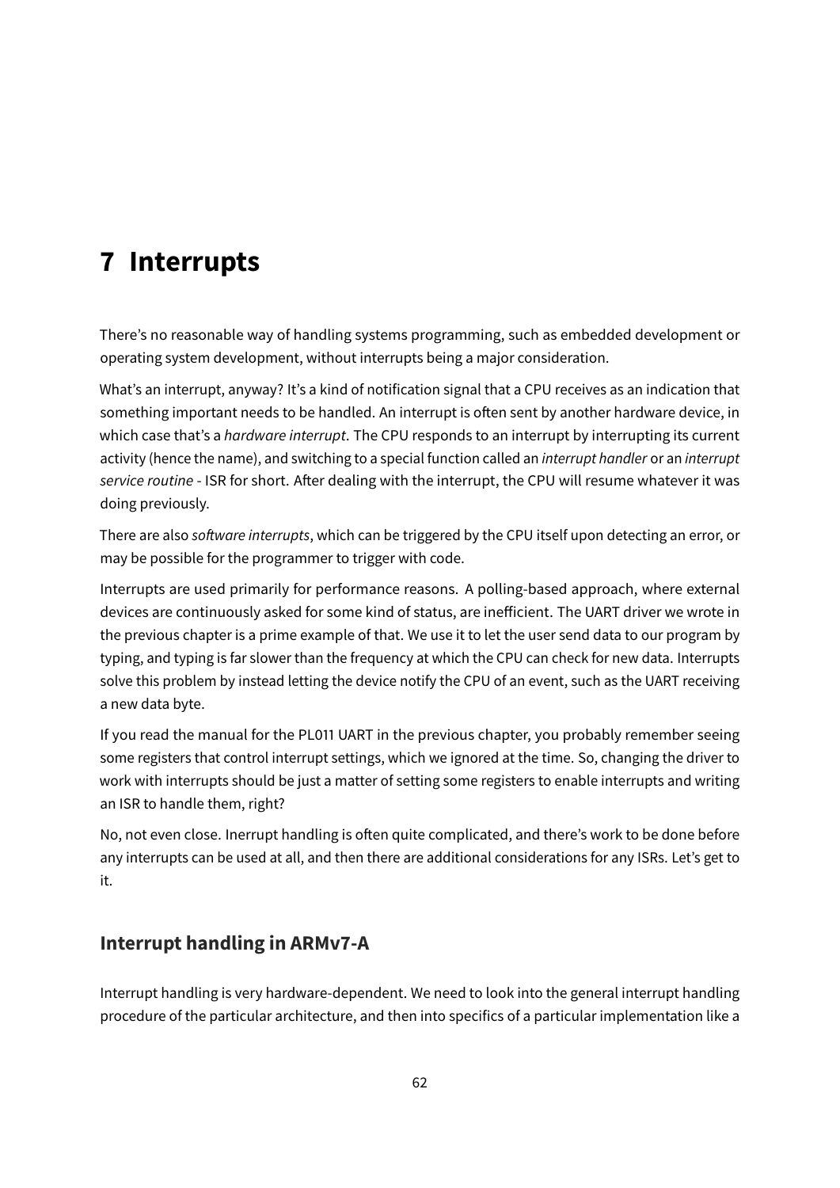# 7 Interrupts

There's no reasonable way of handling systems programming, such as embedded development or operating system development, without interrupts being a major consideration.

What's an interrupt, anyway? It's a kind of notification signal that a CPU receives as an indication that something important needs to be handled. An interrupt is often sent by another hardware device, in which case that's a *hardware interrupt*. The CPU responds to an interrupt by interrupting its current activity (hence the name), and switching to a special function called an *interrupt handler* or an *interrupt service routine* - ISR for short. After dealing with the interrupt, the CPU will resume whatever it was doing previously.

There are also *software interrupts*, which can be triggered by the CPU itself upon detecting an error, or may be possible for the programmer to trigger with code.

Interrupts are used primarily for performance reasons. A polling-based approach, where external devices are continuously asked for some kind of status, are inefficient. The UART driver we wrote in the previous chapter is a prime example of that. We use it to let the user send data to our program by typing, and typing is far slower than the frequency at which the CPU can check for new data. Interrupts solve this problem by instead letting the device notify the CPU of an event, such as the UART receiving a new data byte.

If you read the manual for the PL011 UART in the previous chapter, you probably remember seeing some registers that control interrupt settings, which we ignored at the time. So, changing the driver to work with interrupts should be just a matter of setting some registers to enable interrupts and writing an ISR to handle them, right?

No, not even close. Inerrupt handling is often quite complicated, and there's work to be done before any interrupts can be used at all, and then there are additional considerations for any ISRs. Let's get to it.

## Interrupt handling in ARMv7-A

Interrupt handling is very hardware-dependent. We need to look into the general interrupt handling procedure of the particular architecture, and then into specifics of a particular implementation like a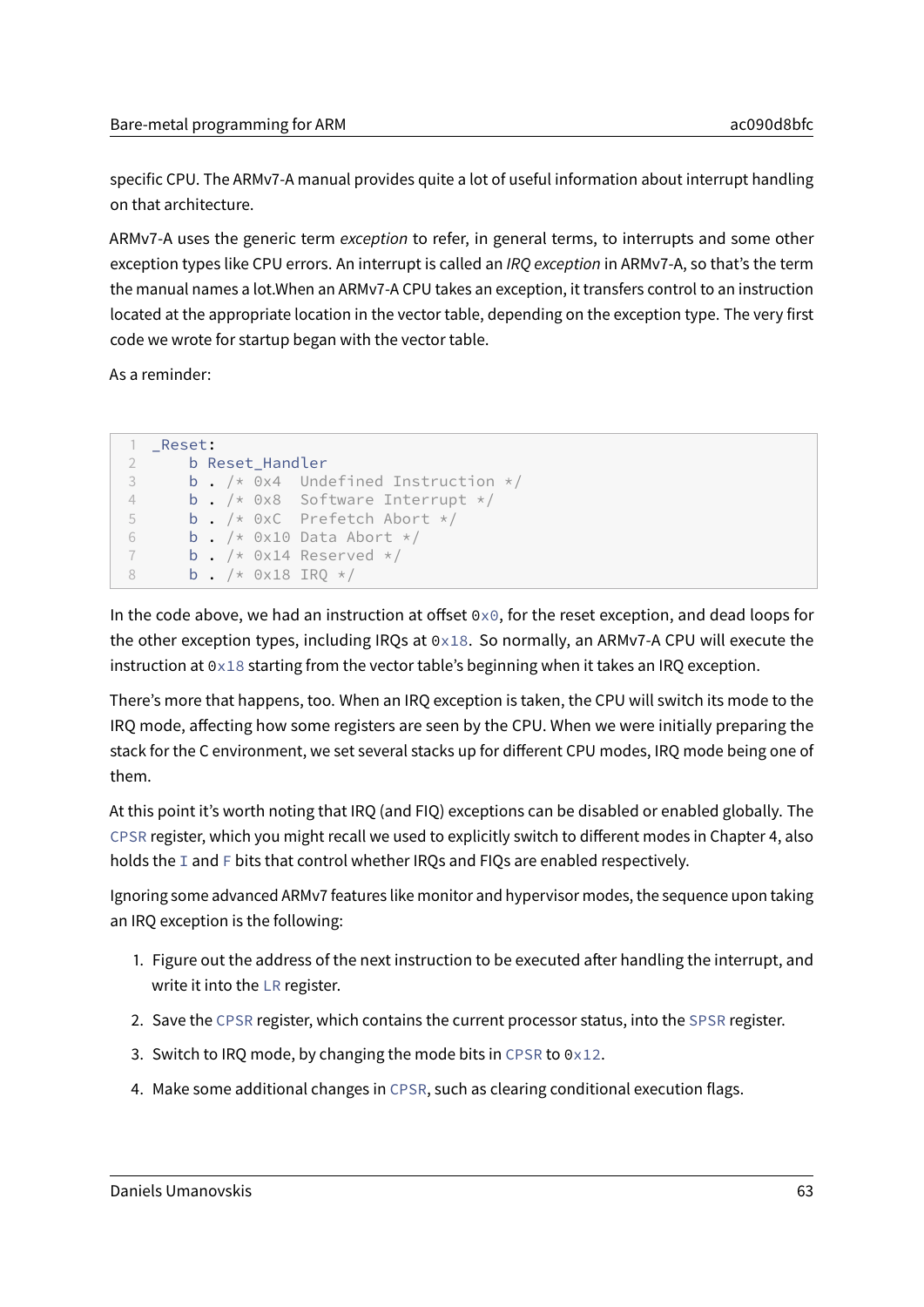specific CPU. The ARMv7-A manual provides quite a lot of useful information about interrupt handling on that architecture.

ARMv7-A uses the generic term *exception* to refer, in general terms, to interrupts and some other exception types like CPU errors. An interrupt is called an *IRQ exception* in ARMv7-A, so that's the term the manual names a lot.When an ARMv7-A CPU takes an exception, it transfers control to an instruction located at the appropriate location in the vector table, depending on the exception type. The very first code we wrote for startup began with the vector table.

As a reminder:

```
_Reset:
    b Reset_Handler
    b . /* 0x4  Undefined Instruction */
    b . /* 0x8  Software Interrupt */
    b . /* 0xC  Prefetch Abort */
    b . /* 0x10 Data Abort */
    b . /* 0x14 Reserved */
    b . /* 0x18 IRQ */
```

In the code above, we had an instruction at offset `0x0`, for the reset exception, and dead loops for the other exception types, including IRQs at `0x18`. So normally, an ARMv7-A CPU will execute the instruction at `0x18` starting from the vector table's beginning when it takes an IRQ exception.

There's more that happens, too. When an IRQ exception is taken, the CPU will switch its mode to the IRQ mode, affecting how some registers are seen by the CPU. When we were initially preparing the stack for the C environment, we set several stacks up for different CPU modes, IRQ mode being one of them.

At this point it's worth noting that IRQ (and FIQ) exceptions can be disabled or enabled globally. The `CPSR` register, which you might recall we used to explicitly switch to different modes in Chapter 4, also holds the `I` and `F` bits that control whether IRQs and FIQs are enabled respectively.

Ignoring some advanced ARMv7 features like monitor and hypervisor modes, the sequence upon taking an IRQ exception is the following:

1. Figure out the address of the next instruction to be executed after handling the interrupt, and write it into the `LR` register.
2. Save the `CPSR` register, which contains the current processor status, into the `SPSR` register.
3. Switch to IRQ mode, by changing the mode bits in `CPSR` to `0x12`.
4. Make some additional changes in `CPSR`, such as clearing conditional execution flags.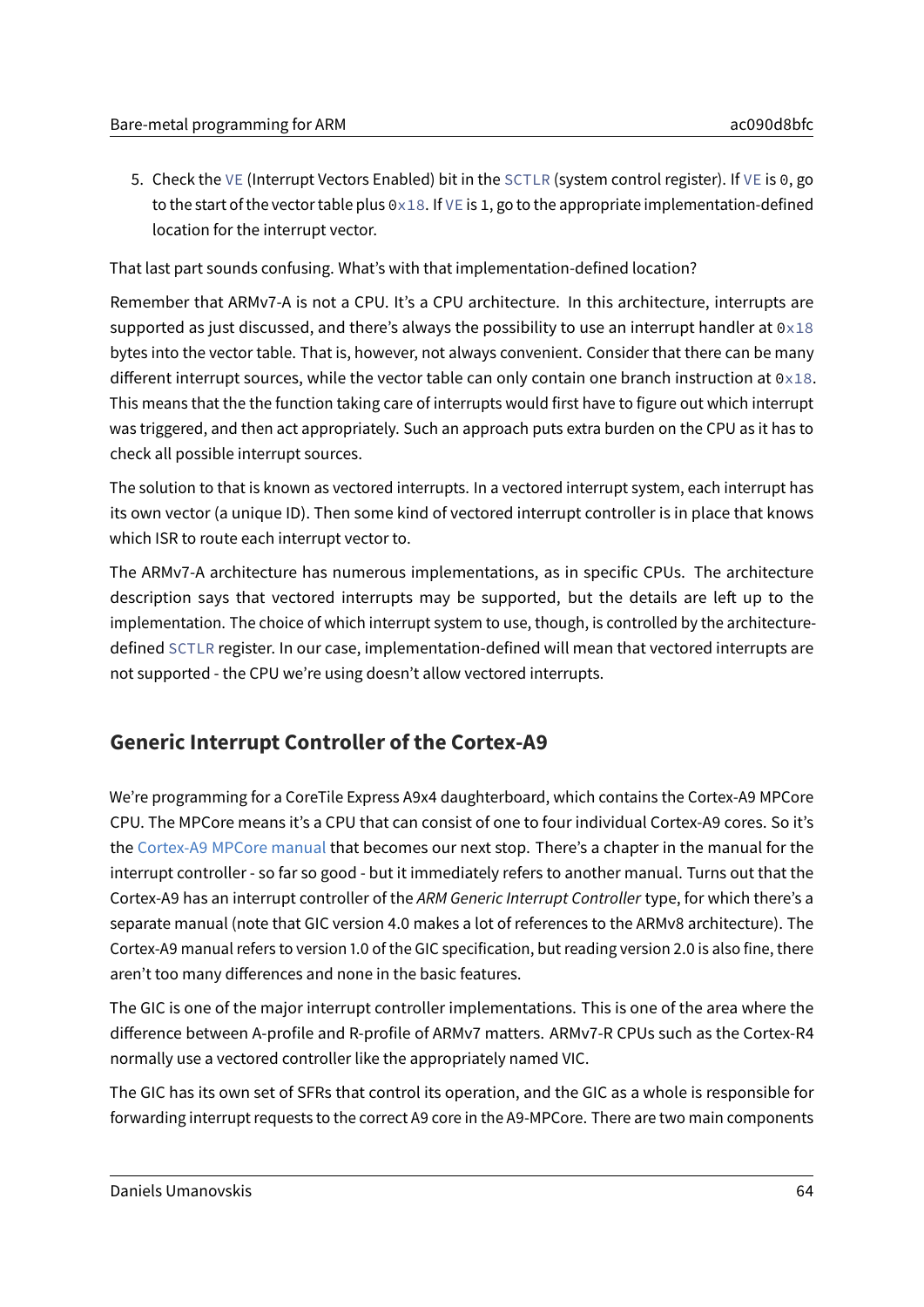5. Check the `VE` (Interrupt Vectors Enabled) bit in the `SCTLR` (system control register). If `VE` is `0`, go to the start of the vector table plus `0x18`. If `VE` is `1`, go to the appropriate implementation-defined location for the interrupt vector.

That last part sounds confusing. What's with that implementation-defined location?

Remember that ARMv7-A is not a CPU. It's a CPU architecture. In this architecture, interrupts are supported as just discussed, and there's always the possibility to use an interrupt handler at `0x18` bytes into the vector table. That is, however, not always convenient. Consider that there can be many different interrupt sources, while the vector table can only contain one branch instruction at `0x18`. This means that the the function taking care of interrupts would first have to figure out which interrupt was triggered, and then act appropriately. Such an approach puts extra burden on the CPU as it has to check all possible interrupt sources.

The solution to that is known as vectored interrupts. In a vectored interrupt system, each interrupt has its own vector (a unique ID). Then some kind of vectored interrupt controller is in place that knows which ISR to route each interrupt vector to.

The ARMv7-A architecture has numerous implementations, as in specific CPUs. The architecture description says that vectored interrupts may be supported, but the details are left up to the implementation. The choice of which interrupt system to use, though, is controlled by the architecture-defined `SCTLR` register. In our case, implementation-defined will mean that vectored interrupts are not supported - the CPU we're using doesn't allow vectored interrupts.

## Generic Interrupt Controller of the Cortex-A9

We're programming for a CoreTile Express A9x4 daughterboard, which contains the Cortex-A9 MPCore CPU. The MPCore means it's a CPU that can consist of one to four individual Cortex-A9 cores. So it's the Cortex-A9 MPCore manual that becomes our next stop. There's a chapter in the manual for the interrupt controller - so far so good - but it immediately refers to another manual. Turns out that the Cortex-A9 has an interrupt controller of the *ARM Generic Interrupt Controller* type, for which there's a separate manual (note that GIC version 4.0 makes a lot of references to the ARMv8 architecture). The Cortex-A9 manual refers to version 1.0 of the GIC specification, but reading version 2.0 is also fine, there aren't too many differences and none in the basic features.

The GIC is one of the major interrupt controller implementations. This is one of the area where the difference between A-profile and R-profile of ARMv7 matters. ARMv7-R CPUs such as the Cortex-R4 normally use a vectored controller like the appropriately named VIC.

The GIC has its own set of SFRs that control its operation, and the GIC as a whole is responsible for forwarding interrupt requests to the correct A9 core in the A9-MPCore. There are two main components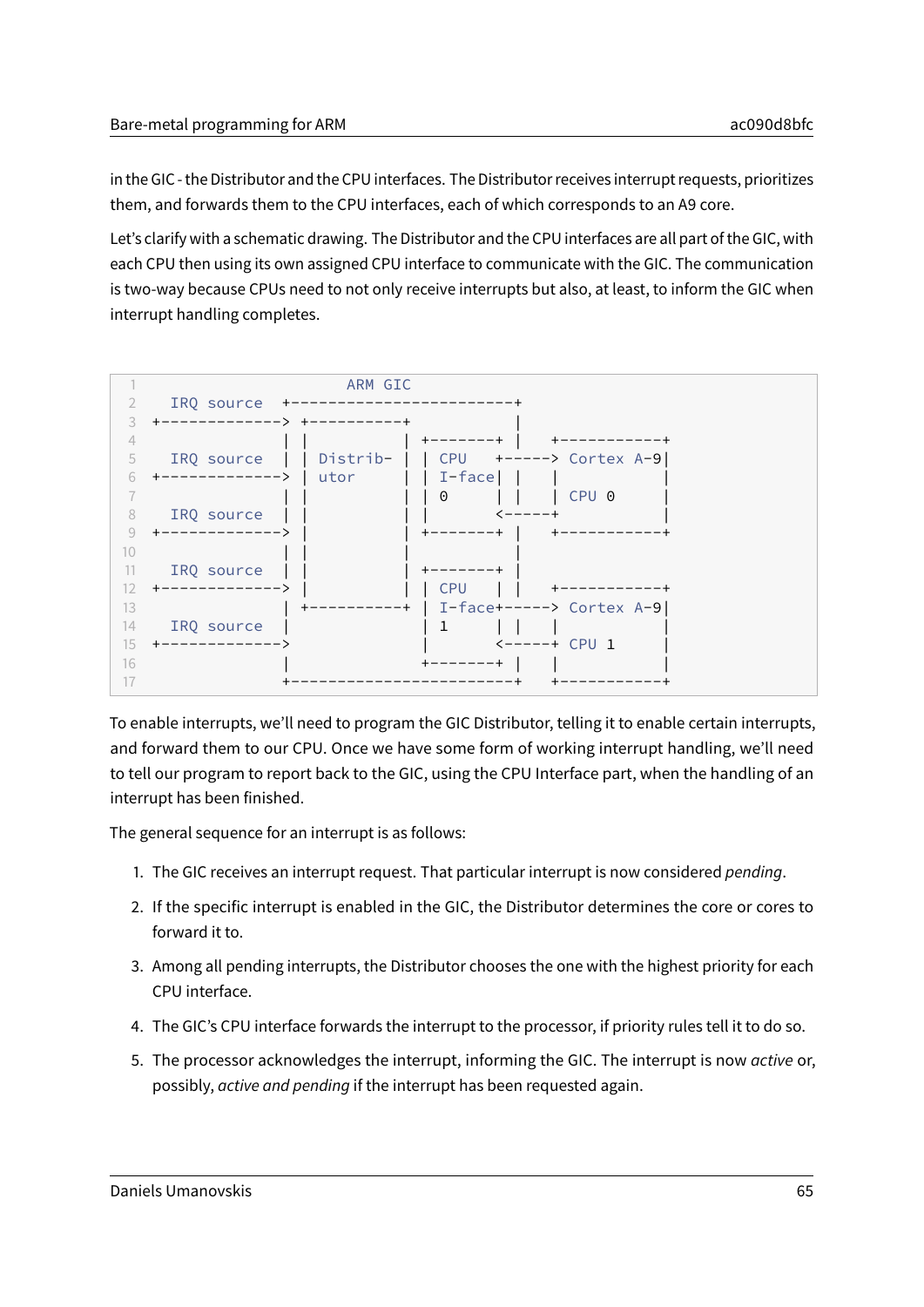in the GIC - the Distributor and the CPU interfaces. The Distributor receives interrupt requests, prioritizes them, and forwards them to the CPU interfaces, each of which corresponds to an A9 core.

Let's clarify with a schematic drawing. The Distributor and the CPU interfaces are all part of the GIC, with each CPU then using its own assigned CPU interface to communicate with the GIC. The communication is two-way because CPUs need to not only receive interrupts but also, at least, to inform the GIC when interrupt handling completes.

```
                         ARM GIC
   IRQ source   +------------------------+
+-------------> +----------+             |
                | |        | +-------+  |    +-----------+
   IRQ source   | | Distrib- | | CPU   +-----> Cortex A-9|
+-------------> | utor     | | I-face|  |    |           |
                | |        | | 0     | |    | CPU 0     |
   IRQ source   | |        | |       <-----+           |
+-------------> |          | +-------+  |    +-----------+
                | |        |             |
   IRQ source   | |        | +-------+  |
+-------------> |          | | CPU   | |    +-----------+
                | +----------+ | I-face+-----> Cortex A-9|
   IRQ source   |            | 1     | |    |           |
+------------->              |       <-----+ CPU 1     |
                |            +-------+  |    |           |
                +------------------------+    +-----------+
```

To enable interrupts, we'll need to program the GIC Distributor, telling it to enable certain interrupts, and forward them to our CPU. Once we have some form of working interrupt handling, we'll need to tell our program to report back to the GIC, using the CPU Interface part, when the handling of an interrupt has been finished.

The general sequence for an interrupt is as follows:

1. The GIC receives an interrupt request. That particular interrupt is now considered *pending*.
2. If the specific interrupt is enabled in the GIC, the Distributor determines the core or cores to forward it to.
3. Among all pending interrupts, the Distributor chooses the one with the highest priority for each CPU interface.
4. The GIC's CPU interface forwards the interrupt to the processor, if priority rules tell it to do so.
5. The processor acknowledges the interrupt, informing the GIC. The interrupt is now *active* or, possibly, *active and pending* if the interrupt has been requested again.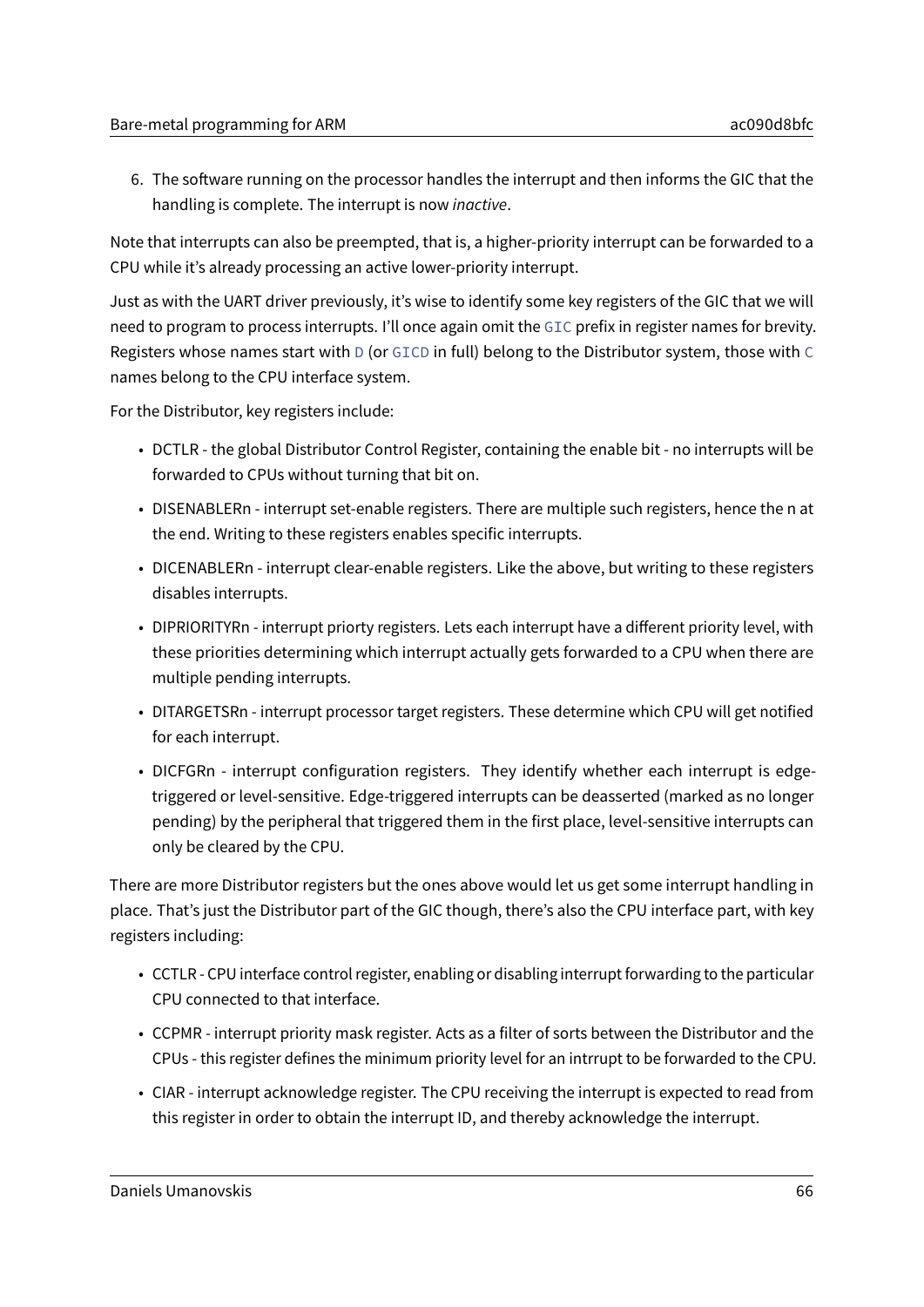6. The software running on the processor handles the interrupt and then informs the GIC that the handling is complete. The interrupt is now *inactive*.

Note that interrupts can also be preempted, that is, a higher-priority interrupt can be forwarded to a CPU while it's already processing an active lower-priority interrupt.

Just as with the UART driver previously, it's wise to identify some key registers of the GIC that we will need to program to process interrupts. I'll once again omit the `GIC` prefix in register names for brevity. Registers whose names start with `D` (or `GICD` in full) belong to the Distributor system, those with `C` names belong to the CPU interface system.

For the Distributor, key registers include:

- DCTLR - the global Distributor Control Register, containing the enable bit - no interrupts will be forwarded to CPUs without turning that bit on.
- DISENABLERn - interrupt set-enable registers. There are multiple such registers, hence the n at the end. Writing to these registers enables specific interrupts.
- DICENABLERn - interrupt clear-enable registers. Like the above, but writing to these registers disables interrupts.
- DIPRIORITYRn - interrupt priorty registers. Lets each interrupt have a different priority level, with these priorities determining which interrupt actually gets forwarded to a CPU when there are multiple pending interrupts.
- DITARGETSRn - interrupt processor target registers. These determine which CPU will get notified for each interrupt.
- DICFGRn - interrupt configuration registers. They identify whether each interrupt is edge-triggered or level-sensitive. Edge-triggered interrupts can be deasserted (marked as no longer pending) by the peripheral that triggered them in the first place, level-sensitive interrupts can only be cleared by the CPU.

There are more Distributor registers but the ones above would let us get some interrupt handling in place. That's just the Distributor part of the GIC though, there's also the CPU interface part, with key registers including:

- CCTLR - CPU interface control register, enabling or disabling interrupt forwarding to the particular CPU connected to that interface.
- CCPMR - interrupt priority mask register. Acts as a filter of sorts between the Distributor and the CPUs - this register defines the minimum priority level for an intrrupt to be forwarded to the CPU.
- CIAR - interrupt acknowledge register. The CPU receiving the interrupt is expected to read from this register in order to obtain the interrupt ID, and thereby acknowledge the interrupt.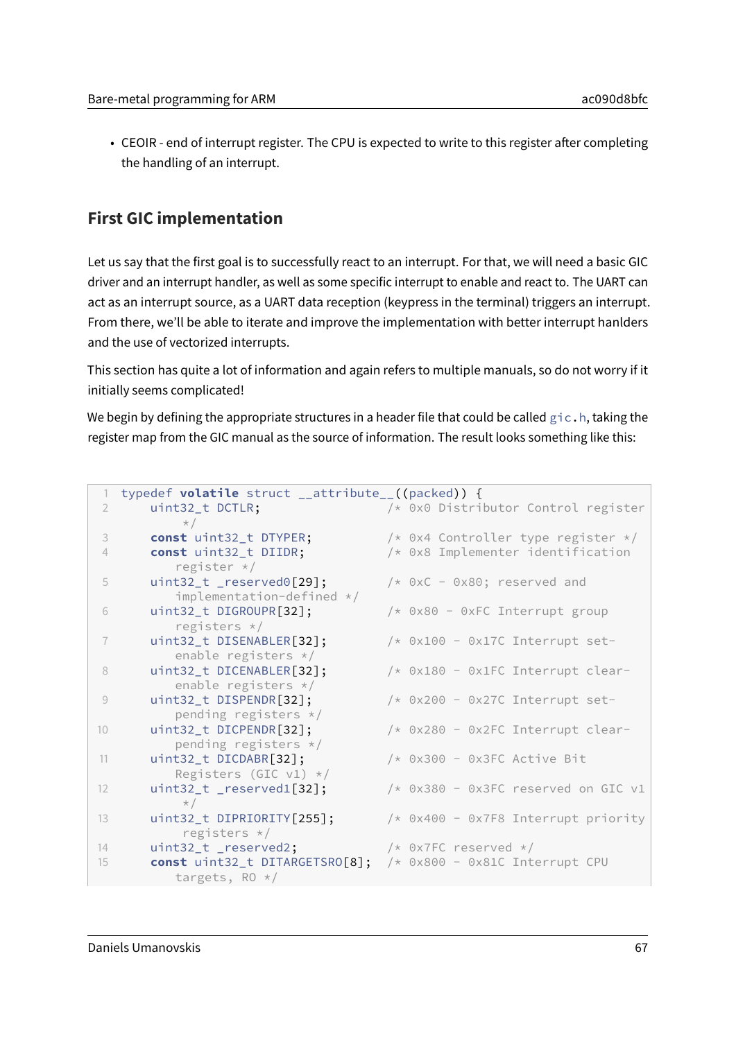- CEOIR - end of interrupt register. The CPU is expected to write to this register after completing the handling of an interrupt.

## First GIC implementation

Let us say that the first goal is to successfully react to an interrupt. For that, we will need a basic GIC driver and an interrupt handler, as well as some specific interrupt to enable and react to. The UART can act as an interrupt source, as a UART data reception (keypress in the terminal) triggers an interrupt. From there, we'll be able to iterate and improve the implementation with better interrupt hanlders and the use of vectorized interrupts.

This section has quite a lot of information and again refers to multiple manuals, so do not worry if it initially seems complicated!

We begin by defining the appropriate structures in a header file that could be called `gic.h`, taking the register map from the GIC manual as the source of information. The result looks something like this:

```
typedef volatile struct __attribute__((packed)) {
    uint32_t DCTLR;                 /* 0x0 Distributor Control register */
    const uint32_t DTYPER;          /* 0x4 Controller type register */
    const uint32_t DIIDR;           /* 0x8 Implementer identification register */
    uint32_t _reserved0[29];        /* 0xC - 0x80; reserved and implementation-defined */
    uint32_t DIGROUPR[32];          /* 0x80 - 0xFC Interrupt group registers */
    uint32_t DISENABLER[32];        /* 0x100 - 0x17C Interrupt set-enable registers */
    uint32_t DICENABLER[32];        /* 0x180 - 0x1FC Interrupt clear-enable registers */
    uint32_t DISPENDR[32];          /* 0x200 - 0x27C Interrupt set-pending registers */
    uint32_t DICPENDR[32];          /* 0x280 - 0x2FC Interrupt clear-pending registers */
    uint32_t DICDABR[32];           /* 0x300 - 0x3FC Active Bit Registers (GIC v1) */
    uint32_t _reserved1[32];        /* 0x380 - 0x3FC reserved on GIC v1 */
    uint32_t DIPRIORITY[255];       /* 0x400 - 0x7F8 Interrupt priority registers */
    uint32_t _reserved2;            /* 0x7FC reserved */
    const uint32_t DITARGETSRO[8];  /* 0x800 - 0x81C Interrupt CPU targets, RO */
```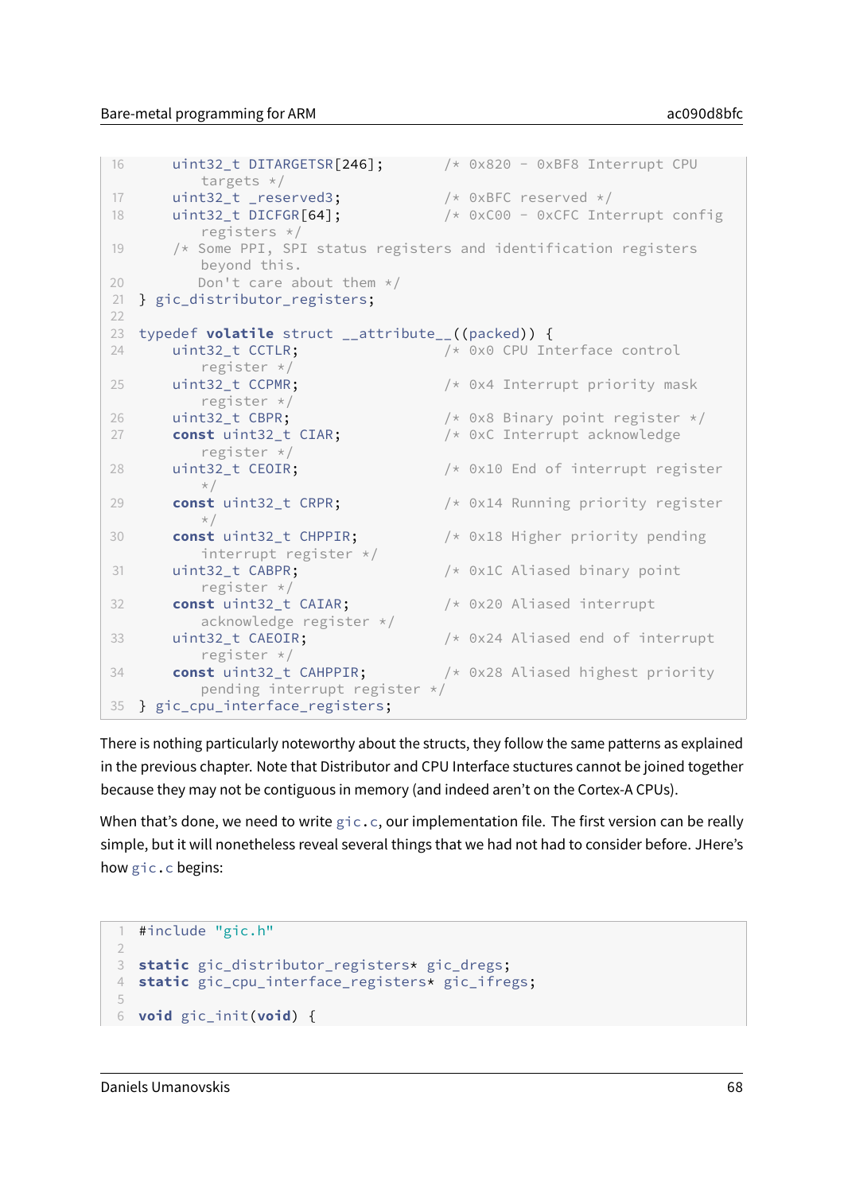```
    uint32_t DITARGETSR[246];       /* 0x820 - 0xBF8 Interrupt CPU
        targets */
    uint32_t _reserved3;            /* 0xBFC reserved */
    uint32_t DICFGR[64];            /* 0xC00 - 0xCFC Interrupt config
        registers */
    /* Some PPI, SPI status registers and identification registers
        beyond this.
       Don't care about them */
} gic_distributor_registers;

typedef volatile struct __attribute__((packed)) {
    uint32_t CCTLR;                 /* 0x0 CPU Interface control
        register */
    uint32_t CCPMR;                 /* 0x4 Interrupt priority mask
        register */
    uint32_t CBPR;                  /* 0x8 Binary point register */
    const uint32_t CIAR;            /* 0xC Interrupt acknowledge
        register */
    uint32_t CEOIR;                 /* 0x10 End of interrupt register
        */
    const uint32_t CRPR;            /* 0x14 Running priority register
        */
    const uint32_t CHPPIR;          /* 0x18 Higher priority pending
        interrupt register */
    uint32_t CABPR;                 /* 0x1C Aliased binary point
        register */
    const uint32_t CAIAR;           /* 0x20 Aliased interrupt
        acknowledge register */
    uint32_t CAEOIR;                /* 0x24 Aliased end of interrupt
        register */
    const uint32_t CAHPPIR;         /* 0x28 Aliased highest priority
        pending interrupt register */
} gic_cpu_interface_registers;
```

There is nothing particularly noteworthy about the structs, they follow the same patterns as explained in the previous chapter. Note that Distributor and CPU Interface stuctures cannot be joined together because they may not be contiguous in memory (and indeed aren't on the Cortex-A CPUs).

When that's done, we need to write `gic.c`, our implementation file. The first version can be really simple, but it will nonetheless reveal several things that we had not had to consider before. JHere's how `gic.c` begins:

```
#include "gic.h"

static gic_distributor_registers* gic_dregs;
static gic_cpu_interface_registers* gic_ifregs;

void gic_init(void) {
```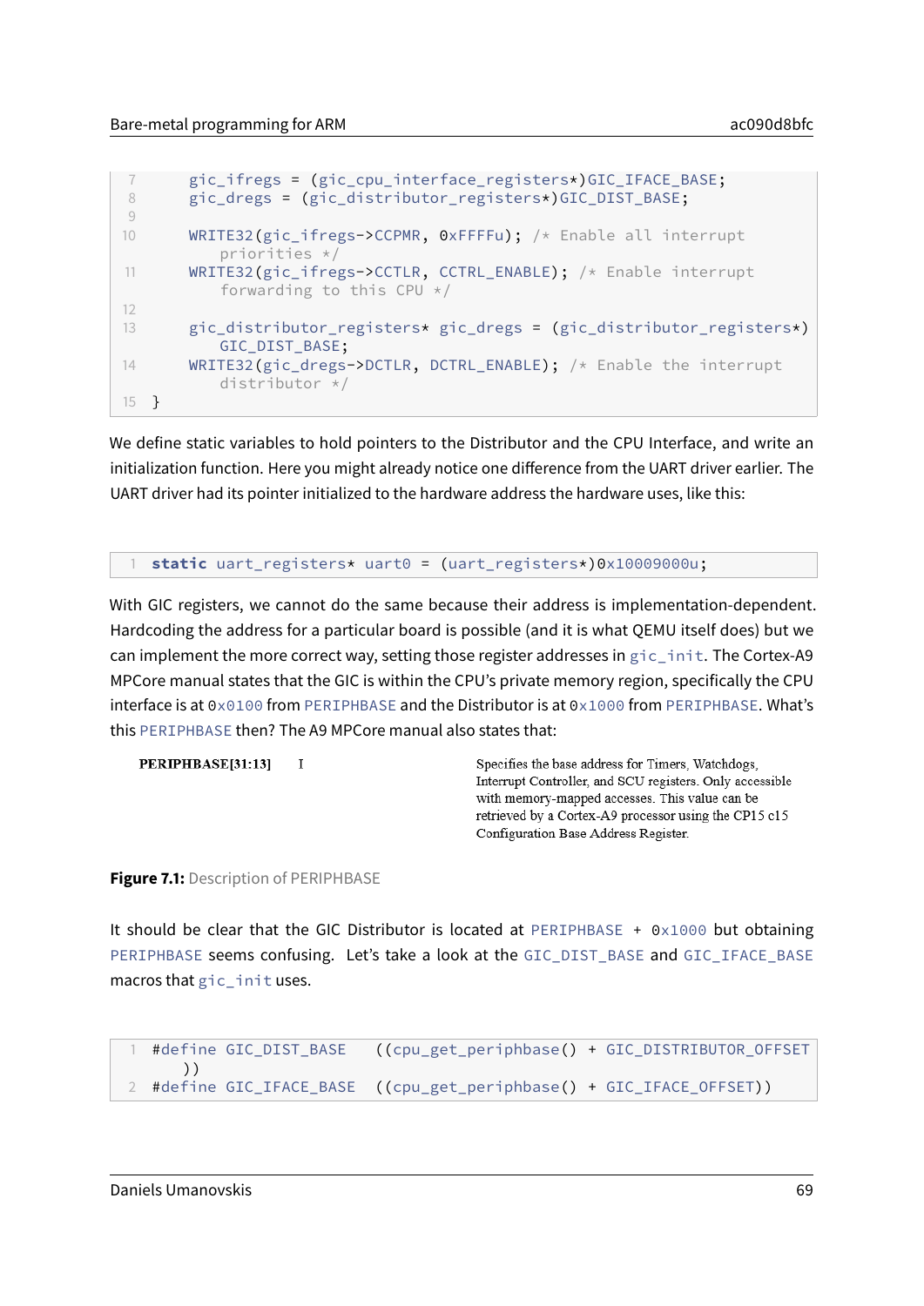```
    gic_ifregs = (gic_cpu_interface_registers*)GIC_IFACE_BASE;
    gic_dregs = (gic_distributor_registers*)GIC_DIST_BASE;

    WRITE32(gic_ifregs->CCPMR, 0xFFFFu); /* Enable all interrupt
        priorities */
    WRITE32(gic_ifregs->CCTLR, CCTRL_ENABLE); /* Enable interrupt
        forwarding to this CPU */

    gic_distributor_registers* gic_dregs = (gic_distributor_registers*)
        GIC_DIST_BASE;
    WRITE32(gic_dregs->DCTLR, DCTRL_ENABLE); /* Enable the interrupt
        distributor */
}
```

We define static variables to hold pointers to the Distributor and the CPU Interface, and write an initialization function. Here you might already notice one difference from the UART driver earlier. The UART driver had its pointer initialized to the hardware address the hardware uses, like this:

```
static uart_registers* uart0 = (uart_registers*)0x10009000u;
```

With GIC registers, we cannot do the same because their address is implementation-dependent. Hardcoding the address for a particular board is possible (and it is what QEMU itself does) but we can implement the more correct way, setting those register addresses in `gic_init`. The Cortex-A9 MPCore manual states that the GIC is within the CPU's private memory region, specifically the CPU interface is at `0x0100` from `PERIPHBASE` and the Distributor is at `0x1000` from `PERIPHBASE`. What's this `PERIPHBASE` then? The A9 MPCore manual also states that:

| | | |
|---|---|---|
| **PERIPHBASE[31:13]** | I | Specifies the base address for Timers, Watchdogs, Interrupt Controller, and SCU registers. Only accessible with memory-mapped accesses. This value can be retrieved by a Cortex-A9 processor using the CP15 c15 Configuration Base Address Register. |

**Figure 7.1:** Description of PERIPHBASE

It should be clear that the GIC Distributor is located at `PERIPHBASE + 0x1000` but obtaining `PERIPHBASE` seems confusing. Let's take a look at the `GIC_DIST_BASE` and `GIC_IFACE_BASE` macros that `gic_init` uses.

```
#define GIC_DIST_BASE   ((cpu_get_periphbase() + GIC_DISTRIBUTOR_OFFSET
    ))
#define GIC_IFACE_BASE  ((cpu_get_periphbase() + GIC_IFACE_OFFSET))
```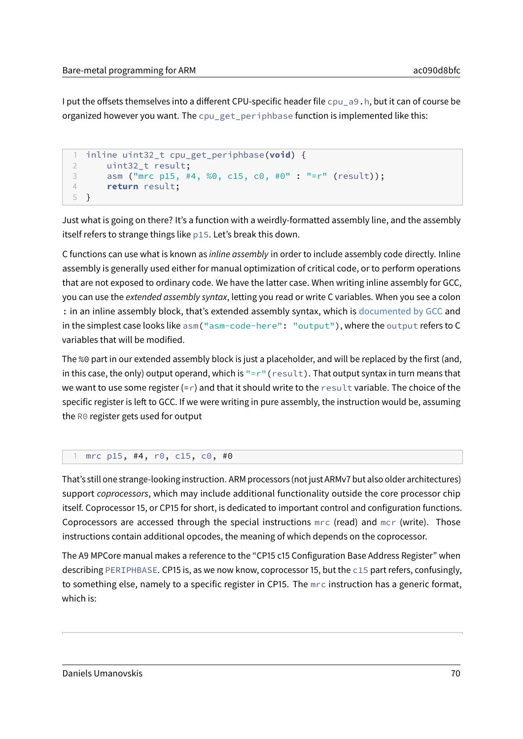I put the offsets themselves into a different CPU-specific header file `cpu_a9.h`, but it can of course be organized however you want. The `cpu_get_periphbase` function is implemented like this:

```
inline uint32_t cpu_get_periphbase(void) {
    uint32_t result;
    asm ("mrc p15, #4, %0, c15, c0, #0" : "=r" (result));
    return result;
}
```

Just what is going on there? It's a function with a weirdly-formatted assembly line, and the assembly itself refers to strange things like `p15`. Let's break this down.

C functions can use what is known as *inline assembly* in order to include assembly code directly. Inline assembly is generally used either for manual optimization of critical code, or to perform operations that are not exposed to ordinary code. We have the latter case. When writing inline assembly for GCC, you can use the *extended assembly syntax*, letting you read or write C variables. When you see a colon `:` in an inline assembly block, that's extended assembly syntax, which is documented by GCC and in the simplest case looks like `asm("asm-code-here": "output")`, where the `output` refers to C variables that will be modified.

The `%0` part in our extended assembly block is just a placeholder, and will be replaced by the first (and, in this case, the only) output operand, which is `"=r"(result)`. That output syntax in turn means that we want to use some register (`=r`) and that it should write to the `result` variable. The choice of the specific register is left to GCC. If we were writing in pure assembly, the instruction would be, assuming the `R0` register gets used for output

```
mrc p15, #4, r0, c15, c0, #0
```

That's still one strange-looking instruction. ARM processors (not just ARMv7 but also older architectures) support *coprocessors*, which may include additional functionality outside the core processor chip itself. Coprocessor 15, or CP15 for short, is dedicated to important control and configuration functions. Coprocessors are accessed through the special instructions `mrc` (read) and `mcr` (write). Those instructions contain additional opcodes, the meaning of which depends on the coprocessor.

The A9 MPCore manual makes a reference to the "CP15 c15 Configuration Base Address Register" when describing `PERIPHBASE`. CP15 is, as we now know, coprocessor 15, but the `c15` part refers, confusingly, to something else, namely to a specific register in CP15. The `mrc` instruction has a generic format, which is: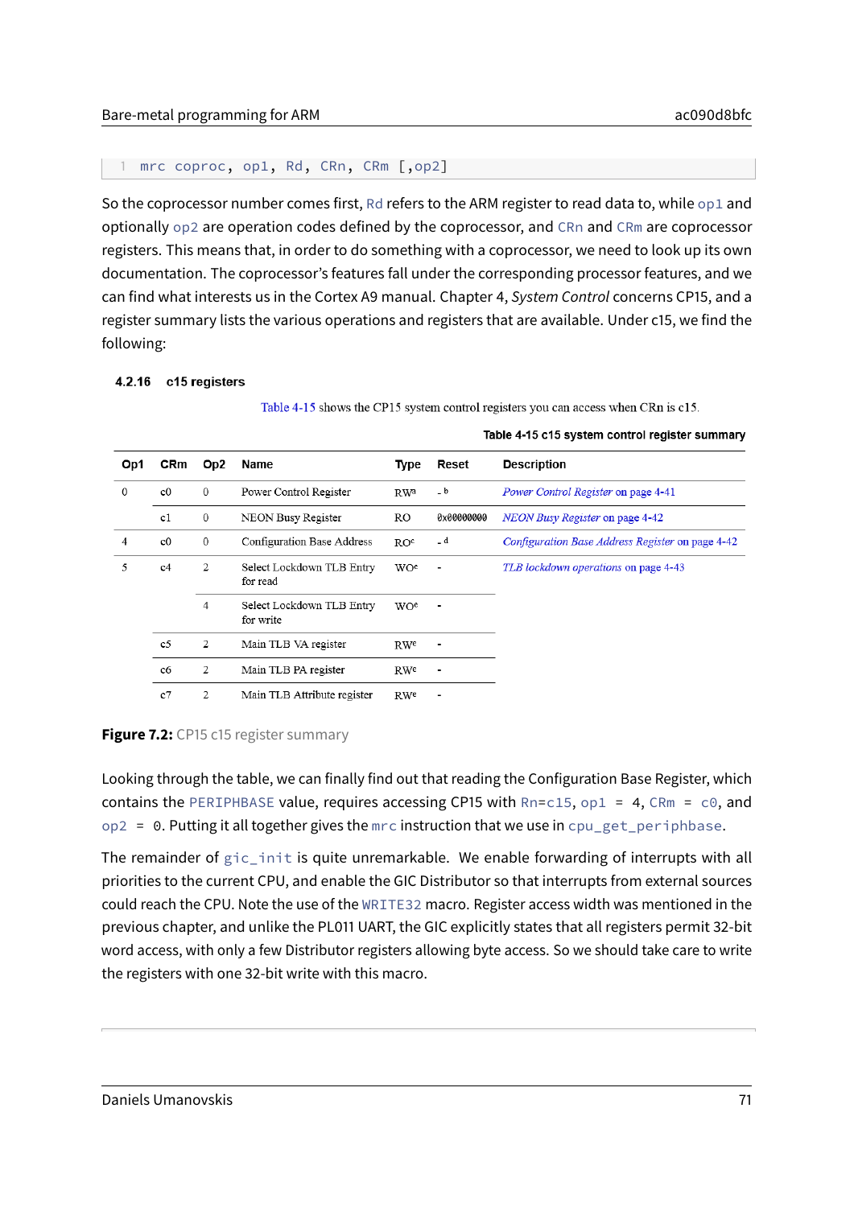```
mrc coproc, op1, Rd, CRn, CRm [,op2]
```

So the coprocessor number comes first, `Rd` refers to the ARM register to read data to, while `op1` and optionally `op2` are operation codes defined by the coprocessor, and `CRn` and `CRm` are coprocessor registers. This means that, in order to do something with a coprocessor, we need to look up its own documentation. The coprocessor's features fall under the corresponding processor features, and we can find what interests us in the Cortex A9 manual. Chapter 4, *System Control* concerns CP15, and a register summary lists the various operations and registers that are available. Under c15, we find the following:

**4.2.16 c15 registers**

Table 4-15 shows the CP15 system control registers you can access when CRn is c15.

**Table 4-15 c15 system control register summary**

| Op1 | CRm | Op2 | Name | Type | Reset | Description |
|---|---|---|---|---|---|---|
| 0 | c0 | 0 | Power Control Register | RW[a] | -[b] | *Power Control Register* on page 4-41 |
| | c1 | 0 | NEON Busy Register | RO | 0x00000000 | *NEON Busy Register* on page 4-42 |
| 4 | c0 | 0 | Configuration Base Address | RO[c] | -[d] | *Configuration Base Address Register* on page 4-42 |
| 5 | c4 | 2 | Select Lockdown TLB Entry for read | WO[c] | - | *TLB lockdown operations* on page 4-43 |
| | | 4 | Select Lockdown TLB Entry for write | WO[c] | - | |
| | c5 | 2 | Main TLB VA register | RW[c] | - | |
| | c6 | 2 | Main TLB PA register | RW[c] | - | |
| | c7 | 2 | Main TLB Attribute register | RW[c] | - | |

**Figure 7.2:** CP15 c15 register summary

Looking through the table, we can finally find out that reading the Configuration Base Register, which contains the `PERIPHBASE` value, requires accessing CP15 with `Rn=c15`, `op1 = 4`, `CRm = c0`, and `op2 = 0`. Putting it all together gives the `mrc` instruction that we use in `cpu_get_periphbase`.

The remainder of `gic_init` is quite unremarkable. We enable forwarding of interrupts with all priorities to the current CPU, and enable the GIC Distributor so that interrupts from external sources could reach the CPU. Note the use of the `WRITE32` macro. Register access width was mentioned in the previous chapter, and unlike the PL011 UART, the GIC explicitly states that all registers permit 32-bit word access, with only a few Distributor registers allowing byte access. So we should take care to write the registers with one 32-bit write with this macro.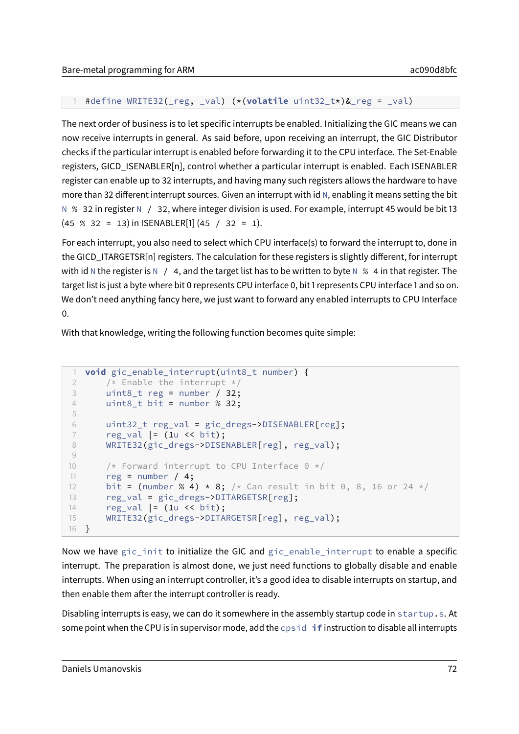```
#define WRITE32(_reg, _val) (*(volatile uint32_t*)&_reg = _val)
```

The next order of business is to let specific interrupts be enabled. Initializing the GIC means we can now receive interrupts in general. As said before, upon receiving an interrupt, the GIC Distributor checks if the particular interrupt is enabled before forwarding it to the CPU interface. The Set-Enable registers, GICD_ISENABLER[n], control whether a particular interrupt is enabled. Each ISENABLER register can enable up to 32 interrupts, and having many such registers allows the hardware to have more than 32 different interrupt sources. Given an interrupt with id `N`, enabling it means setting the bit `N % 32` in register `N / 32`, where integer division is used. For example, interrupt 45 would be bit 13 (`45 % 32 = 13`) in ISENABLER[1] (`45 / 32 = 1`).

For each interrupt, you also need to select which CPU interface(s) to forward the interrupt to, done in the GICD_ITARGETSR[n] registers. The calculation for these registers is slightly different, for interrupt with id `N` the register is `N / 4`, and the target list has to be written to byte `N % 4` in that register. The target list is just a byte where bit 0 represents CPU interface 0, bit 1 represents CPU interface 1 and so on. We don't need anything fancy here, we just want to forward any enabled interrupts to CPU Interface 0.

With that knowledge, writing the following function becomes quite simple:

```
void gic_enable_interrupt(uint8_t number) {
    /* Enable the interrupt */
    uint8_t reg = number / 32;
    uint8_t bit = number % 32;

    uint32_t reg_val = gic_dregs->DISENABLER[reg];
    reg_val |= (1u << bit);
    WRITE32(gic_dregs->DISENABLER[reg], reg_val);

    /* Forward interrupt to CPU Interface 0 */
    reg = number / 4;
    bit = (number % 4) * 8; /* Can result in bit 0, 8, 16 or 24 */
    reg_val = gic_dregs->DITARGETSR[reg];
    reg_val |= (1u << bit);
    WRITE32(gic_dregs->DITARGETSR[reg], reg_val);
}
```

Now we have `gic_init` to initialize the GIC and `gic_enable_interrupt` to enable a specific interrupt. The preparation is almost done, we just need functions to globally disable and enable interrupts. When using an interrupt controller, it's a good idea to disable interrupts on startup, and then enable them after the interrupt controller is ready.

Disabling interrupts is easy, we can do it somewhere in the assembly startup code in `startup.s`. At some point when the CPU is in supervisor mode, add the `cpsid if` instruction to disable all interrupts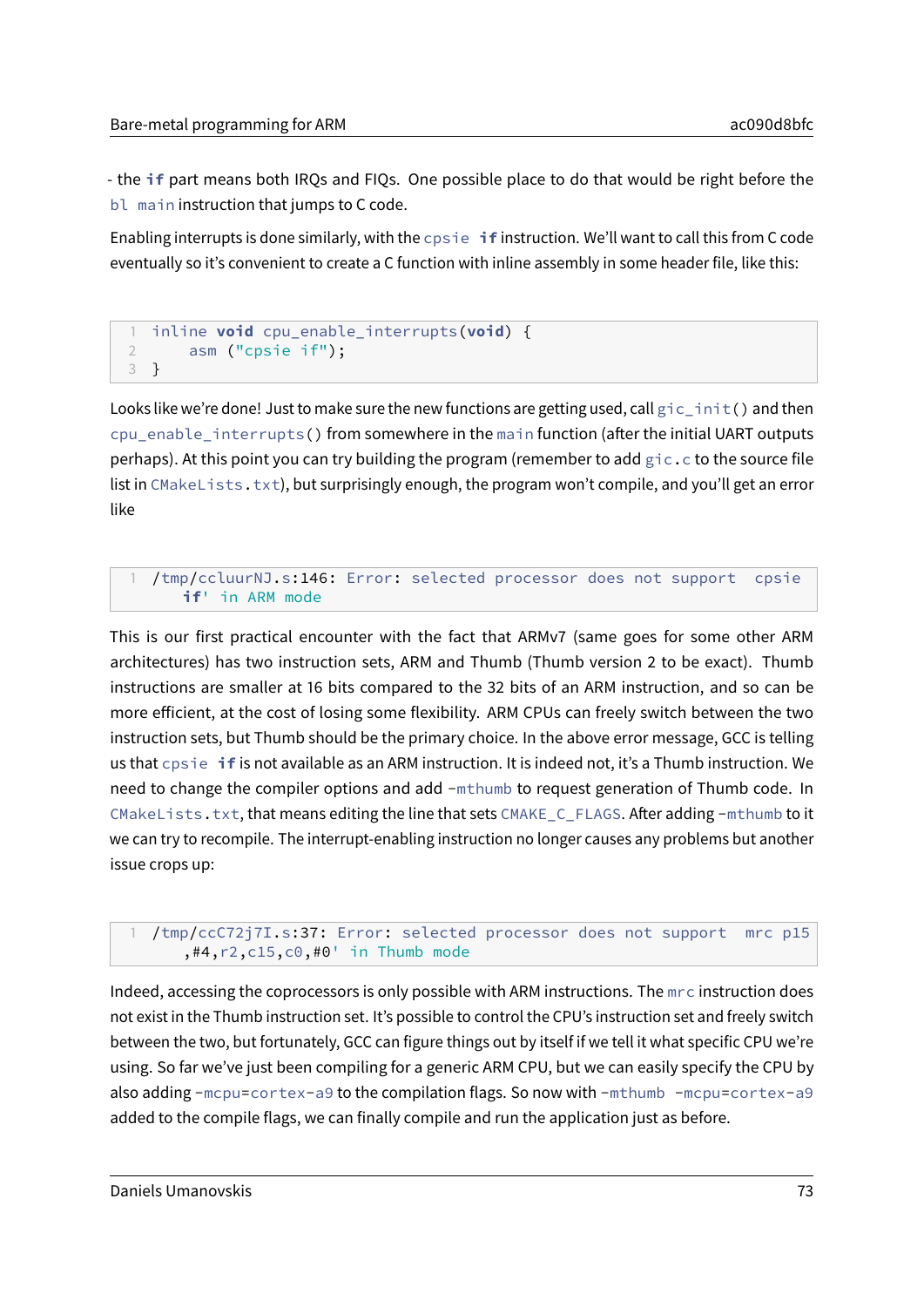- the `if` part means both IRQs and FIQs. One possible place to do that would be right before the `bl main` instruction that jumps to C code.

Enabling interrupts is done similarly, with the `cpsie if` instruction. We'll want to call this from C code eventually so it's convenient to create a C function with inline assembly in some header file, like this:

```
inline void cpu_enable_interrupts(void) {
    asm ("cpsie if");
}
```

Looks like we're done! Just to make sure the new functions are getting used, call `gic_init()` and then `cpu_enable_interrupts()` from somewhere in the `main` function (after the initial UART outputs perhaps). At this point you can try building the program (remember to add `gic.c` to the source file list in `CMakeLists.txt`), but surprisingly enough, the program won't compile, and you'll get an error like

```
/tmp/ccluurNJ.s:146: Error: selected processor does not support  cpsie
    if' in ARM mode
```

This is our first practical encounter with the fact that ARMv7 (same goes for some other ARM architectures) has two instruction sets, ARM and Thumb (Thumb version 2 to be exact). Thumb instructions are smaller at 16 bits compared to the 32 bits of an ARM instruction, and so can be more efficient, at the cost of losing some flexibility. ARM CPUs can freely switch between the two instruction sets, but Thumb should be the primary choice. In the above error message, GCC is telling us that `cpsie if` is not available as an ARM instruction. It is indeed not, it's a Thumb instruction. We need to change the compiler options and add `-mthumb` to request generation of Thumb code. In `CMakeLists.txt`, that means editing the line that sets `CMAKE_C_FLAGS`. After adding `-mthumb` to it we can try to recompile. The interrupt-enabling instruction no longer causes any problems but another issue crops up:

```
/tmp/ccC72j7I.s:37: Error: selected processor does not support  mrc p15
    ,#4,r2,c15,c0,#0' in Thumb mode
```

Indeed, accessing the coprocessors is only possible with ARM instructions. The `mrc` instruction does not exist in the Thumb instruction set. It's possible to control the CPU's instruction set and freely switch between the two, but fortunately, GCC can figure things out by itself if we tell it what specific CPU we're using. So far we've just been compiling for a generic ARM CPU, but we can easily specify the CPU by also adding `-mcpu=cortex-a9` to the compilation flags. So now with `-mthumb -mcpu=cortex-a9` added to the compile flags, we can finally compile and run the application just as before.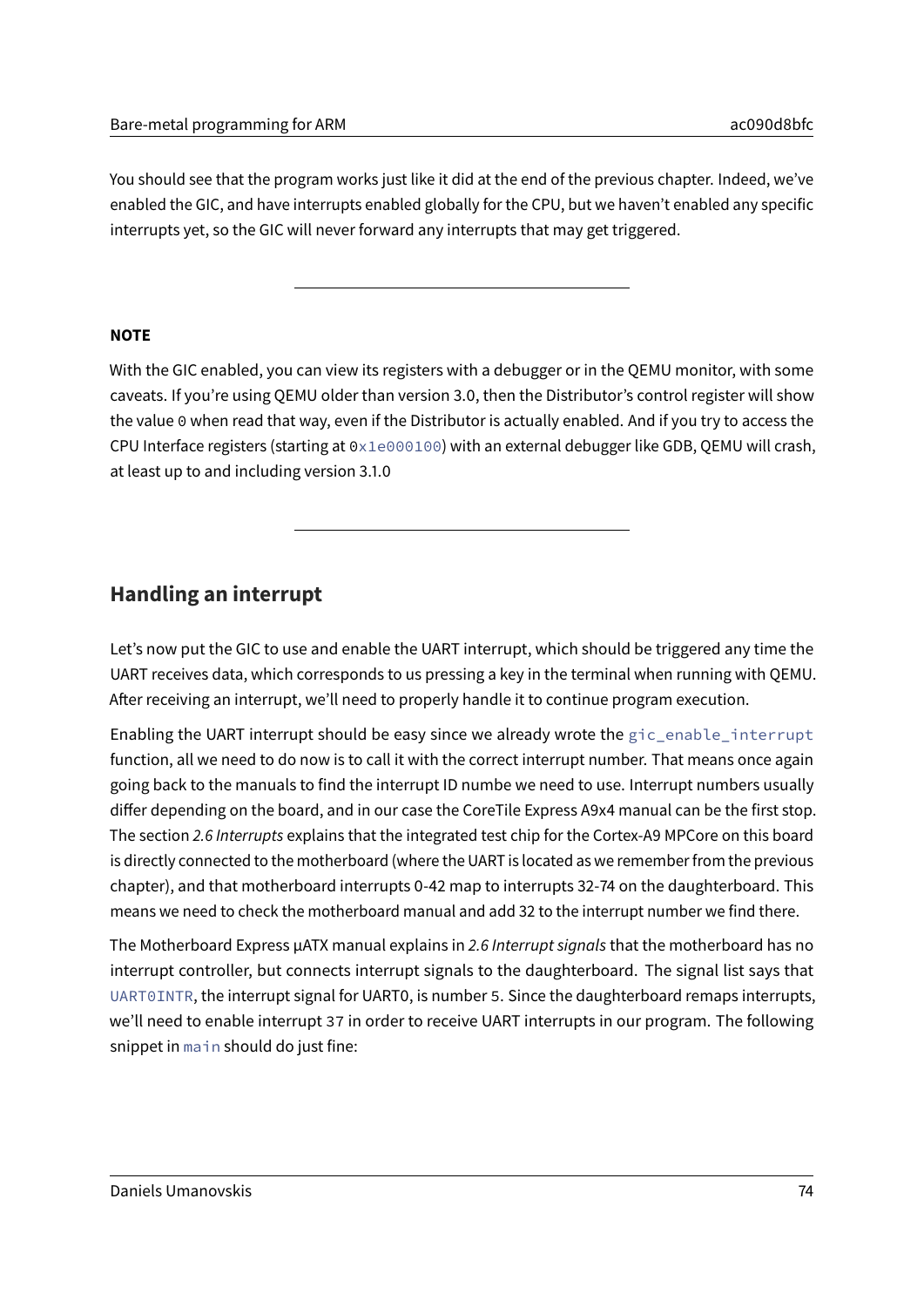You should see that the program works just like it did at the end of the previous chapter. Indeed, we've enabled the GIC, and have interrupts enabled globally for the CPU, but we haven't enabled any specific interrupts yet, so the GIC will never forward any interrupts that may get triggered.

---

**NOTE**

With the GIC enabled, you can view its registers with a debugger or in the QEMU monitor, with some caveats. If you're using QEMU older than version 3.0, then the Distributor's control register will show the value `0` when read that way, even if the Distributor is actually enabled. And if you try to access the CPU Interface registers (starting at `0x1e000100`) with an external debugger like GDB, QEMU will crash, at least up to and including version 3.1.0

---

## Handling an interrupt

Let's now put the GIC to use and enable the UART interrupt, which should be triggered any time the UART receives data, which corresponds to us pressing a key in the terminal when running with QEMU. After receiving an interrupt, we'll need to properly handle it to continue program execution.

Enabling the UART interrupt should be easy since we already wrote the `gic_enable_interrupt` function, all we need to do now is to call it with the correct interrupt number. That means once again going back to the manuals to find the interrupt ID numbe we need to use. Interrupt numbers usually differ depending on the board, and in our case the CoreTile Express A9x4 manual can be the first stop. The section *2.6 Interrupts* explains that the integrated test chip for the Cortex-A9 MPCore on this board is directly connected to the motherboard (where the UART is located as we remember from the previous chapter), and that motherboard interrupts 0-42 map to interrupts 32-74 on the daughterboard. This means we need to check the motherboard manual and add 32 to the interrupt number we find there.

The Motherboard Express µATX manual explains in *2.6 Interrupt signals* that the motherboard has no interrupt controller, but connects interrupt signals to the daughterboard. The signal list says that `UART0INTR`, the interrupt signal for UART0, is number `5`. Since the daughterboard remaps interrupts, we'll need to enable interrupt `37` in order to receive UART interrupts in our program. The following snippet in `main` should do just fine: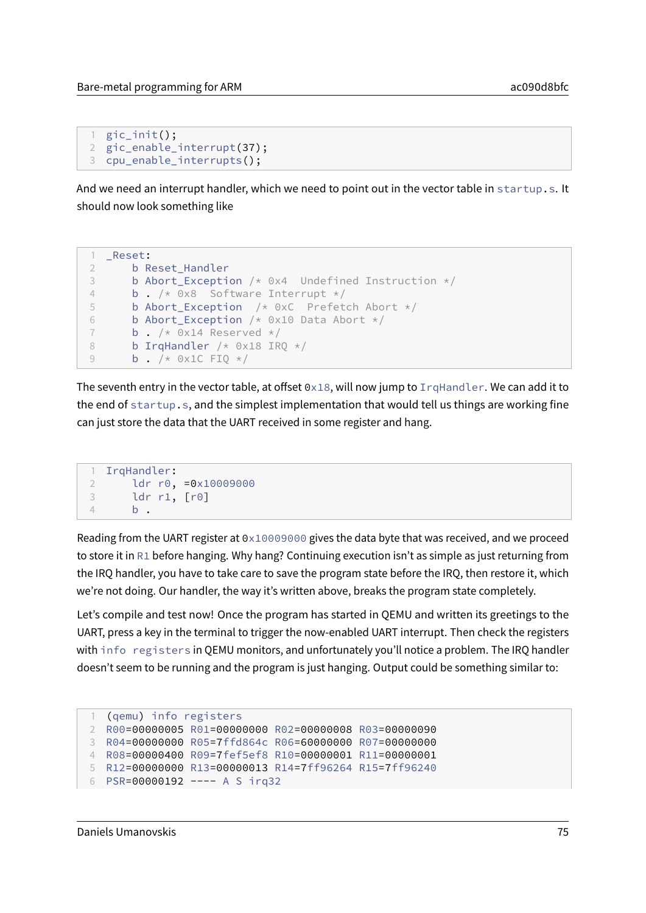```
gic_init();
gic_enable_interrupt(37);
cpu_enable_interrupts();
```

And we need an interrupt handler, which we need to point out in the vector table in `startup.s`. It should now look something like

```
_Reset:
    b Reset_Handler
    b Abort_Exception /* 0x4  Undefined Instruction */
    b . /* 0x8  Software Interrupt */
    b Abort_Exception  /* 0xC  Prefetch Abort */
    b Abort_Exception /* 0x10 Data Abort */
    b . /* 0x14 Reserved */
    b IrqHandler /* 0x18 IRQ */
    b . /* 0x1C FIQ */
```

The seventh entry in the vector table, at offset `0x18`, will now jump to `IrqHandler`. We can add it to the end of `startup.s`, and the simplest implementation that would tell us things are working fine can just store the data that the UART received in some register and hang.

```
IrqHandler:
    ldr r0, =0x10009000
    ldr r1, [r0]
    b .
```

Reading from the UART register at `0x10009000` gives the data byte that was received, and we proceed to store it in `R1` before hanging. Why hang? Continuing execution isn't as simple as just returning from the IRQ handler, you have to take care to save the program state before the IRQ, then restore it, which we're not doing. Our handler, the way it's written above, breaks the program state completely.

Let's compile and test now! Once the program has started in QEMU and written its greetings to the UART, press a key in the terminal to trigger the now-enabled UART interrupt. Then check the registers with `info registers` in QEMU monitors, and unfortunately you'll notice a problem. The IRQ handler doesn't seem to be running and the program is just hanging. Output could be something similar to:

```
(qemu) info registers
R00=00000005 R01=00000000 R02=00000008 R03=00000090
R04=00000000 R05=7ffd864c R06=60000000 R07=00000000
R08=00000400 R09=7fef5ef8 R10=00000001 R11=00000001
R12=00000000 R13=00000013 R14=7ff96264 R15=7ff96240
PSR=00000192 ---- A S irq32
```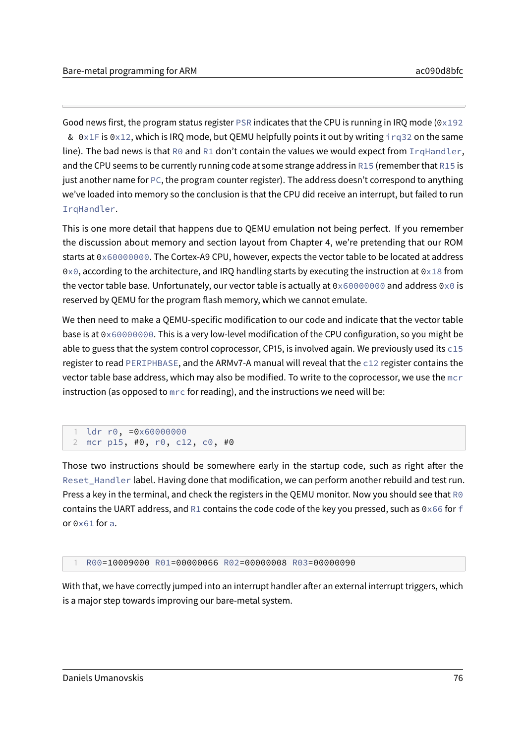Good news first, the program status register `PSR` indicates that the CPU is running in IRQ mode (`0x192 & 0x1F` is `0x12`, which is IRQ mode, but QEMU helpfully points it out by writing `irq32` on the same line). The bad news is that `R0` and `R1` don't contain the values we would expect from `IrqHandler`, and the CPU seems to be currently running code at some strange address in `R15` (remember that `R15` is just another name for `PC`, the program counter register). The address doesn't correspond to anything we've loaded into memory so the conclusion is that the CPU did receive an interrupt, but failed to run `IrqHandler`.

This is one more detail that happens due to QEMU emulation not being perfect. If you remember the discussion about memory and section layout from Chapter 4, we're pretending that our ROM starts at `0x60000000`. The Cortex-A9 CPU, however, expects the vector table to be located at address `0x0`, according to the architecture, and IRQ handling starts by executing the instruction at `0x18` from the vector table base. Unfortunately, our vector table is actually at `0x60000000` and address `0x0` is reserved by QEMU for the program flash memory, which we cannot emulate.

We then need to make a QEMU-specific modification to our code and indicate that the vector table base is at `0x60000000`. This is a very low-level modification of the CPU configuration, so you might be able to guess that the system control coprocessor, CP15, is involved again. We previously used its `c15` register to read `PERIPHBASE`, and the ARMv7-A manual will reveal that the `c12` register contains the vector table base address, which may also be modified. To write to the coprocessor, we use the `mcr` instruction (as opposed to `mrc` for reading), and the instructions we need will be:

```
ldr r0, =0x60000000
mcr p15, #0, r0, c12, c0, #0
```

Those two instructions should be somewhere early in the startup code, such as right after the `Reset_Handler` label. Having done that modification, we can perform another rebuild and test run. Press a key in the terminal, and check the registers in the QEMU monitor. Now you should see that `R0` contains the UART address, and `R1` contains the code code of the key you pressed, such as `0x66` for `f` or `0x61` for `a`.

```
R00=10009000 R01=00000066 R02=00000008 R03=00000090
```

With that, we have correctly jumped into an interrupt handler after an external interrupt triggers, which is a major step towards improving our bare-metal system.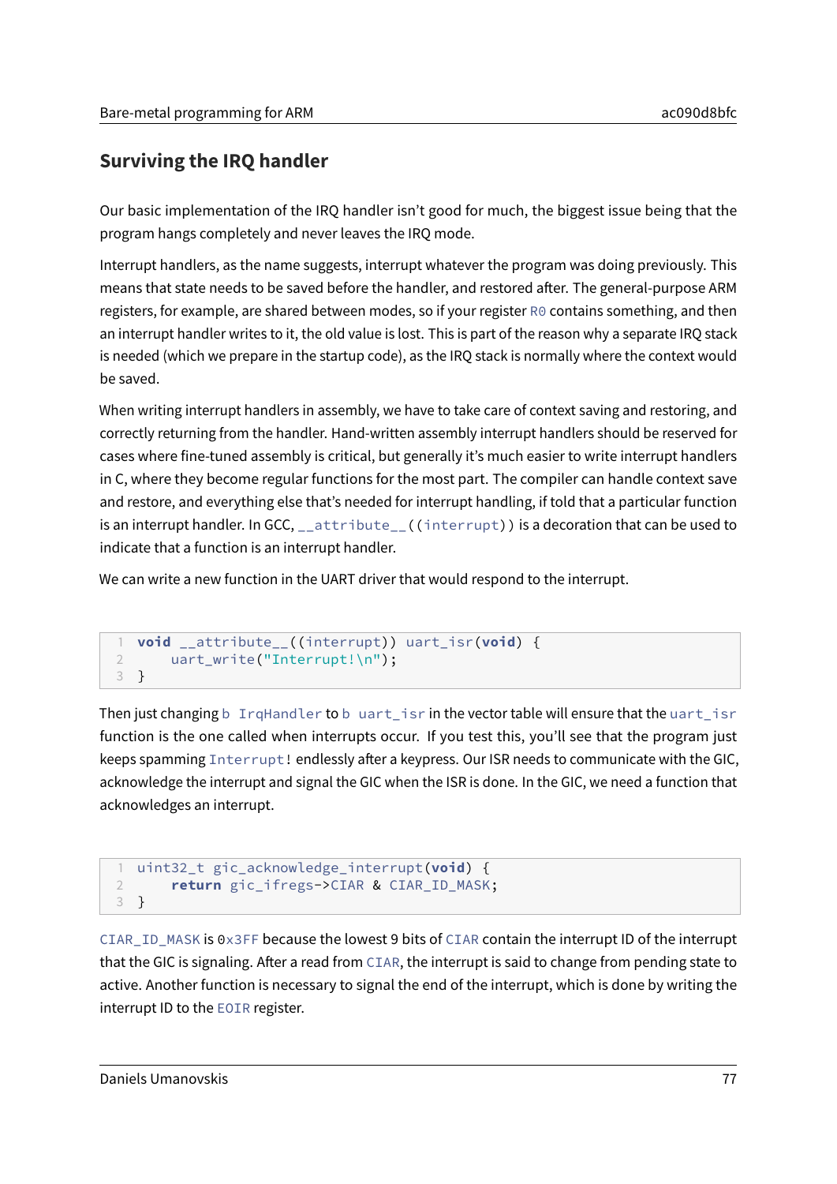## Surviving the IRQ handler

Our basic implementation of the IRQ handler isn't good for much, the biggest issue being that the program hangs completely and never leaves the IRQ mode.

Interrupt handlers, as the name suggests, interrupt whatever the program was doing previously. This means that state needs to be saved before the handler, and restored after. The general-purpose ARM registers, for example, are shared between modes, so if your register `R0` contains something, and then an interrupt handler writes to it, the old value is lost. This is part of the reason why a separate IRQ stack is needed (which we prepare in the startup code), as the IRQ stack is normally where the context would be saved.

When writing interrupt handlers in assembly, we have to take care of context saving and restoring, and correctly returning from the handler. Hand-written assembly interrupt handlers should be reserved for cases where fine-tuned assembly is critical, but generally it's much easier to write interrupt handlers in C, where they become regular functions for the most part. The compiler can handle context save and restore, and everything else that's needed for interrupt handling, if told that a particular function is an interrupt handler. In GCC, `__attribute__((interrupt))` is a decoration that can be used to indicate that a function is an interrupt handler.

We can write a new function in the UART driver that would respond to the interrupt.

```
void __attribute__((interrupt)) uart_isr(void) {
    uart_write("Interrupt!\n");
}
```

Then just changing `b IrqHandler` to `b uart_isr` in the vector table will ensure that the `uart_isr` function is the one called when interrupts occur. If you test this, you'll see that the program just keeps spamming `Interrupt!` endlessly after a keypress. Our ISR needs to communicate with the GIC, acknowledge the interrupt and signal the GIC when the ISR is done. In the GIC, we need a function that acknowledges an interrupt.

```
uint32_t gic_acknowledge_interrupt(void) {
    return gic_ifregs->CIAR & CIAR_ID_MASK;
}
```

`CIAR_ID_MASK` is `0x3FF` because the lowest 9 bits of `CIAR` contain the interrupt ID of the interrupt that the GIC is signaling. After a read from `CIAR`, the interrupt is said to change from pending state to active. Another function is necessary to signal the end of the interrupt, which is done by writing the interrupt ID to the `EOIR` register.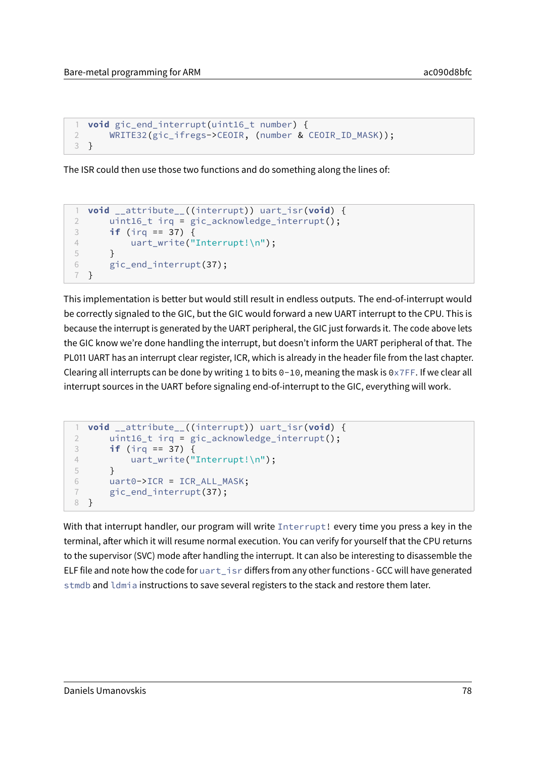```
void gic_end_interrupt(uint16_t number) {
    WRITE32(gic_ifregs->CEOIR, (number & CEOIR_ID_MASK));
}
```

The ISR could then use those two functions and do something along the lines of:

```
void __attribute__((interrupt)) uart_isr(void) {
    uint16_t irq = gic_acknowledge_interrupt();
    if (irq == 37) {
        uart_write("Interrupt!\n");
    }
    gic_end_interrupt(37);
}
```

This implementation is better but would still result in endless outputs. The end-of-interrupt would be correctly signaled to the GIC, but the GIC would forward a new UART interrupt to the CPU. This is because the interrupt is generated by the UART peripheral, the GIC just forwards it. The code above lets the GIC know we're done handling the interrupt, but doesn't inform the UART peripheral of that. The PL011 UART has an interrupt clear register, ICR, which is already in the header file from the last chapter. Clearing all interrupts can be done by writing `1` to bits `0-10`, meaning the mask is `0x7FF`. If we clear all interrupt sources in the UART before signaling end-of-interrupt to the GIC, everything will work.

```
void __attribute__((interrupt)) uart_isr(void) {
    uint16_t irq = gic_acknowledge_interrupt();
    if (irq == 37) {
        uart_write("Interrupt!\n");
    }
    uart0->ICR = ICR_ALL_MASK;
    gic_end_interrupt(37);
}
```

With that interrupt handler, our program will write `Interrupt!` every time you press a key in the terminal, after which it will resume normal execution. You can verify for yourself that the CPU returns to the supervisor (SVC) mode after handling the interrupt. It can also be interesting to disassemble the ELF file and note how the code for `uart_isr` differs from any other functions - GCC will have generated `stmdb` and `ldmia` instructions to save several registers to the stack and restore them later.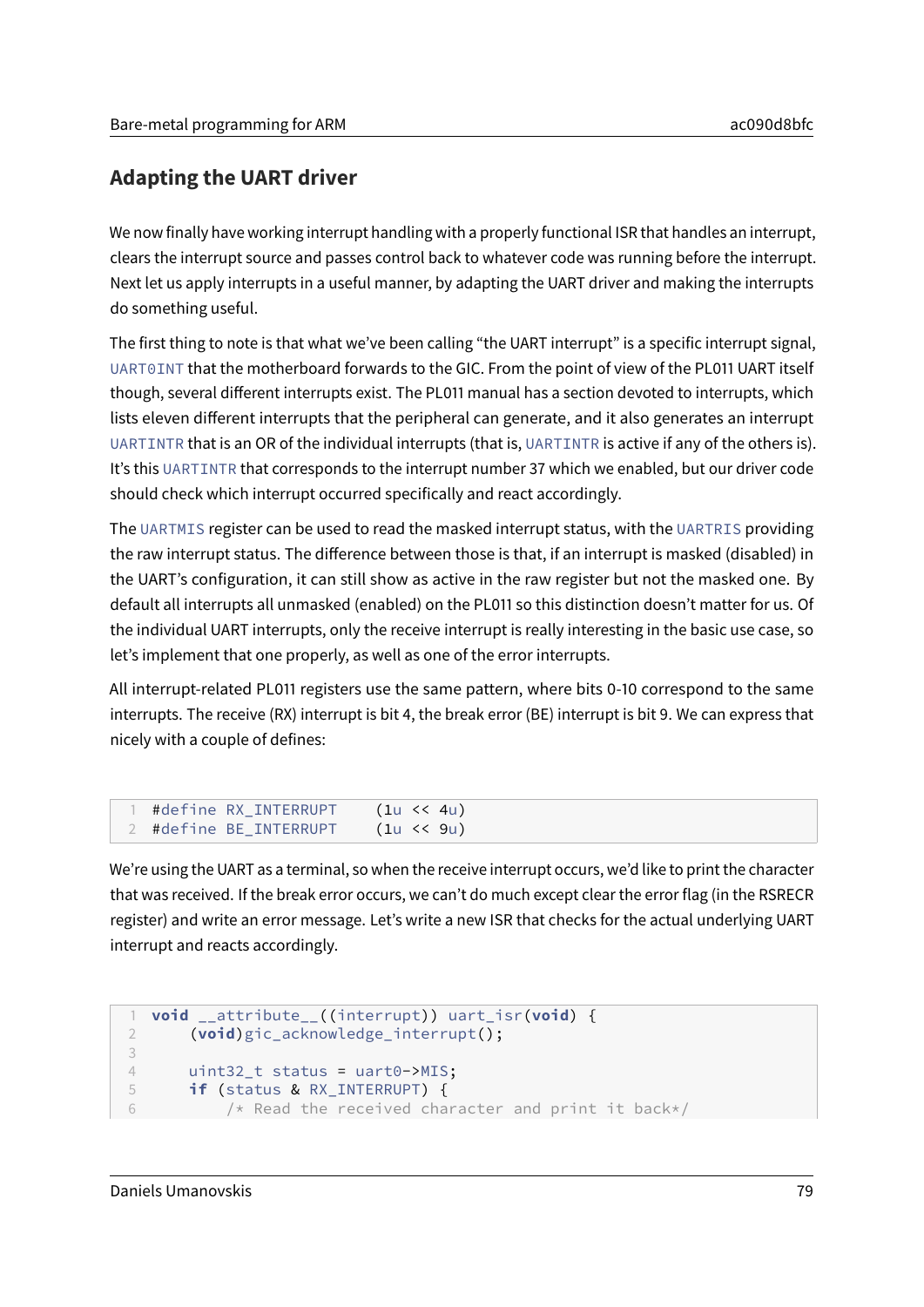## Adapting the UART driver

We now finally have working interrupt handling with a properly functional ISR that handles an interrupt, clears the interrupt source and passes control back to whatever code was running before the interrupt. Next let us apply interrupts in a useful manner, by adapting the UART driver and making the interrupts do something useful.

The first thing to note is that what we've been calling "the UART interrupt" is a specific interrupt signal, `UART0INT` that the motherboard forwards to the GIC. From the point of view of the PL011 UART itself though, several different interrupts exist. The PL011 manual has a section devoted to interrupts, which lists eleven different interrupts that the peripheral can generate, and it also generates an interrupt `UARTINTR` that is an OR of the individual interrupts (that is, `UARTINTR` is active if any of the others is). It's this `UARTINTR` that corresponds to the interrupt number 37 which we enabled, but our driver code should check which interrupt occurred specifically and react accordingly.

The `UARTMIS` register can be used to read the masked interrupt status, with the `UARTRIS` providing the raw interrupt status. The difference between those is that, if an interrupt is masked (disabled) in the UART's configuration, it can still show as active in the raw register but not the masked one. By default all interrupts all unmasked (enabled) on the PL011 so this distinction doesn't matter for us. Of the individual UART interrupts, only the receive interrupt is really interesting in the basic use case, so let's implement that one properly, as well as one of the error interrupts.

All interrupt-related PL011 registers use the same pattern, where bits 0-10 correspond to the same interrupts. The receive (RX) interrupt is bit 4, the break error (BE) interrupt is bit 9. We can express that nicely with a couple of defines:

```
#define RX_INTERRUPT    (1u << 4u)
#define BE_INTERRUPT    (1u << 9u)
```

We're using the UART as a terminal, so when the receive interrupt occurs, we'd like to print the character that was received. If the break error occurs, we can't do much except clear the error flag (in the RSRECR register) and write an error message. Let's write a new ISR that checks for the actual underlying UART interrupt and reacts accordingly.

```
void __attribute__((interrupt)) uart_isr(void) {
    (void)gic_acknowledge_interrupt();

    uint32_t status = uart0->MIS;
    if (status & RX_INTERRUPT) {
        /* Read the received character and print it back*/
```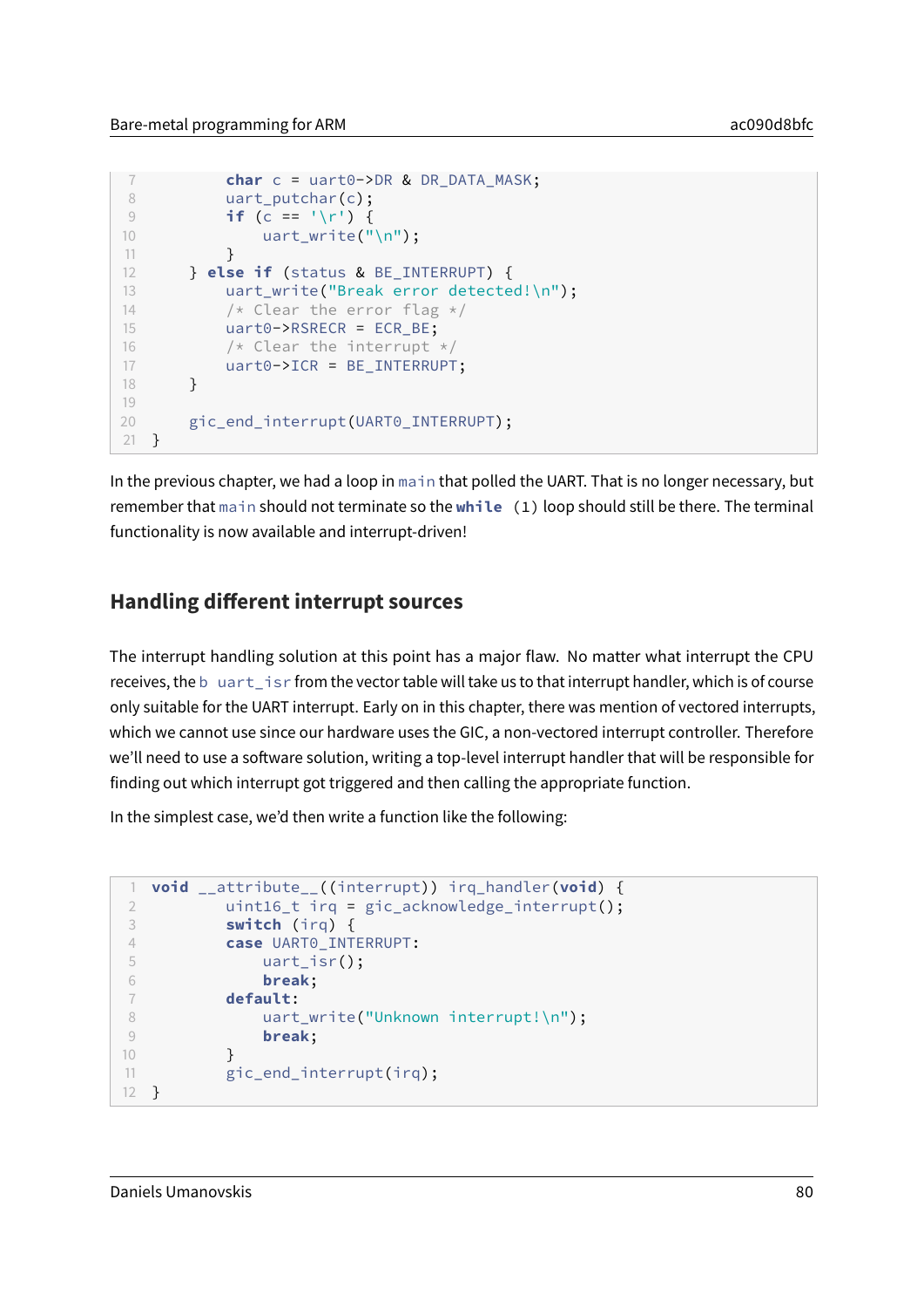```c
        char c = uart0->DR & DR_DATA_MASK;
        uart_putchar(c);
        if (c == '\r') {
            uart_write("\n");
        }
    } else if (status & BE_INTERRUPT) {
        uart_write("Break error detected!\n");
        /* Clear the error flag */
        uart0->RSRECR = ECR_BE;
        /* Clear the interrupt */
        uart0->ICR = BE_INTERRUPT;
    }

    gic_end_interrupt(UART0_INTERRUPT);
}
```

In the previous chapter, we had a loop in `main` that polled the UART. That is no longer necessary, but remember that `main` should not terminate so the `while (1)` loop should still be there. The terminal functionality is now available and interrupt-driven!

## Handling different interrupt sources

The interrupt handling solution at this point has a major flaw. No matter what interrupt the CPU receives, the `b uart_isr` from the vector table will take us to that interrupt handler, which is of course only suitable for the UART interrupt. Early on in this chapter, there was mention of vectored interrupts, which we cannot use since our hardware uses the GIC, a non-vectored interrupt controller. Therefore we'll need to use a software solution, writing a top-level interrupt handler that will be responsible for finding out which interrupt got triggered and then calling the appropriate function.

In the simplest case, we'd then write a function like the following:

```c
void __attribute__((interrupt)) irq_handler(void) {
        uint16_t irq = gic_acknowledge_interrupt();
        switch (irq) {
        case UART0_INTERRUPT:
            uart_isr();
            break;
        default:
            uart_write("Unknown interrupt!\n");
            break;
        }
        gic_end_interrupt(irq);
}
```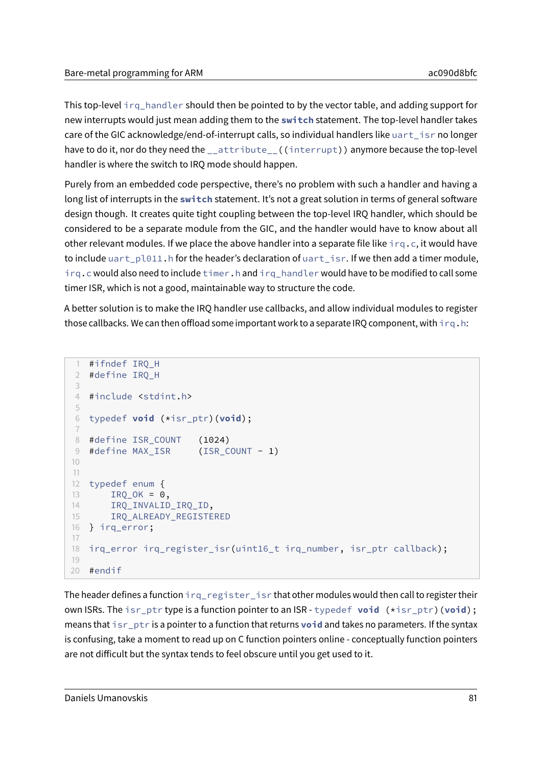This top-level `irq_handler` should then be pointed to by the vector table, and adding support for new interrupts would just mean adding them to the `switch` statement. The top-level handler takes care of the GIC acknowledge/end-of-interrupt calls, so individual handlers like `uart_isr` no longer have to do it, nor do they need the `__attribute__((interrupt))` anymore because the top-level handler is where the switch to IRQ mode should happen.

Purely from an embedded code perspective, there's no problem with such a handler and having a long list of interrupts in the `switch` statement. It's not a great solution in terms of general software design though. It creates quite tight coupling between the top-level IRQ handler, which should be considered to be a separate module from the GIC, and the handler would have to know about all other relevant modules. If we place the above handler into a separate file like `irq.c`, it would have to include `uart_pl011.h` for the header's declaration of `uart_isr`. If we then add a timer module, `irq.c` would also need to include `timer.h` and `irq_handler` would have to be modified to call some timer ISR, which is not a good, maintainable way to structure the code.

A better solution is to make the IRQ handler use callbacks, and allow individual modules to register those callbacks. We can then offload some important work to a separate IRQ component, with `irq.h`:

```c
#ifndef IRQ_H
#define IRQ_H

#include <stdint.h>

typedef void (*isr_ptr)(void);

#define ISR_COUNT   (1024)
#define MAX_ISR     (ISR_COUNT - 1)


typedef enum {
    IRQ_OK = 0,
    IRQ_INVALID_IRQ_ID,
    IRQ_ALREADY_REGISTERED
} irq_error;

irq_error irq_register_isr(uint16_t irq_number, isr_ptr callback);

#endif
```

The header defines a function `irq_register_isr` that other modules would then call to register their own ISRs. The `isr_ptr` type is a function pointer to an ISR - `typedef void (*isr_ptr)(void);` means that `isr_ptr` is a pointer to a function that returns `void` and takes no parameters. If the syntax is confusing, take a moment to read up on C function pointers online - conceptually function pointers are not difficult but the syntax tends to feel obscure until you get used to it.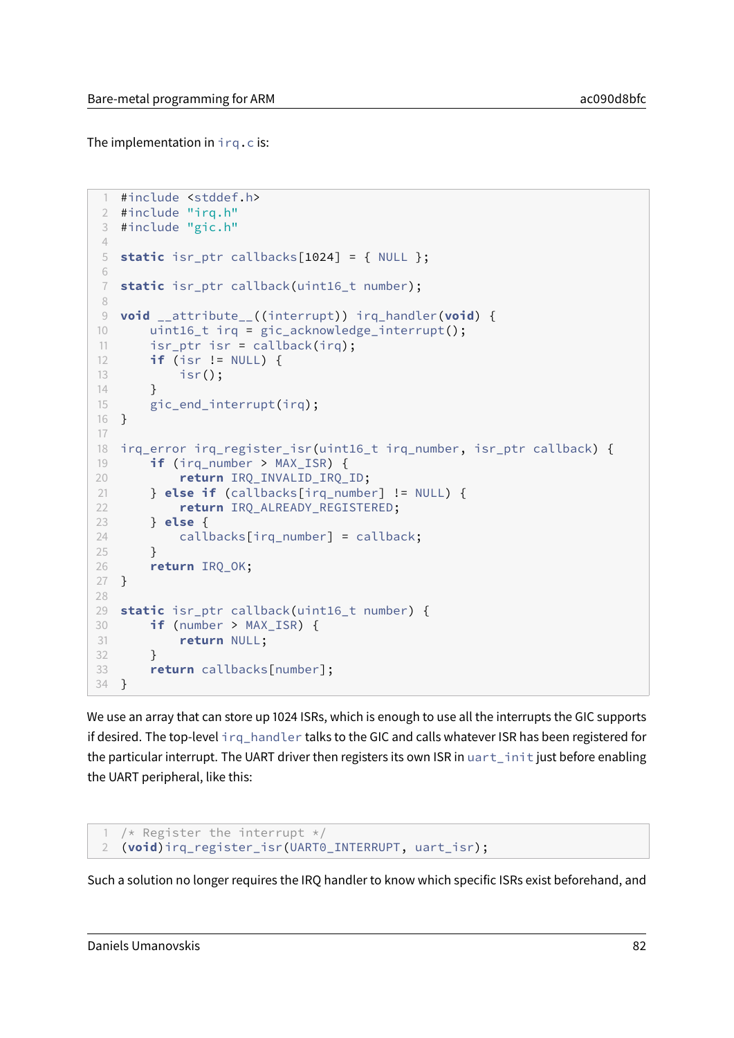The implementation in `irq.c` is:

```c
#include <stddef.h>
#include "irq.h"
#include "gic.h"

static isr_ptr callbacks[1024] = { NULL };

static isr_ptr callback(uint16_t number);

void __attribute__((interrupt)) irq_handler(void) {
    uint16_t irq = gic_acknowledge_interrupt();
    isr_ptr isr = callback(irq);
    if (isr != NULL) {
        isr();
    }
    gic_end_interrupt(irq);
}

irq_error irq_register_isr(uint16_t irq_number, isr_ptr callback) {
    if (irq_number > MAX_ISR) {
        return IRQ_INVALID_IRQ_ID;
    } else if (callbacks[irq_number] != NULL) {
        return IRQ_ALREADY_REGISTERED;
    } else {
        callbacks[irq_number] = callback;
    }
    return IRQ_OK;
}

static isr_ptr callback(uint16_t number) {
    if (number > MAX_ISR) {
        return NULL;
    }
    return callbacks[number];
}
```

We use an array that can store up 1024 ISRs, which is enough to use all the interrupts the GIC supports if desired. The top-level `irq_handler` talks to the GIC and calls whatever ISR has been registered for the particular interrupt. The UART driver then registers its own ISR in `uart_init` just before enabling the UART peripheral, like this:

```c
/* Register the interrupt */
(void)irq_register_isr(UART0_INTERRUPT, uart_isr);
```

Such a solution no longer requires the IRQ handler to know which specific ISRs exist beforehand, and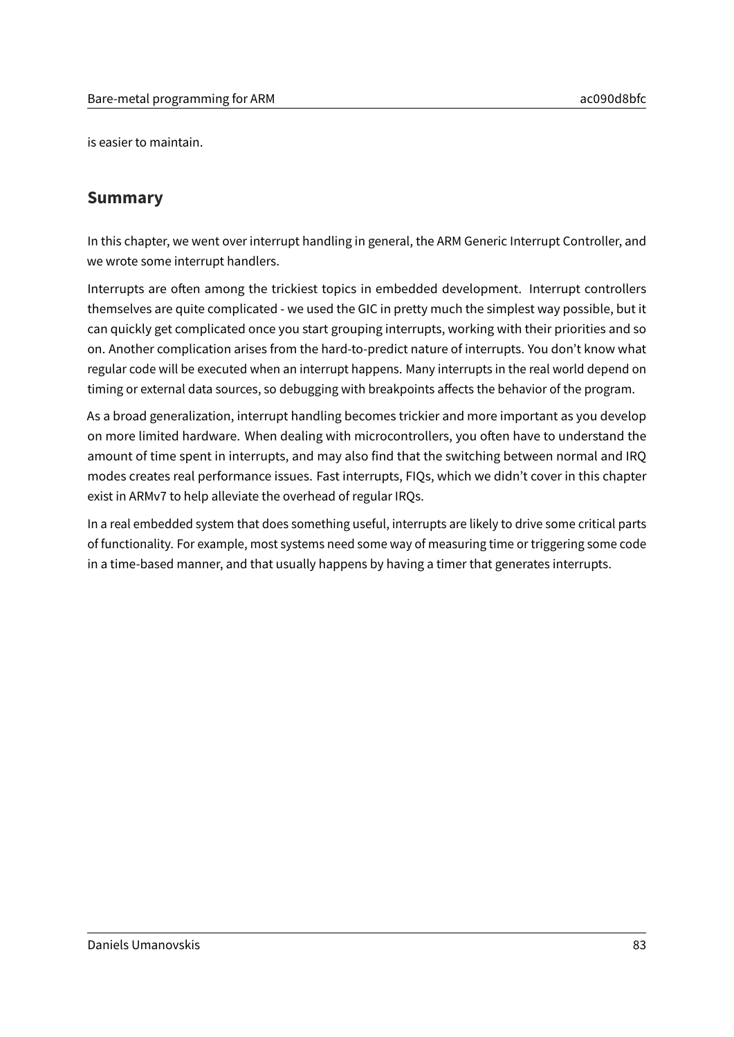is easier to maintain.

## Summary

In this chapter, we went over interrupt handling in general, the ARM Generic Interrupt Controller, and we wrote some interrupt handlers.

Interrupts are often among the trickiest topics in embedded development. Interrupt controllers themselves are quite complicated - we used the GIC in pretty much the simplest way possible, but it can quickly get complicated once you start grouping interrupts, working with their priorities and so on. Another complication arises from the hard-to-predict nature of interrupts. You don't know what regular code will be executed when an interrupt happens. Many interrupts in the real world depend on timing or external data sources, so debugging with breakpoints affects the behavior of the program.

As a broad generalization, interrupt handling becomes trickier and more important as you develop on more limited hardware. When dealing with microcontrollers, you often have to understand the amount of time spent in interrupts, and may also find that the switching between normal and IRQ modes creates real performance issues. Fast interrupts, FIQs, which we didn't cover in this chapter exist in ARMv7 to help alleviate the overhead of regular IRQs.

In a real embedded system that does something useful, interrupts are likely to drive some critical parts of functionality. For example, most systems need some way of measuring time or triggering some code in a time-based manner, and that usually happens by having a timer that generates interrupts.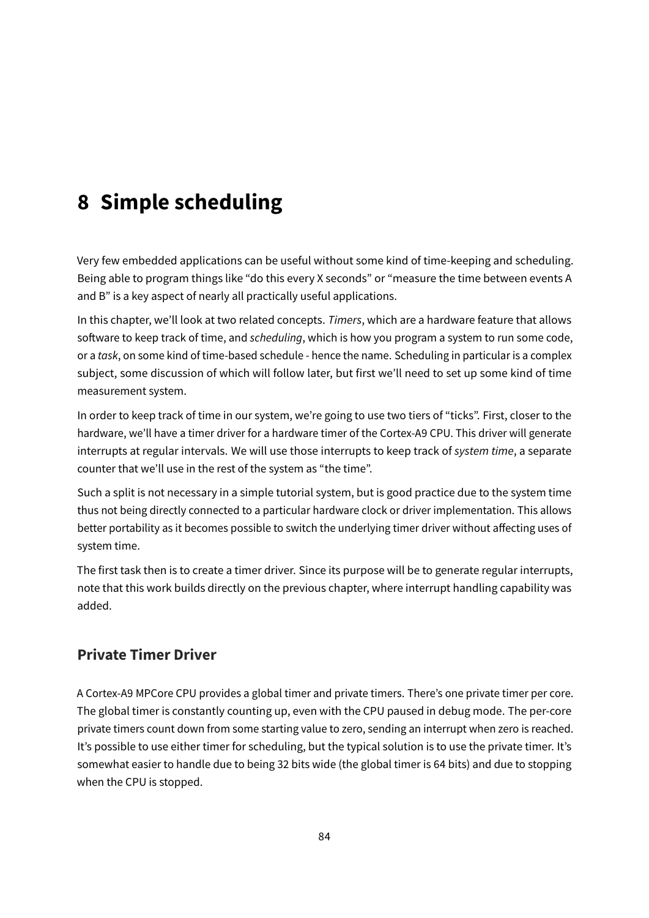# 8 Simple scheduling

Very few embedded applications can be useful without some kind of time-keeping and scheduling. Being able to program things like “do this every X seconds” or “measure the time between events A and B” is a key aspect of nearly all practically useful applications.

In this chapter, we’ll look at two related concepts. *Timers*, which are a hardware feature that allows software to keep track of time, and *scheduling*, which is how you program a system to run some code, or a *task*, on some kind of time-based schedule - hence the name. Scheduling in particular is a complex subject, some discussion of which will follow later, but first we’ll need to set up some kind of time measurement system.

In order to keep track of time in our system, we’re going to use two tiers of “ticks”. First, closer to the hardware, we’ll have a timer driver for a hardware timer of the Cortex-A9 CPU. This driver will generate interrupts at regular intervals. We will use those interrupts to keep track of *system time*, a separate counter that we’ll use in the rest of the system as “the time”.

Such a split is not necessary in a simple tutorial system, but is good practice due to the system time thus not being directly connected to a particular hardware clock or driver implementation. This allows better portability as it becomes possible to switch the underlying timer driver without affecting uses of system time.

The first task then is to create a timer driver. Since its purpose will be to generate regular interrupts, note that this work builds directly on the previous chapter, where interrupt handling capability was added.

## Private Timer Driver

A Cortex-A9 MPCore CPU provides a global timer and private timers. There’s one private timer per core. The global timer is constantly counting up, even with the CPU paused in debug mode. The per-core private timers count down from some starting value to zero, sending an interrupt when zero is reached. It’s possible to use either timer for scheduling, but the typical solution is to use the private timer. It’s somewhat easier to handle due to being 32 bits wide (the global timer is 64 bits) and due to stopping when the CPU is stopped.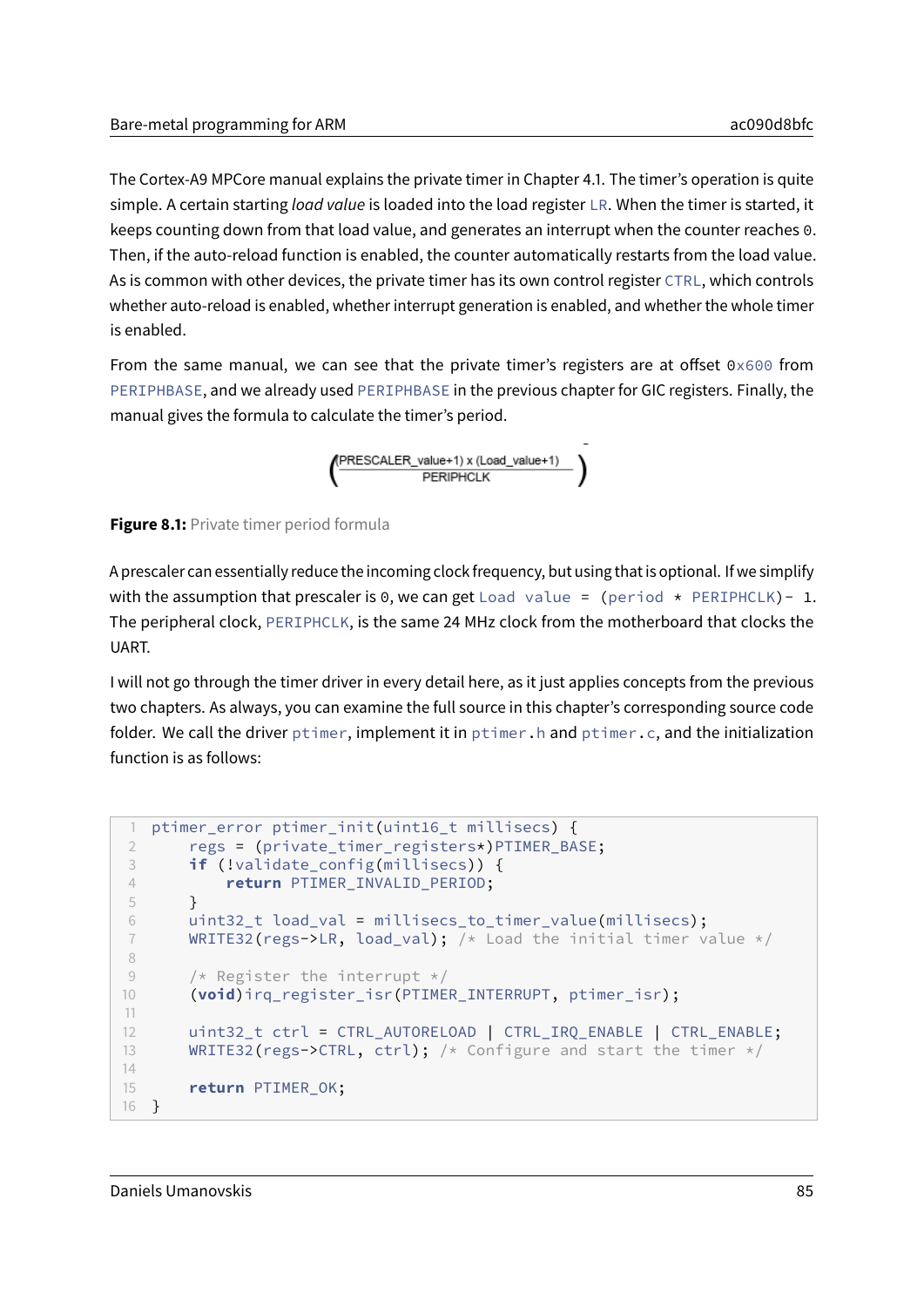The Cortex-A9 MPCore manual explains the private timer in Chapter 4.1. The timer's operation is quite simple. A certain starting *load value* is loaded into the load register `LR`. When the timer is started, it keeps counting down from that load value, and generates an interrupt when the counter reaches `0`. Then, if the auto-reload function is enabled, the counter automatically restarts from the load value. As is common with other devices, the private timer has its own control register `CTRL`, which controls whether auto-reload is enabled, whether interrupt generation is enabled, and whether the whole timer is enabled.

From the same manual, we can see that the private timer's registers are at offset `0x600` from `PERIPHBASE`, and we already used `PERIPHBASE` in the previous chapter for GIC registers. Finally, the manual gives the formula to calculate the timer's period.

$$\left(\frac{\text{PRESCALER\_value}+1) \times (\text{Load\_value}+1)}{\text{PERIPHCLK}}\right)$$

**Figure 8.1:** Private timer period formula

A prescaler can essentially reduce the incoming clock frequency, but using that is optional. If we simplify with the assumption that prescaler is `0`, we can get `Load value = (period * PERIPHCLK)- 1`. The peripheral clock, `PERIPHCLK`, is the same 24 MHz clock from the motherboard that clocks the UART.

I will not go through the timer driver in every detail here, as it just applies concepts from the previous two chapters. As always, you can examine the full source in this chapter's corresponding source code folder. We call the driver `ptimer`, implement it in `ptimer.h` and `ptimer.c`, and the initialization function is as follows:

```
ptimer_error ptimer_init(uint16_t millisecs) {
    regs = (private_timer_registers*)PTIMER_BASE;
    if (!validate_config(millisecs)) {
        return PTIMER_INVALID_PERIOD;
    }
    uint32_t load_val = millisecs_to_timer_value(millisecs);
    WRITE32(regs->LR, load_val); /* Load the initial timer value */

    /* Register the interrupt */
    (void)irq_register_isr(PTIMER_INTERRUPT, ptimer_isr);

    uint32_t ctrl = CTRL_AUTORELOAD | CTRL_IRQ_ENABLE | CTRL_ENABLE;
    WRITE32(regs->CTRL, ctrl); /* Configure and start the timer */

    return PTIMER_OK;
}
```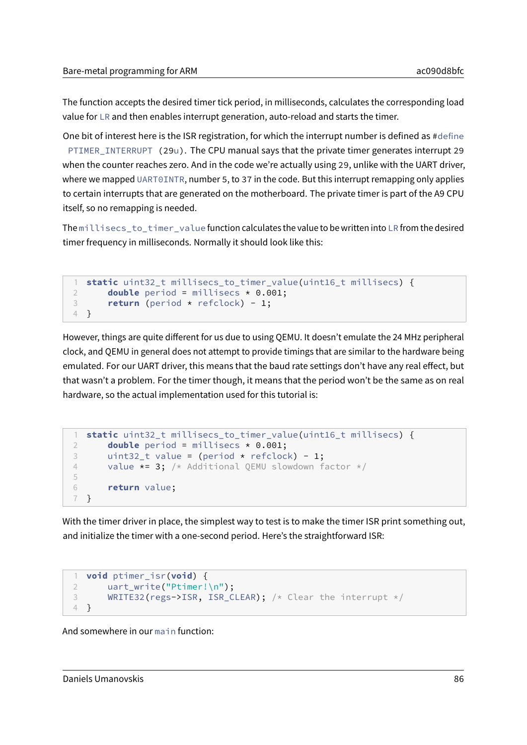The function accepts the desired timer tick period, in milliseconds, calculates the corresponding load value for LR and then enables interrupt generation, auto-reload and starts the timer.

One bit of interest here is the ISR registration, for which the interrupt number is defined as `#define PTIMER_INTERRUPT (29u)`. The CPU manual says that the private timer generates interrupt 29 when the counter reaches zero. And in the code we're actually using 29, unlike with the UART driver, where we mapped UART0INTR, number 5, to 37 in the code. But this interrupt remapping only applies to certain interrupts that are generated on the motherboard. The private timer is part of the A9 CPU itself, so no remapping is needed.

The `millisecs_to_timer_value` function calculates the value to be written into LR from the desired timer frequency in milliseconds. Normally it should look like this:

```
static uint32_t millisecs_to_timer_value(uint16_t millisecs) {
    double period = millisecs * 0.001;
    return (period * refclock) - 1;
}
```

However, things are quite different for us due to using QEMU. It doesn't emulate the 24 MHz peripheral clock, and QEMU in general does not attempt to provide timings that are similar to the hardware being emulated. For our UART driver, this means that the baud rate settings don't have any real effect, but that wasn't a problem. For the timer though, it means that the period won't be the same as on real hardware, so the actual implementation used for this tutorial is:

```
static uint32_t millisecs_to_timer_value(uint16_t millisecs) {
    double period = millisecs * 0.001;
    uint32_t value = (period * refclock) - 1;
    value *= 3; /* Additional QEMU slowdown factor */

    return value;
}
```

With the timer driver in place, the simplest way to test is to make the timer ISR print something out, and initialize the timer with a one-second period. Here's the straightforward ISR:

```
void ptimer_isr(void) {
    uart_write("Ptimer!\n");
    WRITE32(regs->ISR, ISR_CLEAR); /* Clear the interrupt */
}
```

And somewhere in our `main` function: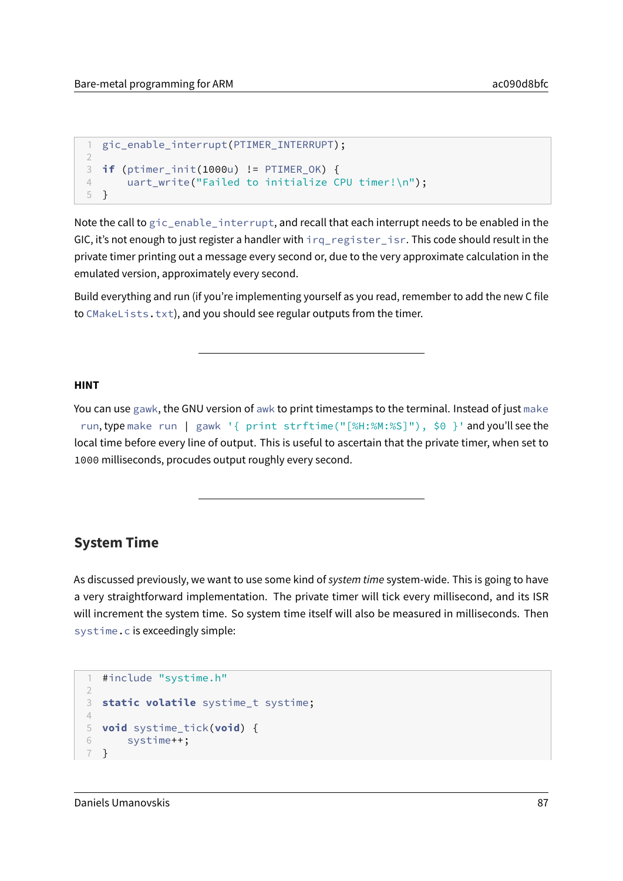```c
gic_enable_interrupt(PTIMER_INTERRUPT);

if (ptimer_init(1000u) != PTIMER_OK) {
    uart_write("Failed to initialize CPU timer!\n");
}
```

Note the call to `gic_enable_interrupt`, and recall that each interrupt needs to be enabled in the GIC, it's not enough to just register a handler with `irq_register_isr`. This code should result in the private timer printing out a message every second or, due to the very approximate calculation in the emulated version, approximately every second.

Build everything and run (if you're implementing yourself as you read, remember to add the new C file to `CMakeLists.txt`), and you should see regular outputs from the timer.

---

**HINT**

You can use `gawk`, the GNU version of `awk` to print timestamps to the terminal. Instead of just `make run`, type `make run | gawk '{ print strftime("[%H:%M:%S]"), $0 }'` and you'll see the local time before every line of output. This is useful to ascertain that the private timer, when set to `1000` milliseconds, procudes output roughly every second.

---

## System Time

As discussed previously, we want to use some kind of *system time* system-wide. This is going to have a very straightforward implementation. The private timer will tick every millisecond, and its ISR will increment the system time. So system time itself will also be measured in milliseconds. Then `systime.c` is exceedingly simple:

```c
#include "systime.h"

static volatile systime_t systime;

void systime_tick(void) {
    systime++;
}
```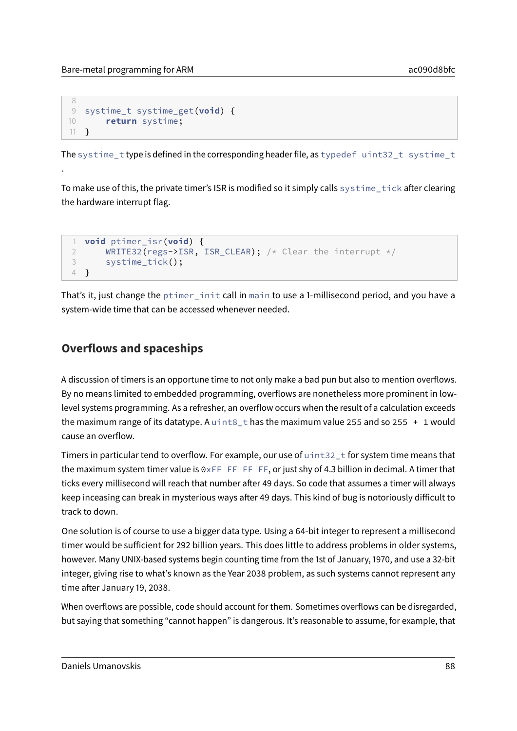```
systime_t systime_get(void) {
    return systime;
}
```

The `systime_t` type is defined in the corresponding header file, as `typedef uint32_t systime_t`
.

To make use of this, the private timer's ISR is modified so it simply calls `systime_tick` after clearing the hardware interrupt flag.

```
void ptimer_isr(void) {
    WRITE32(regs->ISR, ISR_CLEAR); /* Clear the interrupt */
    systime_tick();
}
```

That's it, just change the `ptimer_init` call in `main` to use a 1-millisecond period, and you have a system-wide time that can be accessed whenever needed.

## Overflows and spaceships

A discussion of timers is an opportune time to not only make a bad pun but also to mention overflows. By no means limited to embedded programming, overflows are nonetheless more prominent in low-level systems programming. As a refresher, an overflow occurs when the result of a calculation exceeds the maximum range of its datatype. A `uint8_t` has the maximum value `255` and so `255 + 1` would cause an overflow.

Timers in particular tend to overflow. For example, our use of `uint32_t` for system time means that the maximum system timer value is `0xFF FF FF FF`, or just shy of 4.3 billion in decimal. A timer that ticks every millisecond will reach that number after 49 days. So code that assumes a timer will always keep inceasing can break in mysterious ways after 49 days. This kind of bug is notoriously difficult to track to down.

One solution is of course to use a bigger data type. Using a 64-bit integer to represent a millisecond timer would be sufficient for 292 billion years. This does little to address problems in older systems, however. Many UNIX-based systems begin counting time from the 1st of January, 1970, and use a 32-bit integer, giving rise to what's known as the Year 2038 problem, as such systems cannot represent any time after January 19, 2038.

When overflows are possible, code should account for them. Sometimes overflows can be disregarded, but saying that something "cannot happen" is dangerous. It's reasonable to assume, for example, that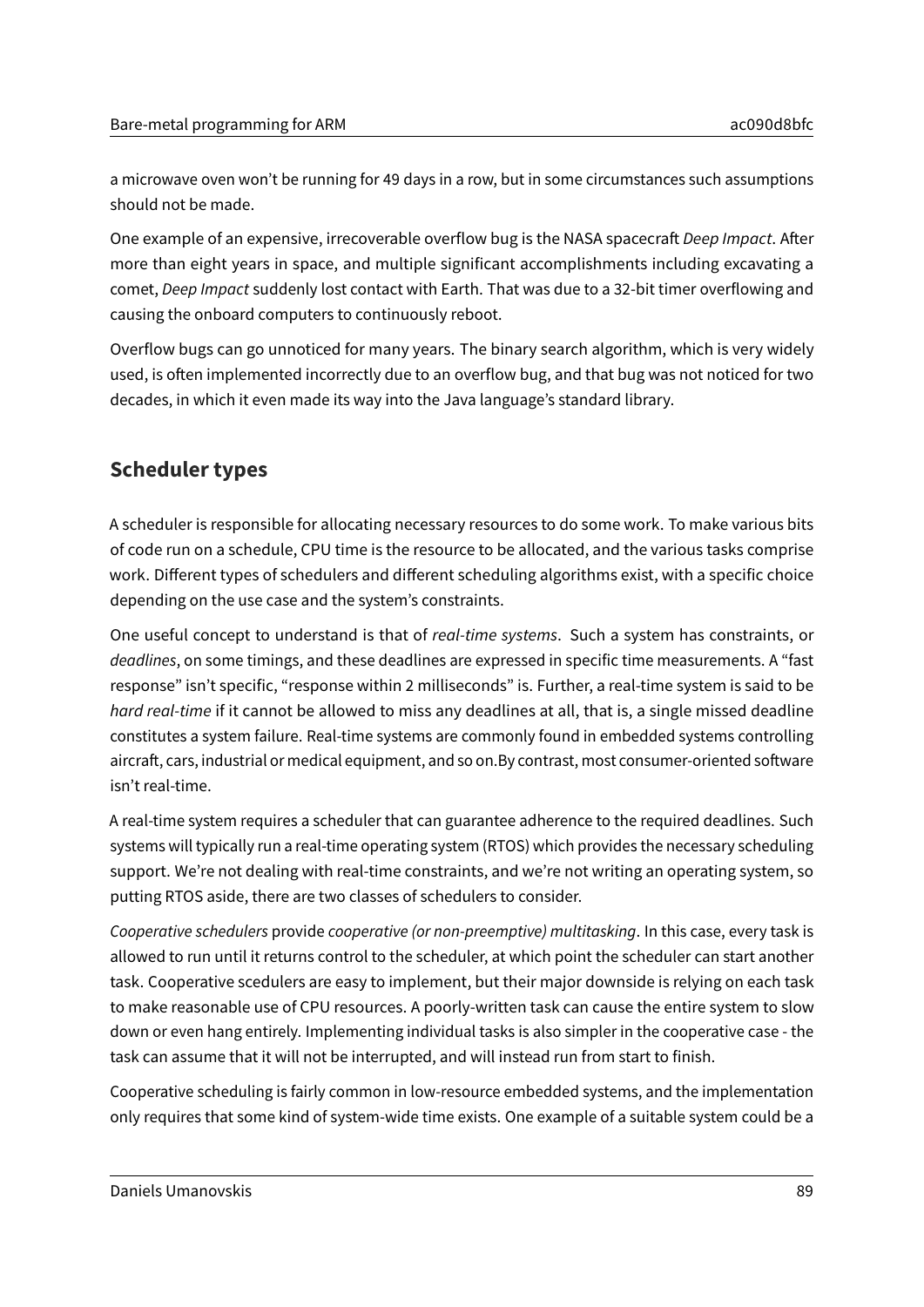a microwave oven won't be running for 49 days in a row, but in some circumstances such assumptions should not be made.

One example of an expensive, irrecoverable overflow bug is the NASA spacecraft *Deep Impact*. After more than eight years in space, and multiple significant accomplishments including excavating a comet, *Deep Impact* suddenly lost contact with Earth. That was due to a 32-bit timer overflowing and causing the onboard computers to continuously reboot.

Overflow bugs can go unnoticed for many years. The binary search algorithm, which is very widely used, is often implemented incorrectly due to an overflow bug, and that bug was not noticed for two decades, in which it even made its way into the Java language's standard library.

## Scheduler types

A scheduler is responsible for allocating necessary resources to do some work. To make various bits of code run on a schedule, CPU time is the resource to be allocated, and the various tasks comprise work. Different types of schedulers and different scheduling algorithms exist, with a specific choice depending on the use case and the system's constraints.

One useful concept to understand is that of *real-time systems*. Such a system has constraints, or *deadlines*, on some timings, and these deadlines are expressed in specific time measurements. A "fast response" isn't specific, "response within 2 milliseconds" is. Further, a real-time system is said to be *hard real-time* if it cannot be allowed to miss any deadlines at all, that is, a single missed deadline constitutes a system failure. Real-time systems are commonly found in embedded systems controlling aircraft, cars, industrial or medical equipment, and so on.By contrast, most consumer-oriented software isn't real-time.

A real-time system requires a scheduler that can guarantee adherence to the required deadlines. Such systems will typically run a real-time operating system (RTOS) which provides the necessary scheduling support. We're not dealing with real-time constraints, and we're not writing an operating system, so putting RTOS aside, there are two classes of schedulers to consider.

*Cooperative schedulers* provide *cooperative (or non-preemptive) multitasking*. In this case, every task is allowed to run until it returns control to the scheduler, at which point the scheduler can start another task. Cooperative scedulers are easy to implement, but their major downside is relying on each task to make reasonable use of CPU resources. A poorly-written task can cause the entire system to slow down or even hang entirely. Implementing individual tasks is also simpler in the cooperative case - the task can assume that it will not be interrupted, and will instead run from start to finish.

Cooperative scheduling is fairly common in low-resource embedded systems, and the implementation only requires that some kind of system-wide time exists. One example of a suitable system could be a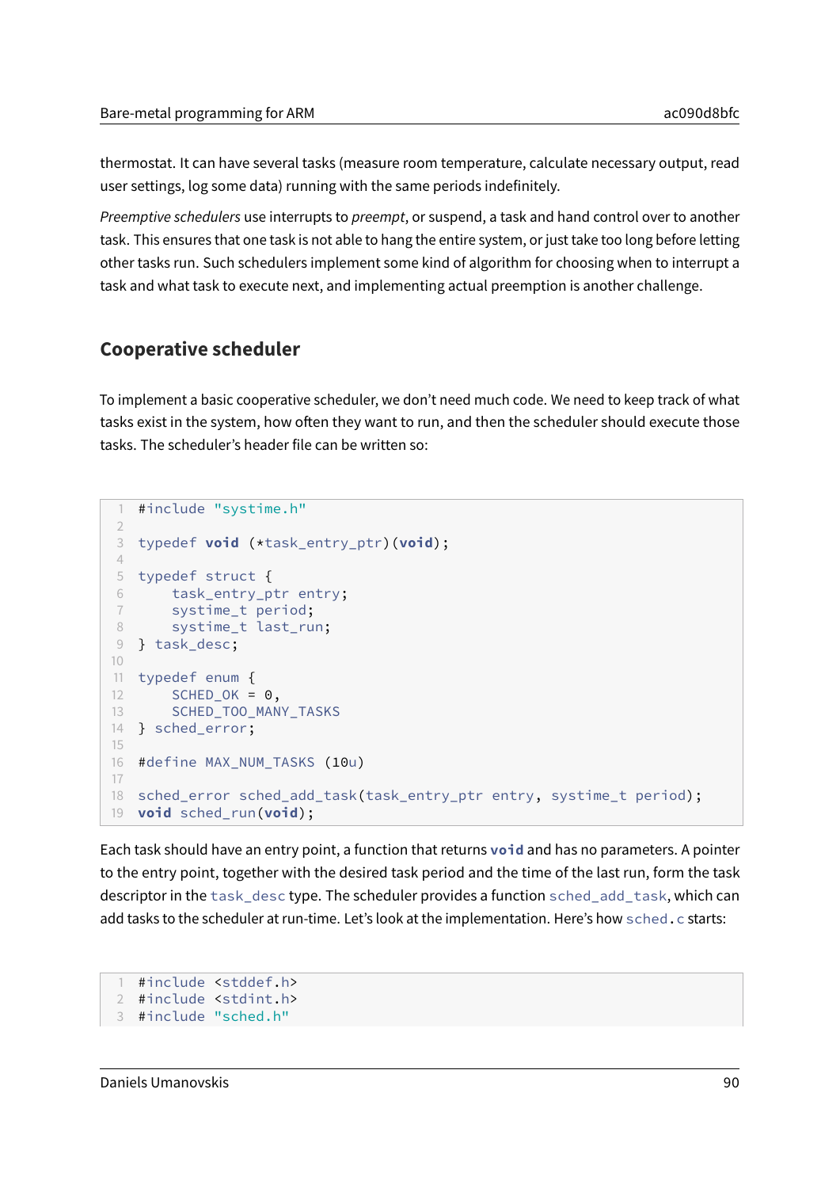thermostat. It can have several tasks (measure room temperature, calculate necessary output, read user settings, log some data) running with the same periods indefinitely.

*Preemptive schedulers* use interrupts to *preempt*, or suspend, a task and hand control over to another task. This ensures that one task is not able to hang the entire system, or just take too long before letting other tasks run. Such schedulers implement some kind of algorithm for choosing when to interrupt a task and what task to execute next, and implementing actual preemption is another challenge.

## Cooperative scheduler

To implement a basic cooperative scheduler, we don't need much code. We need to keep track of what tasks exist in the system, how often they want to run, and then the scheduler should execute those tasks. The scheduler's header file can be written so:

```c
#include "systime.h"

typedef void (*task_entry_ptr)(void);

typedef struct {
    task_entry_ptr entry;
    systime_t period;
    systime_t last_run;
} task_desc;

typedef enum {
    SCHED_OK = 0,
    SCHED_TOO_MANY_TASKS
} sched_error;

#define MAX_NUM_TASKS (10u)

sched_error sched_add_task(task_entry_ptr entry, systime_t period);
void sched_run(void);
```

Each task should have an entry point, a function that returns `void` and has no parameters. A pointer to the entry point, together with the desired task period and the time of the last run, form the task descriptor in the `task_desc` type. The scheduler provides a function `sched_add_task`, which can add tasks to the scheduler at run-time. Let's look at the implementation. Here's how `sched.c` starts:

```c
#include <stddef.h>
#include <stdint.h>
#include "sched.h"
```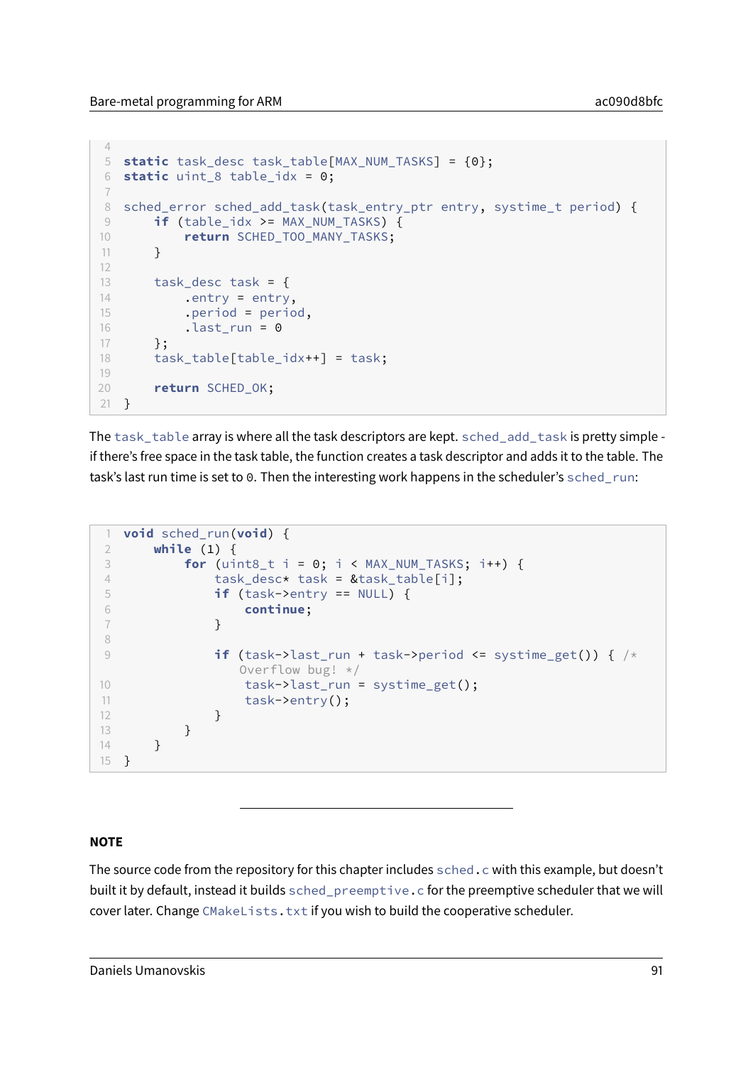```c

static task_desc task_table[MAX_NUM_TASKS] = {0};
static uint_8 table_idx = 0;

sched_error sched_add_task(task_entry_ptr entry, systime_t period) {
    if (table_idx >= MAX_NUM_TASKS) {
        return SCHED_TOO_MANY_TASKS;
    }

    task_desc task = {
        .entry = entry,
        .period = period,
        .last_run = 0
    };
    task_table[table_idx++] = task;

    return SCHED_OK;
}
```

The `task_table` array is where all the task descriptors are kept. `sched_add_task` is pretty simple - if there's free space in the task table, the function creates a task descriptor and adds it to the table. The task's last run time is set to `0`. Then the interesting work happens in the scheduler's `sched_run`:

```c
void sched_run(void) {
    while (1) {
        for (uint8_t i = 0; i < MAX_NUM_TASKS; i++) {
            task_desc* task = &task_table[i];
            if (task->entry == NULL) {
                continue;
            }

            if (task->last_run + task->period <= systime_get()) { /* Overflow bug! */
                task->last_run = systime_get();
                task->entry();
            }
        }
    }
}
```

---

**NOTE**

The source code from the repository for this chapter includes `sched.c` with this example, but doesn't built it by default, instead it builds `sched_preemptive.c` for the preemptive scheduler that we will cover later. Change `CMakeLists.txt` if you wish to build the cooperative scheduler.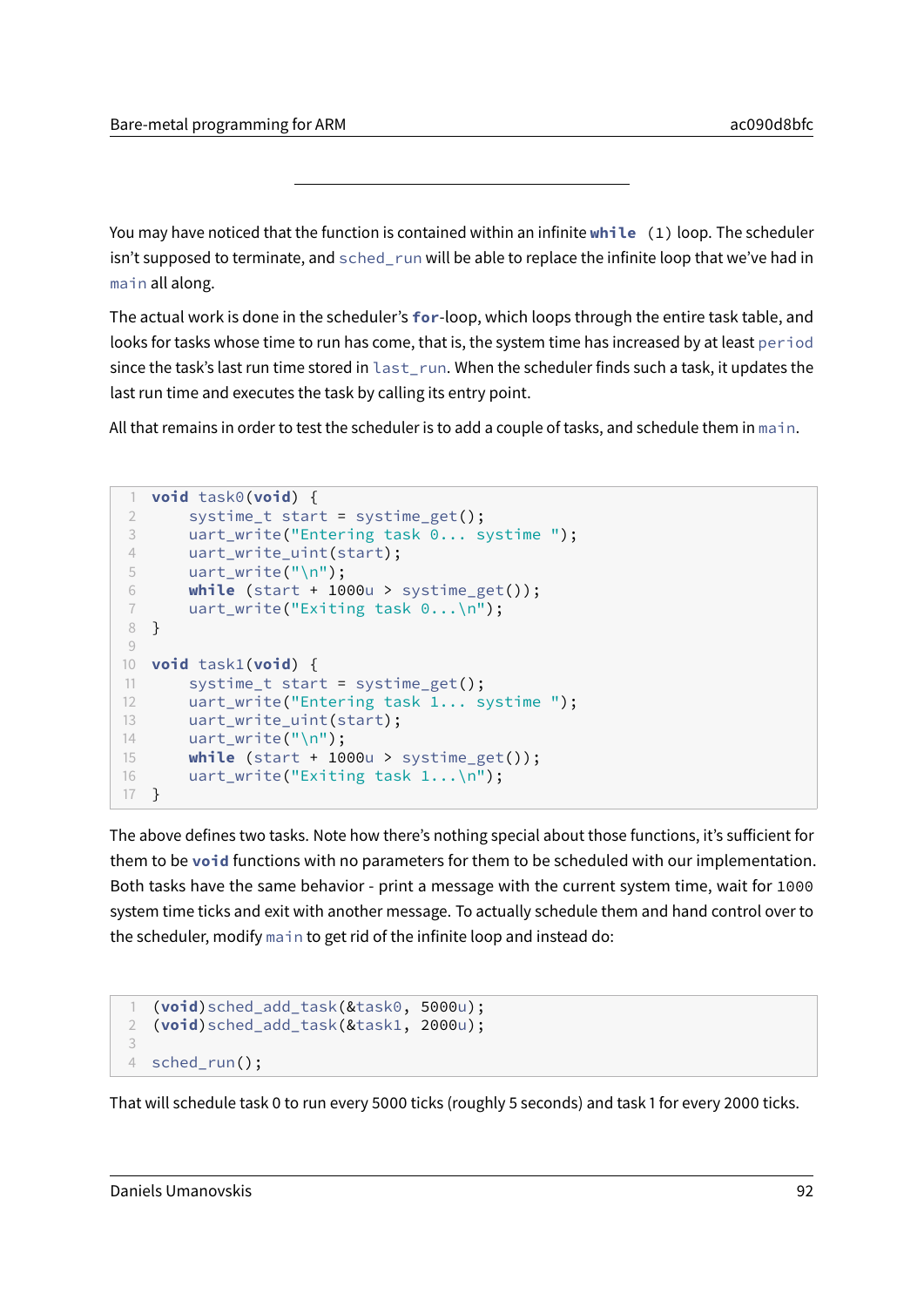---

You may have noticed that the function is contained within an infinite `while (1)` loop. The scheduler isn't supposed to terminate, and `sched_run` will be able to replace the infinite loop that we've had in `main` all along.

The actual work is done in the scheduler's `for`-loop, which loops through the entire task table, and looks for tasks whose time to run has come, that is, the system time has increased by at least `period` since the task's last run time stored in `last_run`. When the scheduler finds such a task, it updates the last run time and executes the task by calling its entry point.

All that remains in order to test the scheduler is to add a couple of tasks, and schedule them in `main`.

```
void task0(void) {
    systime_t start = systime_get();
    uart_write("Entering task 0... systime ");
    uart_write_uint(start);
    uart_write("\n");
    while (start + 1000u > systime_get());
    uart_write("Exiting task 0...\n");
}

void task1(void) {
    systime_t start = systime_get();
    uart_write("Entering task 1... systime ");
    uart_write_uint(start);
    uart_write("\n");
    while (start + 1000u > systime_get());
    uart_write("Exiting task 1...\n");
}
```

The above defines two tasks. Note how there's nothing special about those functions, it's sufficient for them to be `void` functions with no parameters for them to be scheduled with our implementation. Both tasks have the same behavior - print a message with the current system time, wait for `1000` system time ticks and exit with another message. To actually schedule them and hand control over to the scheduler, modify `main` to get rid of the infinite loop and instead do:

```
(void)sched_add_task(&task0, 5000u);
(void)sched_add_task(&task1, 2000u);

sched_run();
```

That will schedule task 0 to run every 5000 ticks (roughly 5 seconds) and task 1 for every 2000 ticks.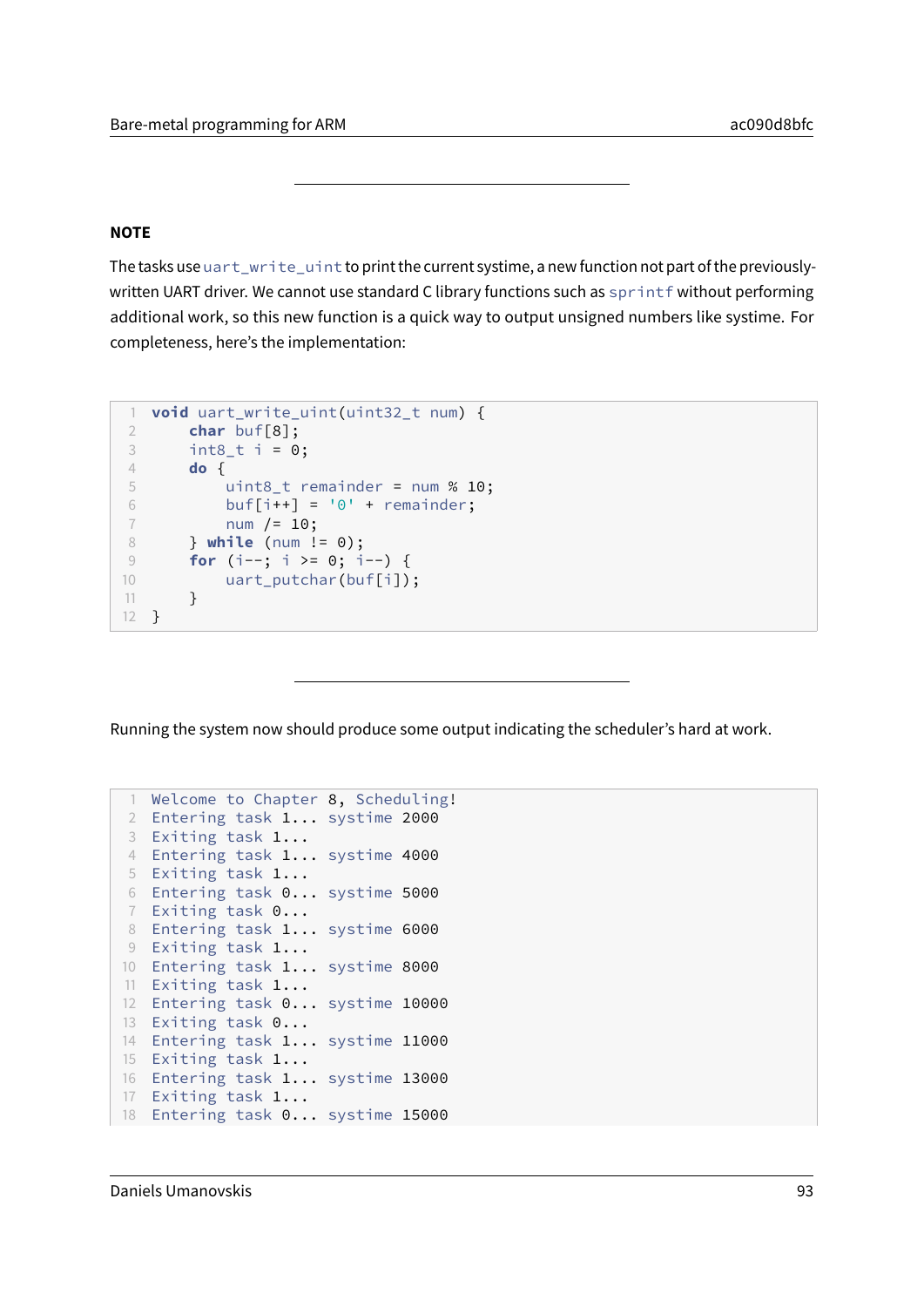---

**NOTE**

The tasks use `uart_write_uint` to print the current systime, a new function not part of the previously-written UART driver. We cannot use standard C library functions such as `sprintf` without performing additional work, so this new function is a quick way to output unsigned numbers like systime. For completeness, here's the implementation:

```
void uart_write_uint(uint32_t num) {
    char buf[8];
    int8_t i = 0;
    do {
        uint8_t remainder = num % 10;
        buf[i++] = '0' + remainder;
        num /= 10;
    } while (num != 0);
    for (i--; i >= 0; i--) {
        uart_putchar(buf[i]);
    }
}
```

---

Running the system now should produce some output indicating the scheduler's hard at work.

```
Welcome to Chapter 8, Scheduling!
Entering task 1... systime 2000
Exiting task 1...
Entering task 1... systime 4000
Exiting task 1...
Entering task 0... systime 5000
Exiting task 0...
Entering task 1... systime 6000
Exiting task 1...
Entering task 1... systime 8000
Exiting task 1...
Entering task 0... systime 10000
Exiting task 0...
Entering task 1... systime 11000
Exiting task 1...
Entering task 1... systime 13000
Exiting task 1...
Entering task 0... systime 15000
```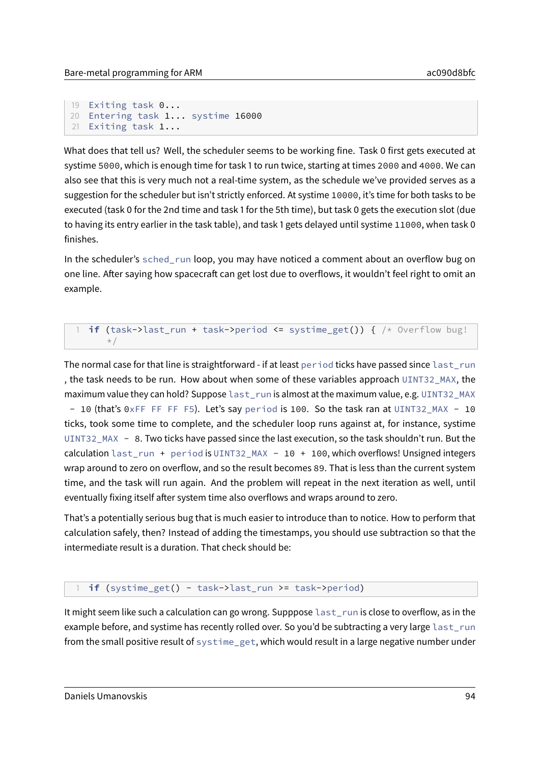```
Exiting task 0...
Entering task 1... systime 16000
Exiting task 1...
```

What does that tell us? Well, the scheduler seems to be working fine. Task 0 first gets executed at systime `5000`, which is enough time for task 1 to run twice, starting at times `2000` and `4000`. We can also see that this is very much not a real-time system, as the schedule we've provided serves as a suggestion for the scheduler but isn't strictly enforced. At systime `10000`, it's time for both tasks to be executed (task 0 for the 2nd time and task 1 for the 5th time), but task 0 gets the execution slot (due to having its entry earlier in the task table), and task 1 gets delayed until systime `11000`, when task 0 finishes.

In the scheduler's `sched_run` loop, you may have noticed a comment about an overflow bug on one line. After saying how spacecraft can get lost due to overflows, it wouldn't feel right to omit an example.

```
if (task->last_run + task->period <= systime_get()) { /* Overflow bug!
    */
```

The normal case for that line is straightforward - if at least `period` ticks have passed since `last_run`, the task needs to be run. How about when some of these variables approach `UINT32_MAX`, the maximum value they can hold? Suppose `last_run` is almost at the maximum value, e.g. `UINT32_MAX - 10` (that's `0xFF FF FF F5`). Let's say `period` is `100`. So the task ran at `UINT32_MAX - 10` ticks, took some time to complete, and the scheduler loop runs against at, for instance, systime `UINT32_MAX - 8`. Two ticks have passed since the last execution, so the task shouldn't run. But the calculation `last_run + period` is `UINT32_MAX - 10 + 100`, which overflows! Unsigned integers wrap around to zero on overflow, and so the result becomes `89`. That is less than the current system time, and the task will run again. And the problem will repeat in the next iteration as well, until eventually fixing itself after system time also overflows and wraps around to zero.

That's a potentially serious bug that is much easier to introduce than to notice. How to perform that calculation safely, then? Instead of adding the timestamps, you should use subtraction so that the intermediate result is a duration. That check should be:

```
if (systime_get() - task->last_run >= task->period)
```

It might seem like such a calculation can go wrong. Supppose `last_run` is close to overflow, as in the example before, and systime has recently rolled over. So you'd be subtracting a very large `last_run` from the small positive result of `systime_get`, which would result in a large negative number under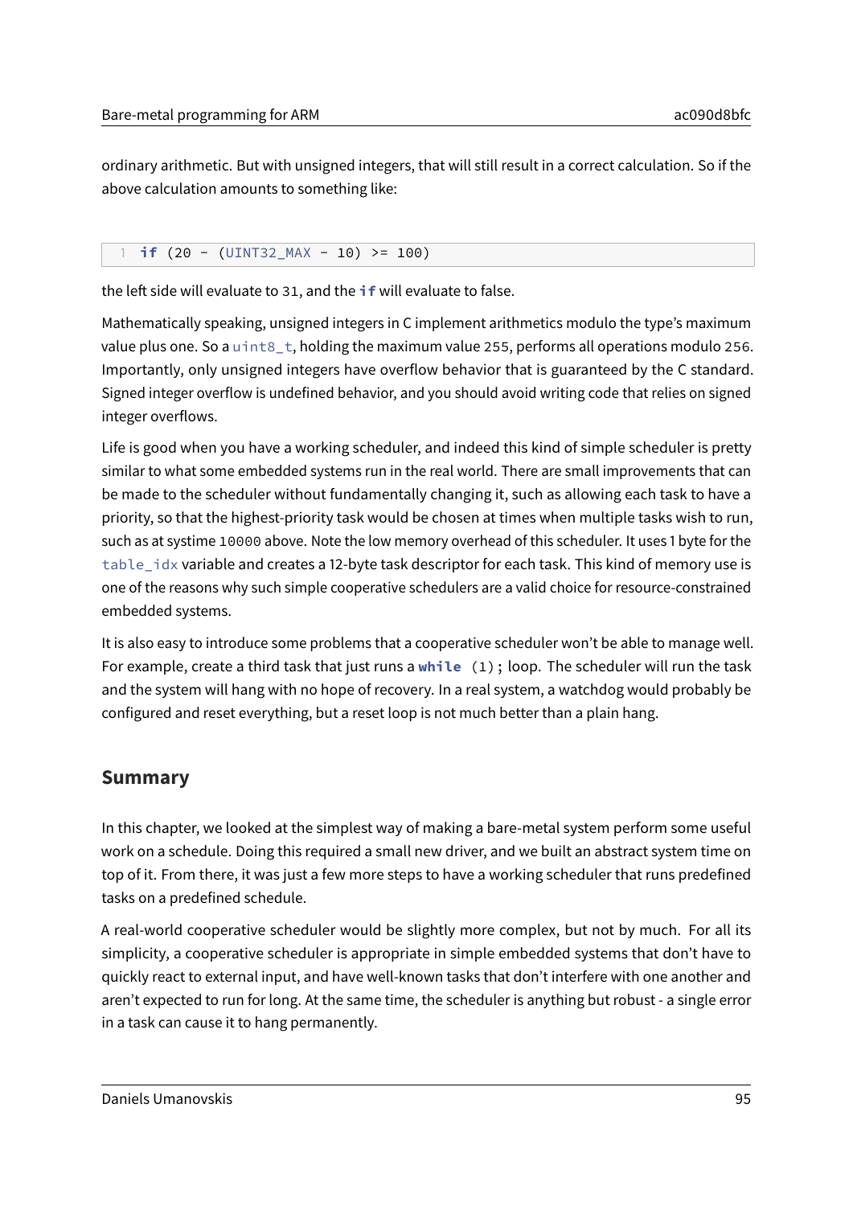ordinary arithmetic. But with unsigned integers, that will still result in a correct calculation. So if the above calculation amounts to something like:

```
if (20 - (UINT32_MAX - 10) >= 100)
```

the left side will evaluate to `31`, and the `if` will evaluate to false.

Mathematically speaking, unsigned integers in C implement arithmetics modulo the type's maximum value plus one. So a `uint8_t`, holding the maximum value `255`, performs all operations modulo `256`. Importantly, only unsigned integers have overflow behavior that is guaranteed by the C standard. Signed integer overflow is undefined behavior, and you should avoid writing code that relies on signed integer overflows.

Life is good when you have a working scheduler, and indeed this kind of simple scheduler is pretty similar to what some embedded systems run in the real world. There are small improvements that can be made to the scheduler without fundamentally changing it, such as allowing each task to have a priority, so that the highest-priority task would be chosen at times when multiple tasks wish to run, such as at systime `10000` above. Note the low memory overhead of this scheduler. It uses 1 byte for the `table_idx` variable and creates a 12-byte task descriptor for each task. This kind of memory use is one of the reasons why such simple cooperative schedulers are a valid choice for resource-constrained embedded systems.

It is also easy to introduce some problems that a cooperative scheduler won't be able to manage well. For example, create a third task that just runs a `while (1);` loop. The scheduler will run the task and the system will hang with no hope of recovery. In a real system, a watchdog would probably be configured and reset everything, but a reset loop is not much better than a plain hang.

## Summary

In this chapter, we looked at the simplest way of making a bare-metal system perform some useful work on a schedule. Doing this required a small new driver, and we built an abstract system time on top of it. From there, it was just a few more steps to have a working scheduler that runs predefined tasks on a predefined schedule.

A real-world cooperative scheduler would be slightly more complex, but not by much. For all its simplicity, a cooperative scheduler is appropriate in simple embedded systems that don't have to quickly react to external input, and have well-known tasks that don't interfere with one another and aren't expected to run for long. At the same time, the scheduler is anything but robust - a single error in a task can cause it to hang permanently.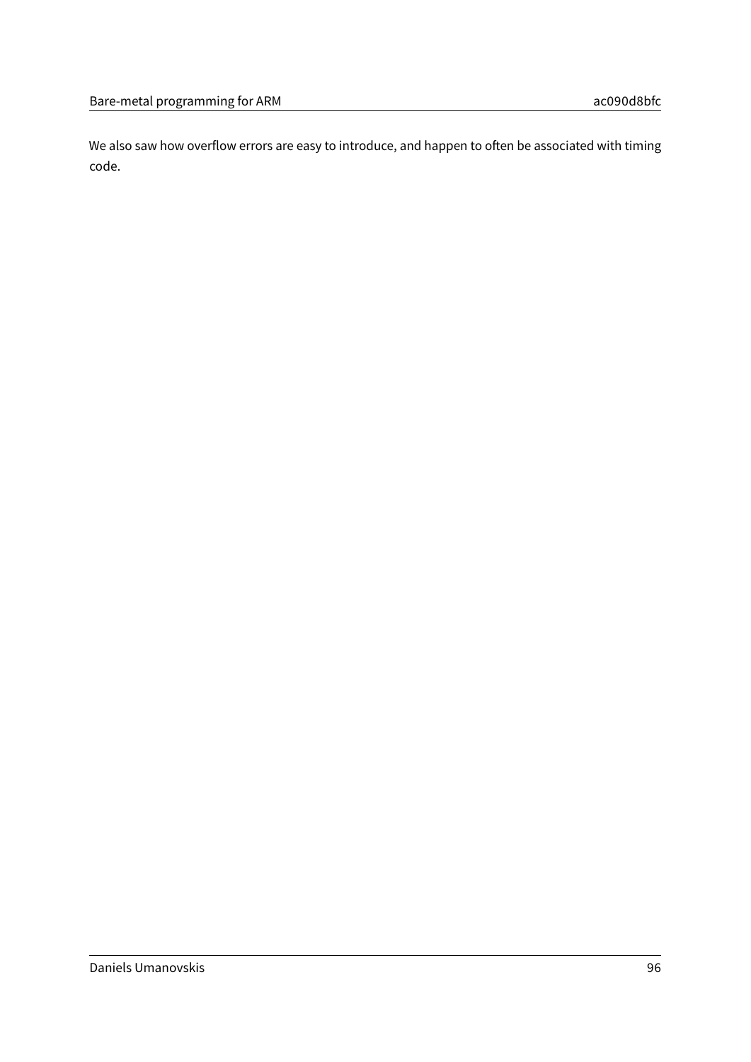We also saw how overflow errors are easy to introduce, and happen to often be associated with timing code.